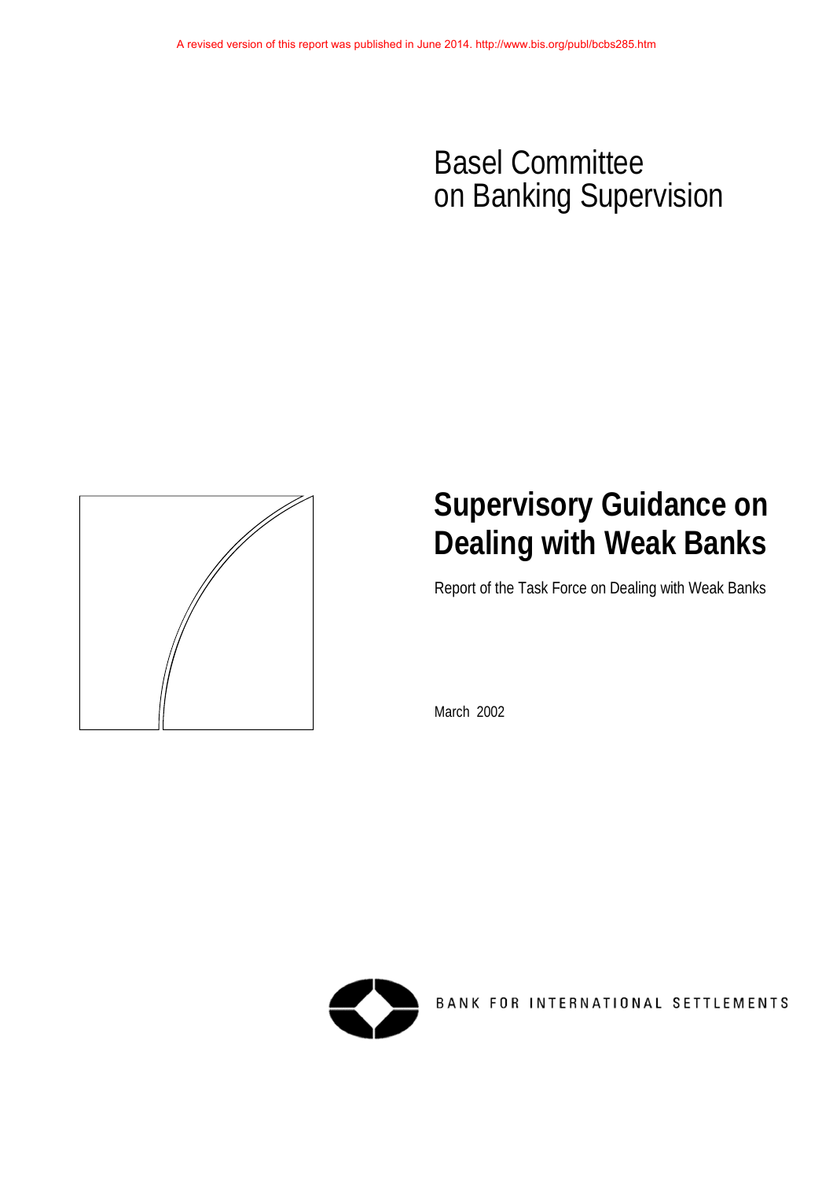A revised version of this report was published in June 2014. http://www.bis.org/publ/bcbs285.htm

Basel Committee on Banking Supervision

# Supervisory Guidance on Dealing with Weak Banks

Report of the Task Force on Dealing with Weak Banks

March 2002

BANK FOR INTERNATIONAL SETTLEMENTS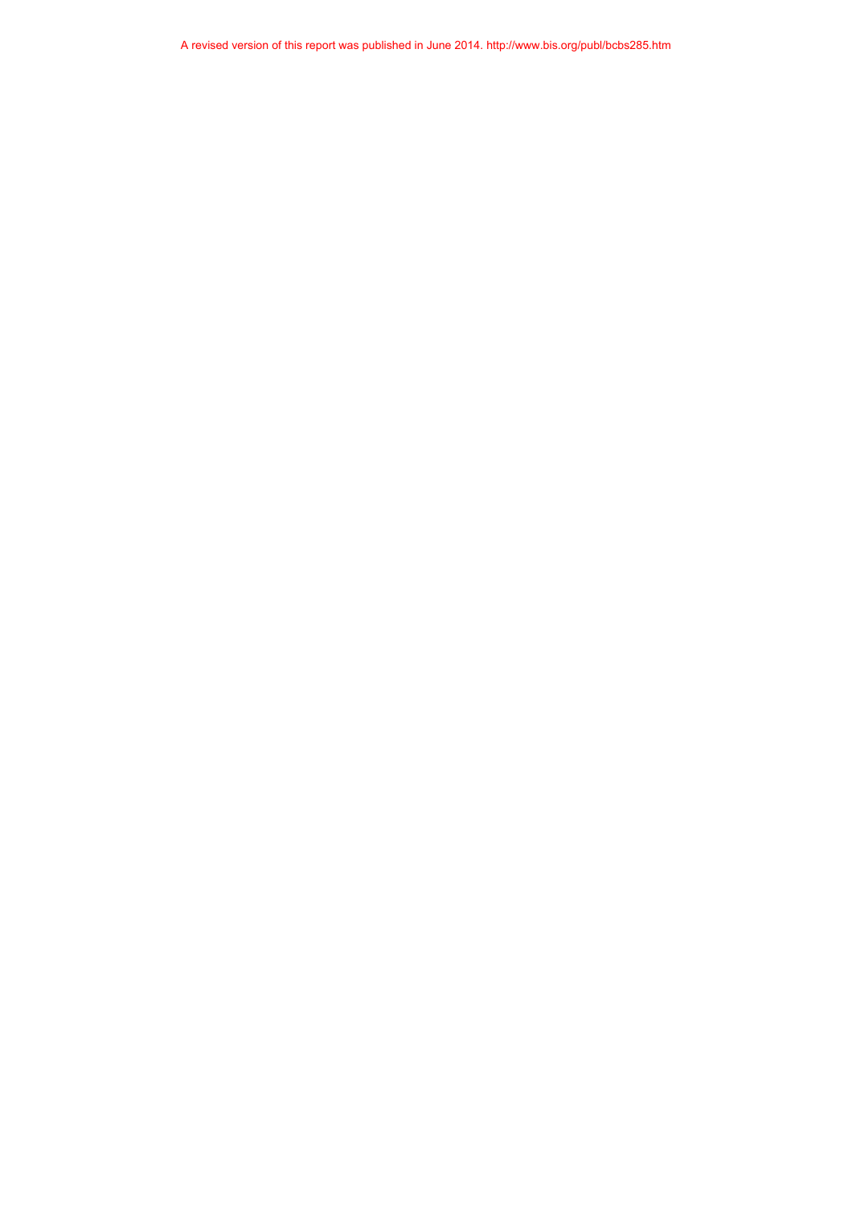A revised version of this report was published in June 2014. http://www.bis.org/publ/bcbs285.htm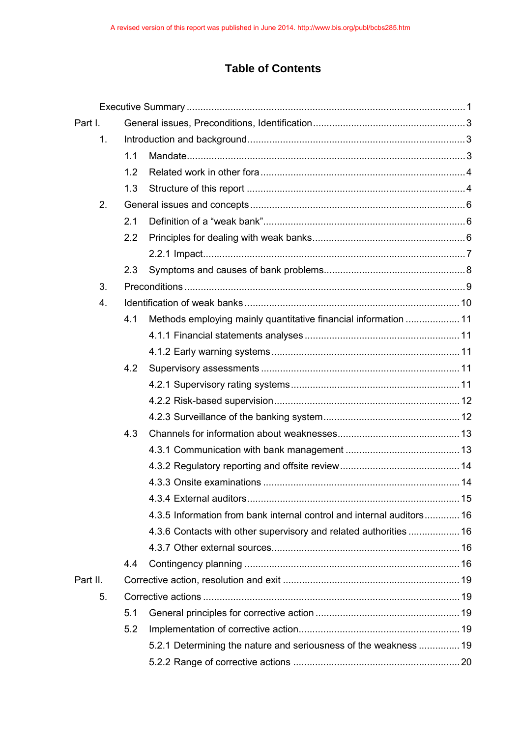A revised version of this report was published in June 2014. http://www.bis.org/publ/bcbs285.htm

# Table of Contents

Executive Summary ........................................................................................................ 1

Part I. General issues, Preconditions, Identification ........................................................ 3

1. Introduction and background ........................................................................................ 3
   - 1.1 Mandate ........................................................................................................ 3
   - 1.2 Related work in other fora ............................................................................ 4
   - 1.3 Structure of this report .................................................................................. 4
2. General issues and concepts ........................................................................................ 6
   - 2.1 Definition of a "weak bank" ............................................................................ 6
   - 2.2 Principles for dealing with weak banks ........................................................... 6
     - 2.2.1 Impact ................................................................................................. 7
   - 2.3 Symptoms and causes of bank problems ........................................................ 8
3. Preconditions ............................................................................................................. 9
4. Identification of weak banks ....................................................................................... 10
   - 4.1 Methods employing mainly quantitative financial information ........................ 11
     - 4.1.1 Financial statements analyses ............................................................ 11
     - 4.1.2 Early warning systems ........................................................................ 11
   - 4.2 Supervisory assessments ............................................................................. 11
     - 4.2.1 Supervisory rating systems ................................................................. 11
     - 4.2.2 Risk-based supervision ....................................................................... 12
     - 4.2.3 Surveillance of the banking system ...................................................... 12
   - 4.3 Channels for information about weaknesses .................................................. 13
     - 4.3.1 Communication with bank management ................................................ 13
     - 4.3.2 Regulatory reporting and offsite review ................................................ 14
     - 4.3.3 Onsite examinations ........................................................................... 14
     - 4.3.4 External auditors ................................................................................ 15
     - 4.3.5 Information from bank internal control and internal auditors .................. 16
     - 4.3.6 Contacts with other supervisory and related authorities ........................ 16
     - 4.3.7 Other external sources ....................................................................... 16
   - 4.4 Contingency planning ................................................................................... 16

Part II. Corrective action, resolution and exit .................................................................. 19

5. Corrective actions ...................................................................................................... 19
   - 5.1 General principles for corrective action ......................................................... 19
   - 5.2 Implementation of corrective action ............................................................... 19
     - 5.2.1 Determining the nature and seriousness of the weakness ...................... 19
     - 5.2.2 Range of corrective actions ................................................................. 20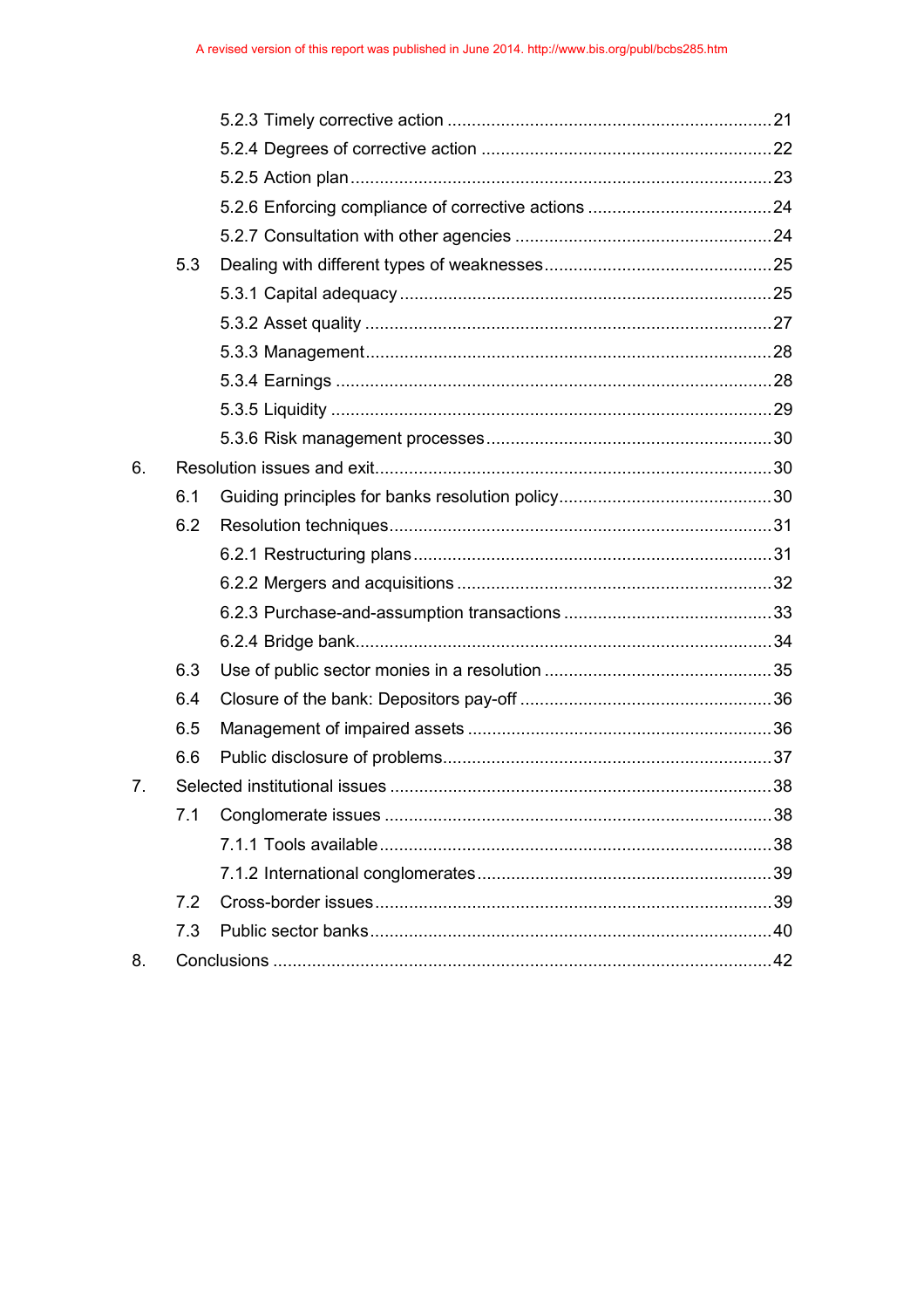A revised version of this report was published in June 2014. http://www.bis.org/publ/bcbs285.htm

- 5.2.3 Timely corrective action ..... 21
- 5.2.4 Degrees of corrective action ..... 22
- 5.2.5 Action plan ..... 23
- 5.2.6 Enforcing compliance of corrective actions ..... 24
- 5.2.7 Consultation with other agencies ..... 24

5.3 Dealing with different types of weaknesses ..... 25

- 5.3.1 Capital adequacy ..... 25
- 5.3.2 Asset quality ..... 27
- 5.3.3 Management ..... 28
- 5.3.4 Earnings ..... 28
- 5.3.5 Liquidity ..... 29
- 5.3.6 Risk management processes ..... 30

6. Resolution issues and exit ..... 30

6.1 Guiding principles for banks resolution policy ..... 30

6.2 Resolution techniques ..... 31

- 6.2.1 Restructuring plans ..... 31
- 6.2.2 Mergers and acquisitions ..... 32
- 6.2.3 Purchase-and-assumption transactions ..... 33
- 6.2.4 Bridge bank ..... 34

6.3 Use of public sector monies in a resolution ..... 35

6.4 Closure of the bank: Depositors pay-off ..... 36

6.5 Management of impaired assets ..... 36

6.6 Public disclosure of problems ..... 37

7. Selected institutional issues ..... 38

7.1 Conglomerate issues ..... 38

- 7.1.1 Tools available ..... 38
- 7.1.2 International conglomerates ..... 39

7.2 Cross-border issues ..... 39

7.3 Public sector banks ..... 40

8. Conclusions ..... 42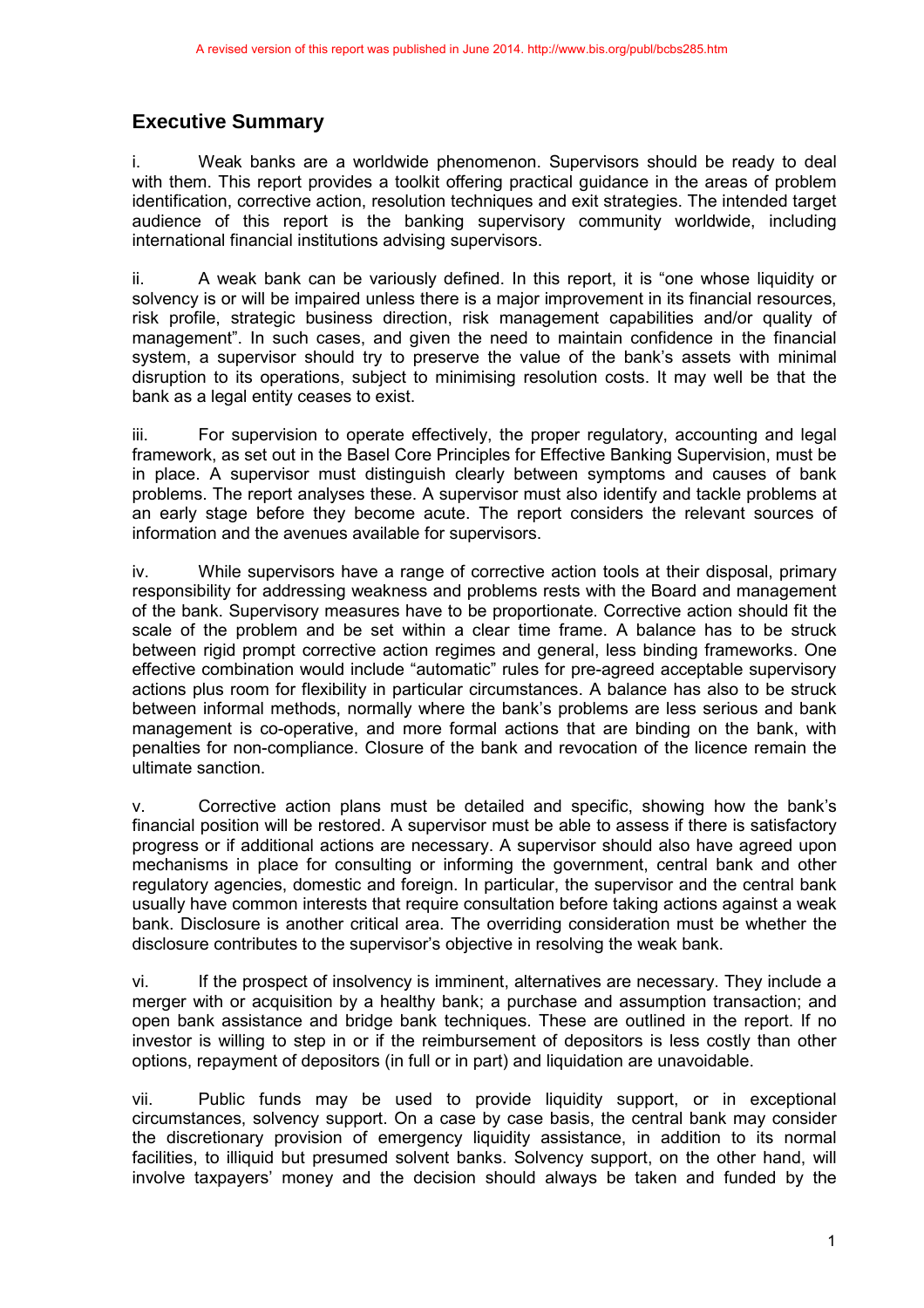A revised version of this report was published in June 2014. http://www.bis.org/publ/bcbs285.htm

## Executive Summary

i. Weak banks are a worldwide phenomenon. Supervisors should be ready to deal with them. This report provides a toolkit offering practical guidance in the areas of problem identification, corrective action, resolution techniques and exit strategies. The intended target audience of this report is the banking supervisory community worldwide, including international financial institutions advising supervisors.

ii. A weak bank can be variously defined. In this report, it is "one whose liquidity or solvency is or will be impaired unless there is a major improvement in its financial resources, risk profile, strategic business direction, risk management capabilities and/or quality of management". In such cases, and given the need to maintain confidence in the financial system, a supervisor should try to preserve the value of the bank's assets with minimal disruption to its operations, subject to minimising resolution costs. It may well be that the bank as a legal entity ceases to exist.

iii. For supervision to operate effectively, the proper regulatory, accounting and legal framework, as set out in the Basel Core Principles for Effective Banking Supervision, must be in place. A supervisor must distinguish clearly between symptoms and causes of bank problems. The report analyses these. A supervisor must also identify and tackle problems at an early stage before they become acute. The report considers the relevant sources of information and the avenues available for supervisors.

iv. While supervisors have a range of corrective action tools at their disposal, primary responsibility for addressing weakness and problems rests with the Board and management of the bank. Supervisory measures have to be proportionate. Corrective action should fit the scale of the problem and be set within a clear time frame. A balance has to be struck between rigid prompt corrective action regimes and general, less binding frameworks. One effective combination would include "automatic" rules for pre-agreed acceptable supervisory actions plus room for flexibility in particular circumstances. A balance has also to be struck between informal methods, normally where the bank's problems are less serious and bank management is co-operative, and more formal actions that are binding on the bank, with penalties for non-compliance. Closure of the bank and revocation of the licence remain the ultimate sanction.

v. Corrective action plans must be detailed and specific, showing how the bank's financial position will be restored. A supervisor must be able to assess if there is satisfactory progress or if additional actions are necessary. A supervisor should also have agreed upon mechanisms in place for consulting or informing the government, central bank and other regulatory agencies, domestic and foreign. In particular, the supervisor and the central bank usually have common interests that require consultation before taking actions against a weak bank. Disclosure is another critical area. The overriding consideration must be whether the disclosure contributes to the supervisor's objective in resolving the weak bank.

vi. If the prospect of insolvency is imminent, alternatives are necessary. They include a merger with or acquisition by a healthy bank; a purchase and assumption transaction; and open bank assistance and bridge bank techniques. These are outlined in the report. If no investor is willing to step in or if the reimbursement of depositors is less costly than other options, repayment of depositors (in full or in part) and liquidation are unavoidable.

vii. Public funds may be used to provide liquidity support, or in exceptional circumstances, solvency support. On a case by case basis, the central bank may consider the discretionary provision of emergency liquidity assistance, in addition to its normal facilities, to illiquid but presumed solvent banks. Solvency support, on the other hand, will involve taxpayers' money and the decision should always be taken and funded by the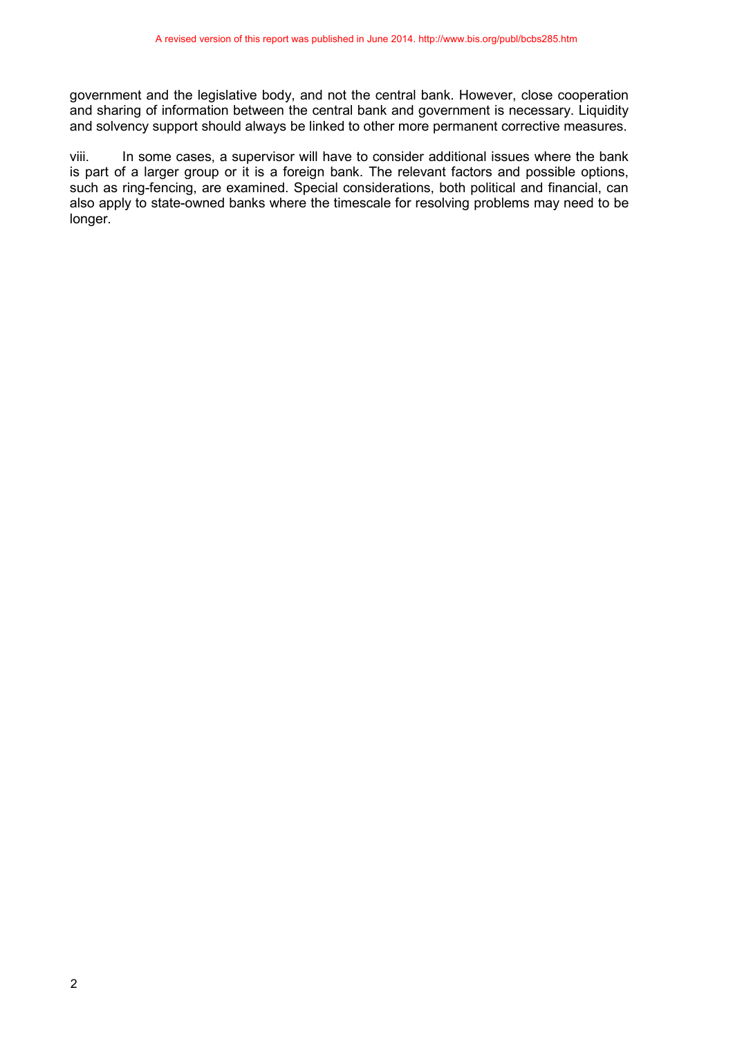government and the legislative body, and not the central bank. However, close cooperation and sharing of information between the central bank and government is necessary. Liquidity and solvency support should always be linked to other more permanent corrective measures.

viii. In some cases, a supervisor will have to consider additional issues where the bank is part of a larger group or it is a foreign bank. The relevant factors and possible options, such as ring-fencing, are examined. Special considerations, both political and financial, can also apply to state-owned banks where the timescale for resolving problems may need to be longer.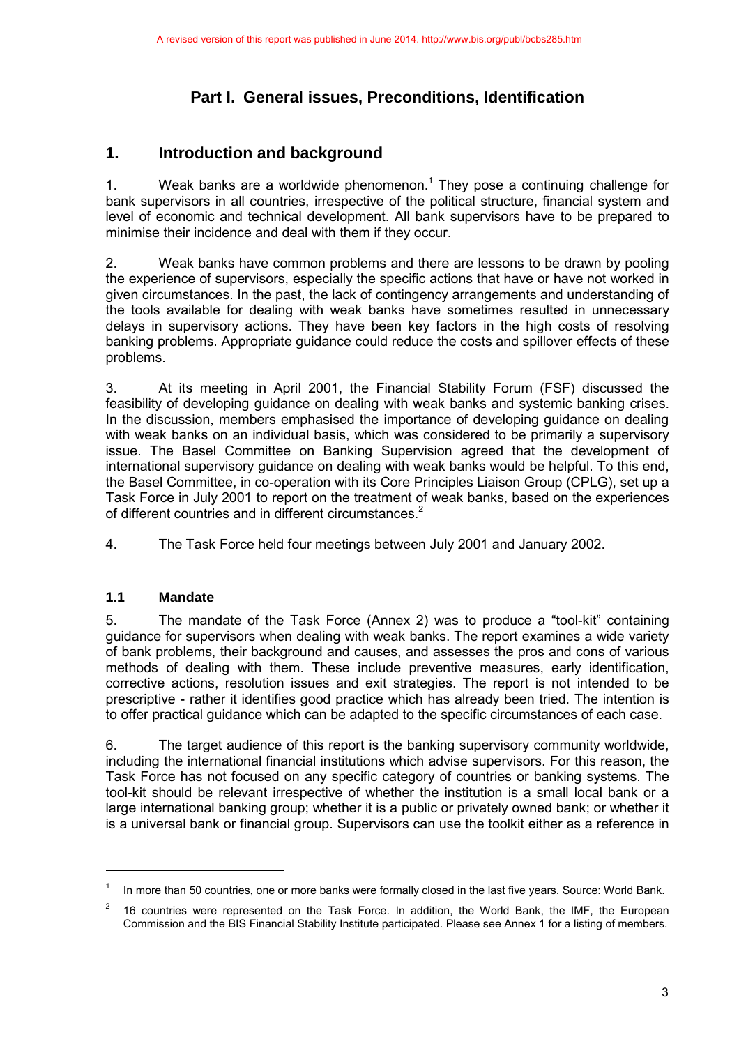A revised version of this report was published in June 2014. http://www.bis.org/publ/bcbs285.htm

# Part I. General issues, Preconditions, Identification

## 1. Introduction and background

1. Weak banks are a worldwide phenomenon.[1] They pose a continuing challenge for bank supervisors in all countries, irrespective of the political structure, financial system and level of economic and technical development. All bank supervisors have to be prepared to minimise their incidence and deal with them if they occur.

2. Weak banks have common problems and there are lessons to be drawn by pooling the experience of supervisors, especially the specific actions that have or have not worked in given circumstances. In the past, the lack of contingency arrangements and understanding of the tools available for dealing with weak banks have sometimes resulted in unnecessary delays in supervisory actions. They have been key factors in the high costs of resolving banking problems. Appropriate guidance could reduce the costs and spillover effects of these problems.

3. At its meeting in April 2001, the Financial Stability Forum (FSF) discussed the feasibility of developing guidance on dealing with weak banks and systemic banking crises. In the discussion, members emphasised the importance of developing guidance on dealing with weak banks on an individual basis, which was considered to be primarily a supervisory issue. The Basel Committee on Banking Supervision agreed that the development of international supervisory guidance on dealing with weak banks would be helpful. To this end, the Basel Committee, in co-operation with its Core Principles Liaison Group (CPLG), set up a Task Force in July 2001 to report on the treatment of weak banks, based on the experiences of different countries and in different circumstances.[2]

4. The Task Force held four meetings between July 2001 and January 2002.

### 1.1 Mandate

5. The mandate of the Task Force (Annex 2) was to produce a "tool-kit" containing guidance for supervisors when dealing with weak banks. The report examines a wide variety of bank problems, their background and causes, and assesses the pros and cons of various methods of dealing with them. These include preventive measures, early identification, corrective actions, resolution issues and exit strategies. The report is not intended to be prescriptive - rather it identifies good practice which has already been tried. The intention is to offer practical guidance which can be adapted to the specific circumstances of each case.

6. The target audience of this report is the banking supervisory community worldwide, including the international financial institutions which advise supervisors. For this reason, the Task Force has not focused on any specific category of countries or banking systems. The tool-kit should be relevant irrespective of whether the institution is a small local bank or a large international banking group; whether it is a public or privately owned bank; or whether it is a universal bank or financial group. Supervisors can use the toolkit either as a reference in

---

[1] In more than 50 countries, one or more banks were formally closed in the last five years. Source: World Bank.

[2] 16 countries were represented on the Task Force. In addition, the World Bank, the IMF, the European Commission and the BIS Financial Stability Institute participated. Please see Annex 1 for a listing of members.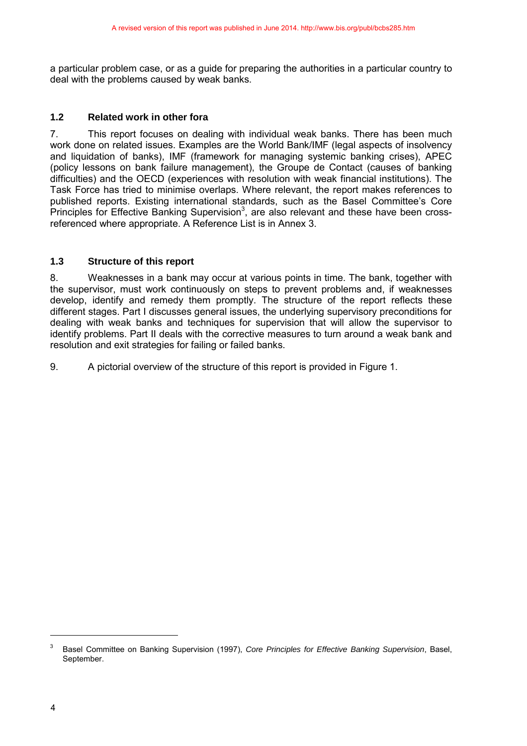a particular problem case, or as a guide for preparing the authorities in a particular country to deal with the problems caused by weak banks.

### 1.2 Related work in other fora

7. This report focuses on dealing with individual weak banks. There has been much work done on related issues. Examples are the World Bank/IMF (legal aspects of insolvency and liquidation of banks), IMF (framework for managing systemic banking crises), APEC (policy lessons on bank failure management), the Groupe de Contact (causes of banking difficulties) and the OECD (experiences with resolution with weak financial institutions). The Task Force has tried to minimise overlaps. Where relevant, the report makes references to published reports. Existing international standards, such as the Basel Committee's Core Principles for Effective Banking Supervision[3], are also relevant and these have been cross-referenced where appropriate. A Reference List is in Annex 3.

### 1.3 Structure of this report

8. Weaknesses in a bank may occur at various points in time. The bank, together with the supervisor, must work continuously on steps to prevent problems and, if weaknesses develop, identify and remedy them promptly. The structure of the report reflects these different stages. Part I discusses general issues, the underlying supervisory preconditions for dealing with weak banks and techniques for supervision that will allow the supervisor to identify problems. Part II deals with the corrective measures to turn around a weak bank and resolution and exit strategies for failing or failed banks.

9. A pictorial overview of the structure of this report is provided in Figure 1.

---

[3] Basel Committee on Banking Supervision (1997), *Core Principles for Effective Banking Supervision*, Basel, September.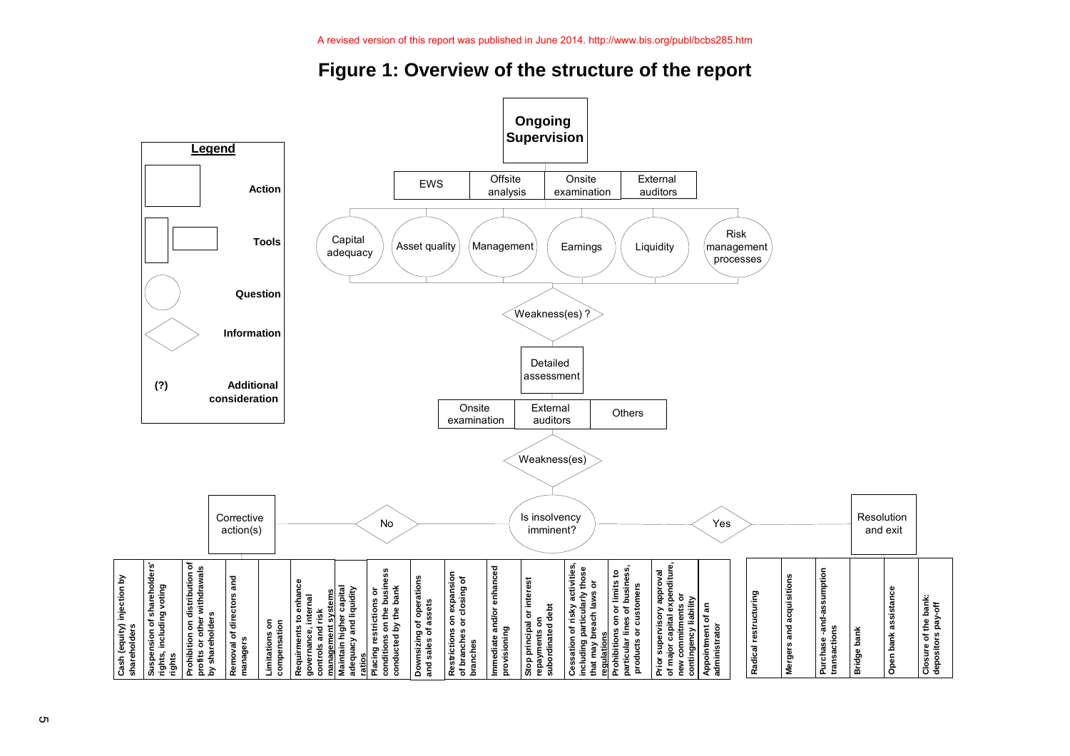A revised version of this report was published in June 2014. http://www.bis.org/publ/bcbs285.htm

# Figure 1: Overview of the structure of the report

**Legend**

- Action
- Tools
- Question
- Information
- (?) Additional consideration

**Ongoing Supervision**

EWS | Offsite analysis | Onsite examination | External auditors

Capital adequacy | Asset quality | Management | Earnings | Liquidity | Risk management processes

Weakness(es) ?

Detailed assessment

Onsite examination | External auditors | Others

Weakness(es)

Is insolvency imminent?

No → Corrective action(s)

- Cash (equity) injection by shareholders
- Suspension of shareholders' rights, including voting rights
- Prohibition on distribution of profits or other withdrawals by shareholders
- Removal of directors and managers
- Limitations on compensation
- Requirments to enhance governance, internal controls and risk management systems
- Maintain higher capital adequacy and liquidity ratios
- Placing restrictions or conditions on the business conducted by the bank
- Downsizing of operations and sales of assets
- Restrictions on expansion of branches or closing of branches
- Immediate and/or enhanced provisioning
- Stop principal or interest repayments on subordinated debt
- Cessation of risky activities, including particularly those that may breach laws or regulations
- Prohibitions on or limits to particular lines of business, products or customers
- Prior supervisory approval of major capital expenditure, new commitments or contingency liability
- Appointment of an administrator

Yes → Resolution and exit

- Radical restructuring
- Mergers and acquisitions
- Purchase -and-assumption transactions
- Bridge bank
- Open bank assistance
- Closure of the bank: depositors pay-off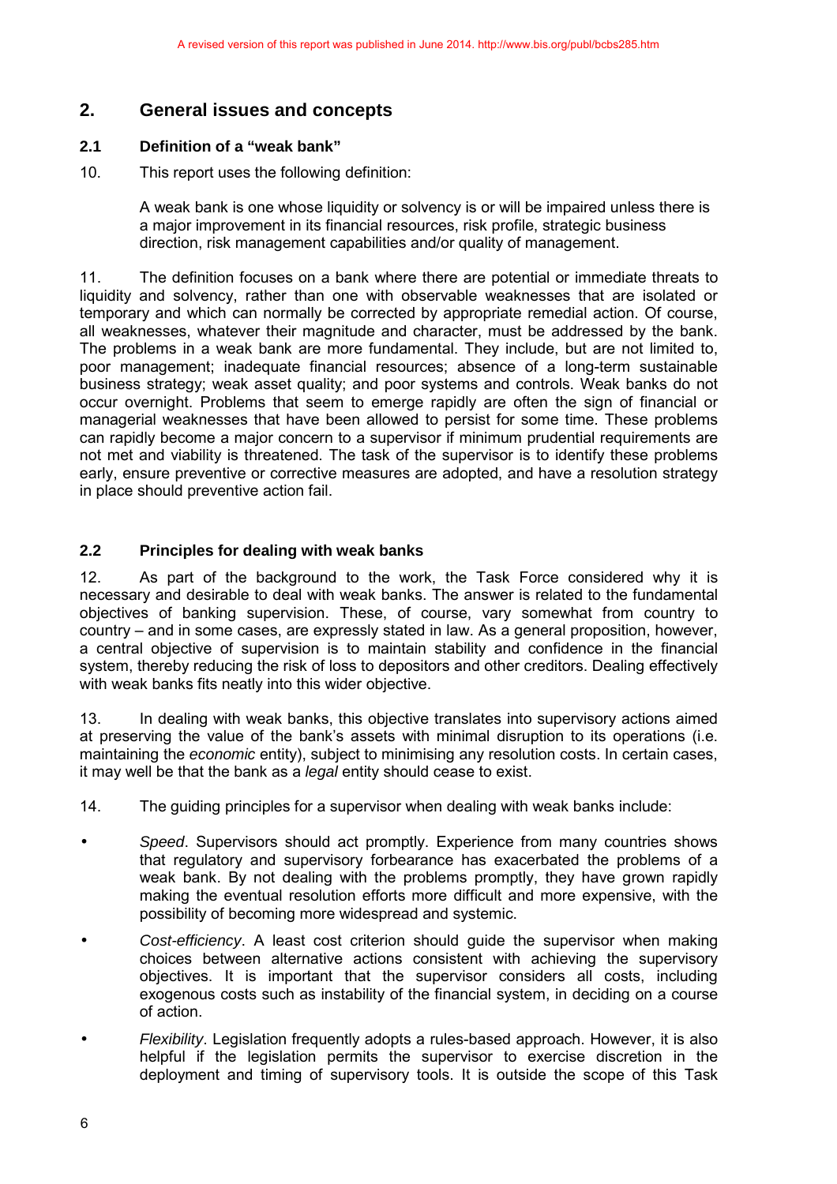## 2. General issues and concepts

### 2.1 Definition of a "weak bank"

10. This report uses the following definition:

> A weak bank is one whose liquidity or solvency is or will be impaired unless there is a major improvement in its financial resources, risk profile, strategic business direction, risk management capabilities and/or quality of management.

11. The definition focuses on a bank where there are potential or immediate threats to liquidity and solvency, rather than one with observable weaknesses that are isolated or temporary and which can normally be corrected by appropriate remedial action. Of course, all weaknesses, whatever their magnitude and character, must be addressed by the bank. The problems in a weak bank are more fundamental. They include, but are not limited to, poor management; inadequate financial resources; absence of a long-term sustainable business strategy; weak asset quality; and poor systems and controls. Weak banks do not occur overnight. Problems that seem to emerge rapidly are often the sign of financial or managerial weaknesses that have been allowed to persist for some time. These problems can rapidly become a major concern to a supervisor if minimum prudential requirements are not met and viability is threatened. The task of the supervisor is to identify these problems early, ensure preventive or corrective measures are adopted, and have a resolution strategy in place should preventive action fail.

### 2.2 Principles for dealing with weak banks

12. As part of the background to the work, the Task Force considered why it is necessary and desirable to deal with weak banks. The answer is related to the fundamental objectives of banking supervision. These, of course, vary somewhat from country to country – and in some cases, are expressly stated in law. As a general proposition, however, a central objective of supervision is to maintain stability and confidence in the financial system, thereby reducing the risk of loss to depositors and other creditors. Dealing effectively with weak banks fits neatly into this wider objective.

13. In dealing with weak banks, this objective translates into supervisory actions aimed at preserving the value of the bank's assets with minimal disruption to its operations (i.e. maintaining the *economic* entity), subject to minimising any resolution costs. In certain cases, it may well be that the bank as a *legal* entity should cease to exist.

14. The guiding principles for a supervisor when dealing with weak banks include:

- *Speed*. Supervisors should act promptly. Experience from many countries shows that regulatory and supervisory forbearance has exacerbated the problems of a weak bank. By not dealing with the problems promptly, they have grown rapidly making the eventual resolution efforts more difficult and more expensive, with the possibility of becoming more widespread and systemic.
- *Cost-efficiency*. A least cost criterion should guide the supervisor when making choices between alternative actions consistent with achieving the supervisory objectives. It is important that the supervisor considers all costs, including exogenous costs such as instability of the financial system, in deciding on a course of action.
- *Flexibility*. Legislation frequently adopts a rules-based approach. However, it is also helpful if the legislation permits the supervisor to exercise discretion in the deployment and timing of supervisory tools. It is outside the scope of this Task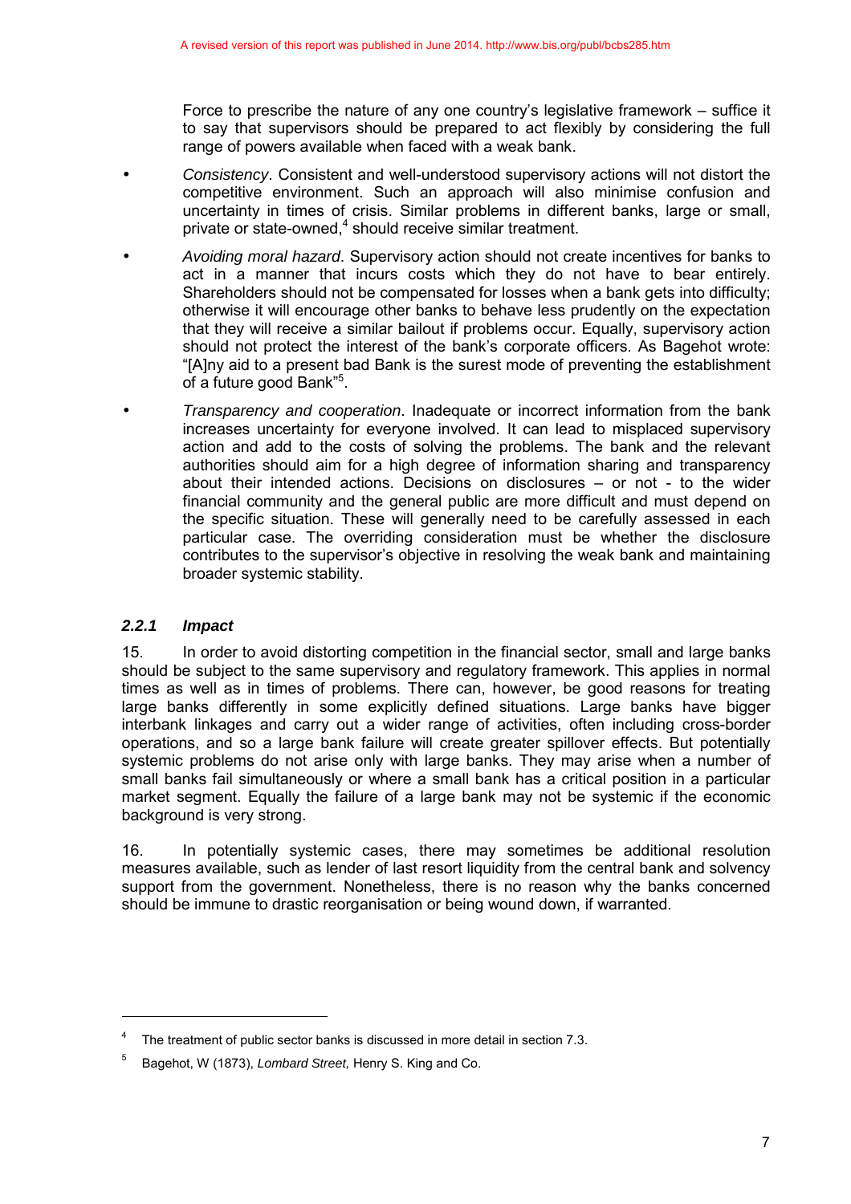Force to prescribe the nature of any one country's legislative framework – suffice it to say that supervisors should be prepared to act flexibly by considering the full range of powers available when faced with a weak bank.

- *Consistency*. Consistent and well-understood supervisory actions will not distort the competitive environment. Such an approach will also minimise confusion and uncertainty in times of crisis. Similar problems in different banks, large or small, private or state-owned,[4] should receive similar treatment.
- *Avoiding moral hazard*. Supervisory action should not create incentives for banks to act in a manner that incurs costs which they do not have to bear entirely. Shareholders should not be compensated for losses when a bank gets into difficulty; otherwise it will encourage other banks to behave less prudently on the expectation that they will receive a similar bailout if problems occur. Equally, supervisory action should not protect the interest of the bank's corporate officers. As Bagehot wrote: "[A]ny aid to a present bad Bank is the surest mode of preventing the establishment of a future good Bank"[5].
- *Transparency and cooperation*. Inadequate or incorrect information from the bank increases uncertainty for everyone involved. It can lead to misplaced supervisory action and add to the costs of solving the problems. The bank and the relevant authorities should aim for a high degree of information sharing and transparency about their intended actions. Decisions on disclosures – or not - to the wider financial community and the general public are more difficult and must depend on the specific situation. These will generally need to be carefully assessed in each particular case. The overriding consideration must be whether the disclosure contributes to the supervisor's objective in resolving the weak bank and maintaining broader systemic stability.

### *2.2.1 Impact*

15. In order to avoid distorting competition in the financial sector, small and large banks should be subject to the same supervisory and regulatory framework. This applies in normal times as well as in times of problems. There can, however, be good reasons for treating large banks differently in some explicitly defined situations. Large banks have bigger interbank linkages and carry out a wider range of activities, often including cross-border operations, and so a large bank failure will create greater spillover effects. But potentially systemic problems do not arise only with large banks. They may arise when a number of small banks fail simultaneously or where a small bank has a critical position in a particular market segment. Equally the failure of a large bank may not be systemic if the economic background is very strong.

16. In potentially systemic cases, there may sometimes be additional resolution measures available, such as lender of last resort liquidity from the central bank and solvency support from the government. Nonetheless, there is no reason why the banks concerned should be immune to drastic reorganisation or being wound down, if warranted.

---

[4] The treatment of public sector banks is discussed in more detail in section 7.3.

[5] Bagehot, W (1873), *Lombard Street,* Henry S. King and Co.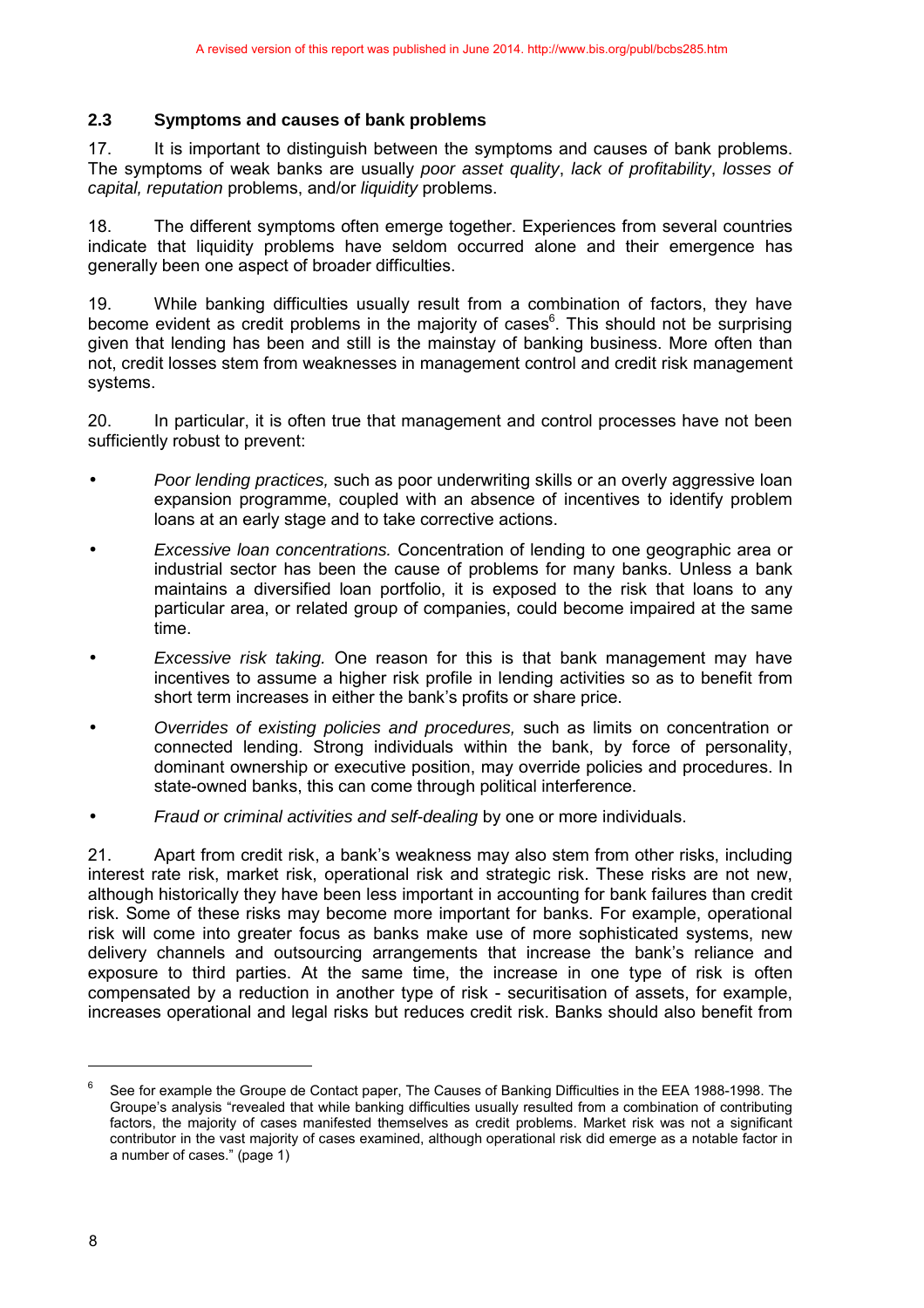## 2.3 Symptoms and causes of bank problems

17. It is important to distinguish between the symptoms and causes of bank problems. The symptoms of weak banks are usually *poor asset quality*, *lack of profitability*, *losses of capital, reputation* problems, and/or *liquidity* problems.

18. The different symptoms often emerge together. Experiences from several countries indicate that liquidity problems have seldom occurred alone and their emergence has generally been one aspect of broader difficulties.

19. While banking difficulties usually result from a combination of factors, they have become evident as credit problems in the majority of cases[6]. This should not be surprising given that lending has been and still is the mainstay of banking business. More often than not, credit losses stem from weaknesses in management control and credit risk management systems.

20. In particular, it is often true that management and control processes have not been sufficiently robust to prevent:

- *Poor lending practices,* such as poor underwriting skills or an overly aggressive loan expansion programme, coupled with an absence of incentives to identify problem loans at an early stage and to take corrective actions.
- *Excessive loan concentrations.* Concentration of lending to one geographic area or industrial sector has been the cause of problems for many banks. Unless a bank maintains a diversified loan portfolio, it is exposed to the risk that loans to any particular area, or related group of companies, could become impaired at the same time.
- *Excessive risk taking.* One reason for this is that bank management may have incentives to assume a higher risk profile in lending activities so as to benefit from short term increases in either the bank's profits or share price.
- *Overrides of existing policies and procedures,* such as limits on concentration or connected lending. Strong individuals within the bank, by force of personality, dominant ownership or executive position, may override policies and procedures. In state-owned banks, this can come through political interference.
- *Fraud or criminal activities and self-dealing* by one or more individuals.

21. Apart from credit risk, a bank's weakness may also stem from other risks, including interest rate risk, market risk, operational risk and strategic risk. These risks are not new, although historically they have been less important in accounting for bank failures than credit risk. Some of these risks may become more important for banks. For example, operational risk will come into greater focus as banks make use of more sophisticated systems, new delivery channels and outsourcing arrangements that increase the bank's reliance and exposure to third parties. At the same time, the increase in one type of risk is often compensated by a reduction in another type of risk - securitisation of assets, for example, increases operational and legal risks but reduces credit risk. Banks should also benefit from

---

[6] See for example the Groupe de Contact paper, The Causes of Banking Difficulties in the EEA 1988-1998. The Groupe's analysis "revealed that while banking difficulties usually resulted from a combination of contributing factors, the majority of cases manifested themselves as credit problems. Market risk was not a significant contributor in the vast majority of cases examined, although operational risk did emerge as a notable factor in a number of cases." (page 1)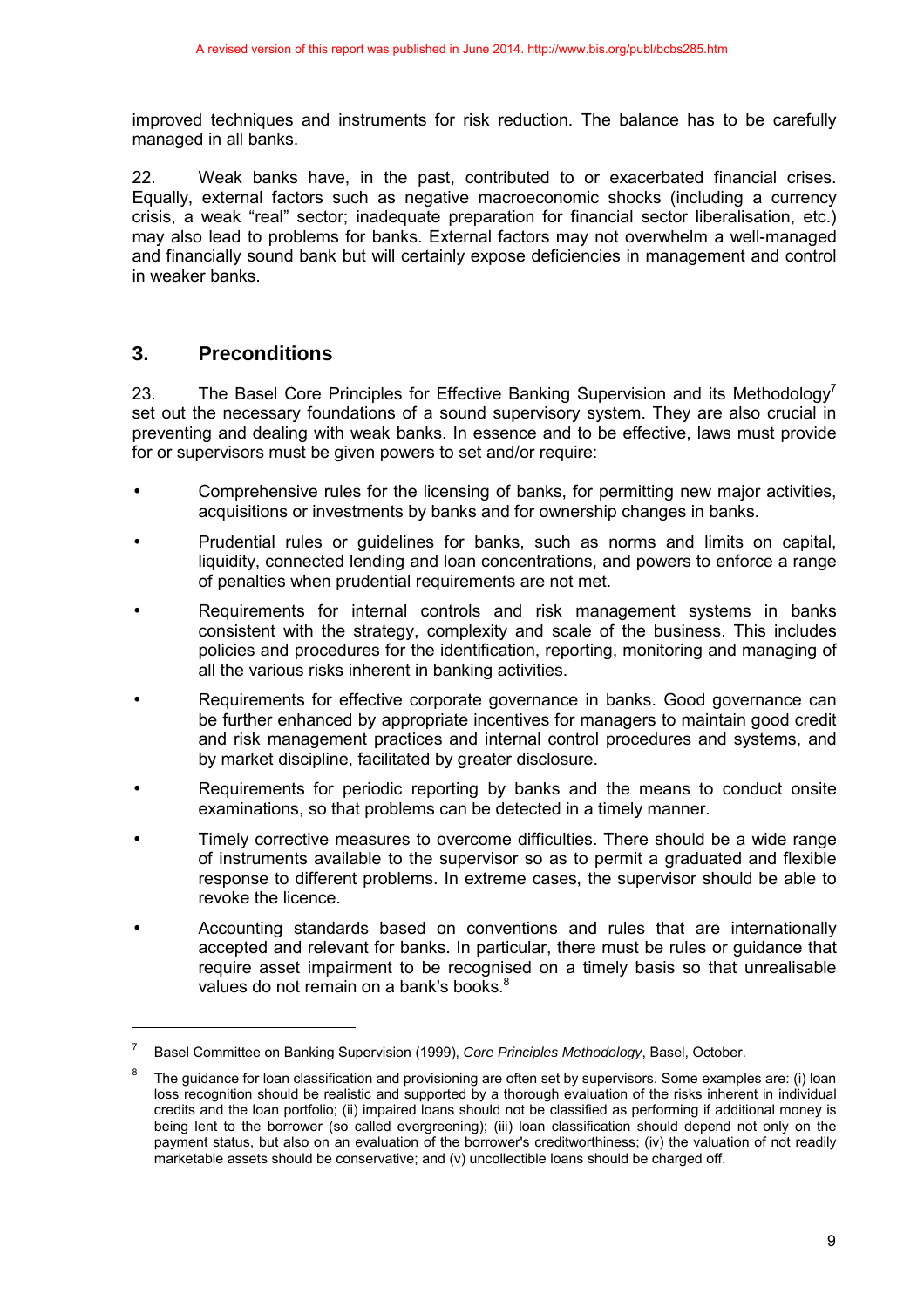A revised version of this report was published in June 2014. http://www.bis.org/publ/bcbs285.htm

improved techniques and instruments for risk reduction. The balance has to be carefully managed in all banks.

22. Weak banks have, in the past, contributed to or exacerbated financial crises. Equally, external factors such as negative macroeconomic shocks (including a currency crisis, a weak "real" sector; inadequate preparation for financial sector liberalisation, etc.) may also lead to problems for banks. External factors may not overwhelm a well-managed and financially sound bank but will certainly expose deficiencies in management and control in weaker banks.

## 3. Preconditions

23. The Basel Core Principles for Effective Banking Supervision and its Methodology[7] set out the necessary foundations of a sound supervisory system. They are also crucial in preventing and dealing with weak banks. In essence and to be effective, laws must provide for or supervisors must be given powers to set and/or require:

- Comprehensive rules for the licensing of banks, for permitting new major activities, acquisitions or investments by banks and for ownership changes in banks.
- Prudential rules or guidelines for banks, such as norms and limits on capital, liquidity, connected lending and loan concentrations, and powers to enforce a range of penalties when prudential requirements are not met.
- Requirements for internal controls and risk management systems in banks consistent with the strategy, complexity and scale of the business. This includes policies and procedures for the identification, reporting, monitoring and managing of all the various risks inherent in banking activities.
- Requirements for effective corporate governance in banks. Good governance can be further enhanced by appropriate incentives for managers to maintain good credit and risk management practices and internal control procedures and systems, and by market discipline, facilitated by greater disclosure.
- Requirements for periodic reporting by banks and the means to conduct onsite examinations, so that problems can be detected in a timely manner.
- Timely corrective measures to overcome difficulties. There should be a wide range of instruments available to the supervisor so as to permit a graduated and flexible response to different problems. In extreme cases, the supervisor should be able to revoke the licence.
- Accounting standards based on conventions and rules that are internationally accepted and relevant for banks. In particular, there must be rules or guidance that require asset impairment to be recognised on a timely basis so that unrealisable values do not remain on a bank's books.[8]

---

[7] Basel Committee on Banking Supervision (1999), *Core Principles Methodology*, Basel, October.

[8] The guidance for loan classification and provisioning are often set by supervisors. Some examples are: (i) loan loss recognition should be realistic and supported by a thorough evaluation of the risks inherent in individual credits and the loan portfolio; (ii) impaired loans should not be classified as performing if additional money is being lent to the borrower (so called evergreening); (iii) loan classification should depend not only on the payment status, but also on an evaluation of the borrower's creditworthiness; (iv) the valuation of not readily marketable assets should be conservative; and (v) uncollectible loans should be charged off.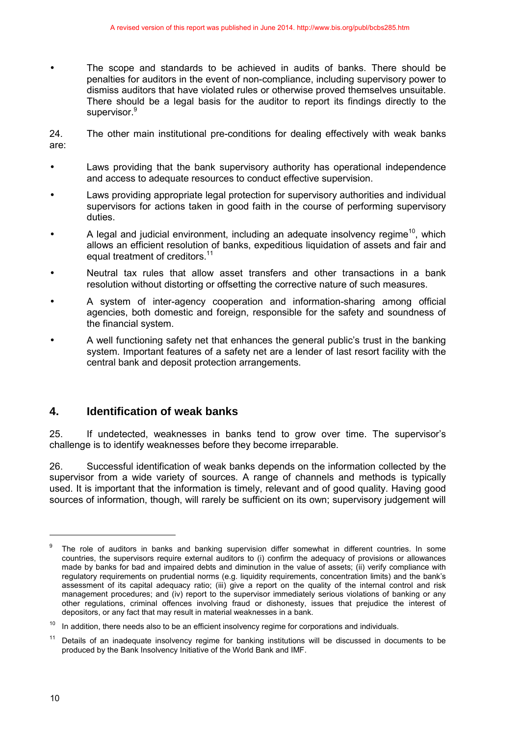- The scope and standards to be achieved in audits of banks. There should be penalties for auditors in the event of non-compliance, including supervisory power to dismiss auditors that have violated rules or otherwise proved themselves unsuitable. There should be a legal basis for the auditor to report its findings directly to the supervisor.[9]

24. The other main institutional pre-conditions for dealing effectively with weak banks are:

- Laws providing that the bank supervisory authority has operational independence and access to adequate resources to conduct effective supervision.
- Laws providing appropriate legal protection for supervisory authorities and individual supervisors for actions taken in good faith in the course of performing supervisory duties.
- A legal and judicial environment, including an adequate insolvency regime[10], which allows an efficient resolution of banks, expeditious liquidation of assets and fair and equal treatment of creditors.[11]
- Neutral tax rules that allow asset transfers and other transactions in a bank resolution without distorting or offsetting the corrective nature of such measures.
- A system of inter-agency cooperation and information-sharing among official agencies, both domestic and foreign, responsible for the safety and soundness of the financial system.
- A well functioning safety net that enhances the general public's trust in the banking system. Important features of a safety net are a lender of last resort facility with the central bank and deposit protection arrangements.

## 4. Identification of weak banks

25. If undetected, weaknesses in banks tend to grow over time. The supervisor's challenge is to identify weaknesses before they become irreparable.

26. Successful identification of weak banks depends on the information collected by the supervisor from a wide variety of sources. A range of channels and methods is typically used. It is important that the information is timely, relevant and of good quality. Having good sources of information, though, will rarely be sufficient on its own; supervisory judgement will

---

[9] The role of auditors in banks and banking supervision differ somewhat in different countries. In some countries, the supervisors require external auditors to (i) confirm the adequacy of provisions or allowances made by banks for bad and impaired debts and diminution in the value of assets; (ii) verify compliance with regulatory requirements on prudential norms (e.g. liquidity requirements, concentration limits) and the bank's assessment of its capital adequacy ratio; (iii) give a report on the quality of the internal control and risk management procedures; and (iv) report to the supervisor immediately serious violations of banking or any other regulations, criminal offences involving fraud or dishonesty, issues that prejudice the interest of depositors, or any fact that may result in material weaknesses in a bank.

[10] In addition, there needs also to be an efficient insolvency regime for corporations and individuals.

[11] Details of an inadequate insolvency regime for banking institutions will be discussed in documents to be produced by the Bank Insolvency Initiative of the World Bank and IMF.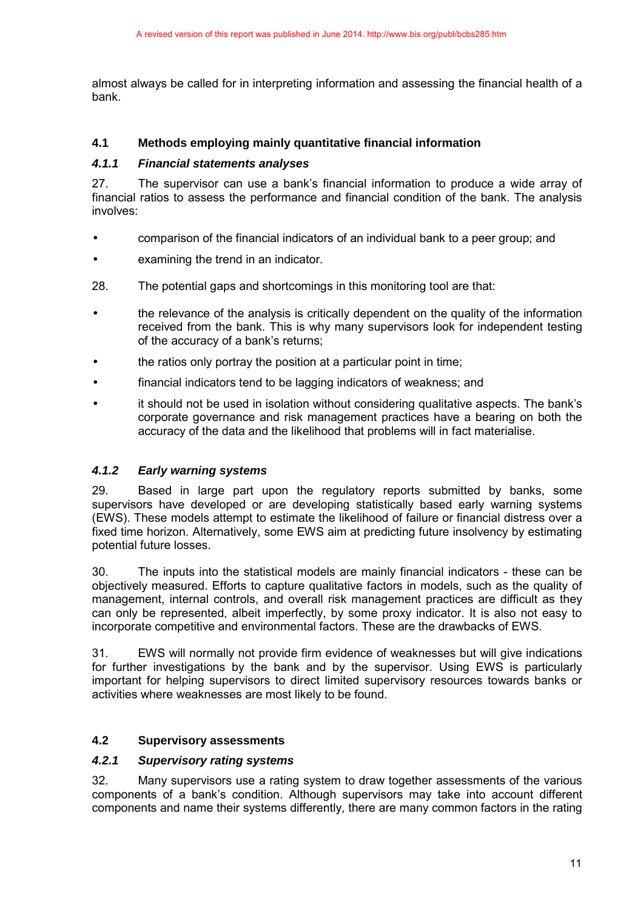almost always be called for in interpreting information and assessing the financial health of a bank.

## 4.1 Methods employing mainly quantitative financial information

### *4.1.1 Financial statements analyses*

27. The supervisor can use a bank's financial information to produce a wide array of financial ratios to assess the performance and financial condition of the bank. The analysis involves:

- comparison of the financial indicators of an individual bank to a peer group; and
- examining the trend in an indicator.

28. The potential gaps and shortcomings in this monitoring tool are that:

- the relevance of the analysis is critically dependent on the quality of the information received from the bank. This is why many supervisors look for independent testing of the accuracy of a bank's returns;
- the ratios only portray the position at a particular point in time;
- financial indicators tend to be lagging indicators of weakness; and
- it should not be used in isolation without considering qualitative aspects. The bank's corporate governance and risk management practices have a bearing on both the accuracy of the data and the likelihood that problems will in fact materialise.

### *4.1.2 Early warning systems*

29. Based in large part upon the regulatory reports submitted by banks, some supervisors have developed or are developing statistically based early warning systems (EWS). These models attempt to estimate the likelihood of failure or financial distress over a fixed time horizon. Alternatively, some EWS aim at predicting future insolvency by estimating potential future losses.

30. The inputs into the statistical models are mainly financial indicators - these can be objectively measured. Efforts to capture qualitative factors in models, such as the quality of management, internal controls, and overall risk management practices are difficult as they can only be represented, albeit imperfectly, by some proxy indicator. It is also not easy to incorporate competitive and environmental factors. These are the drawbacks of EWS.

31. EWS will normally not provide firm evidence of weaknesses but will give indications for further investigations by the bank and by the supervisor. Using EWS is particularly important for helping supervisors to direct limited supervisory resources towards banks or activities where weaknesses are most likely to be found.

## 4.2 Supervisory assessments

### *4.2.1 Supervisory rating systems*

32. Many supervisors use a rating system to draw together assessments of the various components of a bank's condition. Although supervisors may take into account different components and name their systems differently, there are many common factors in the rating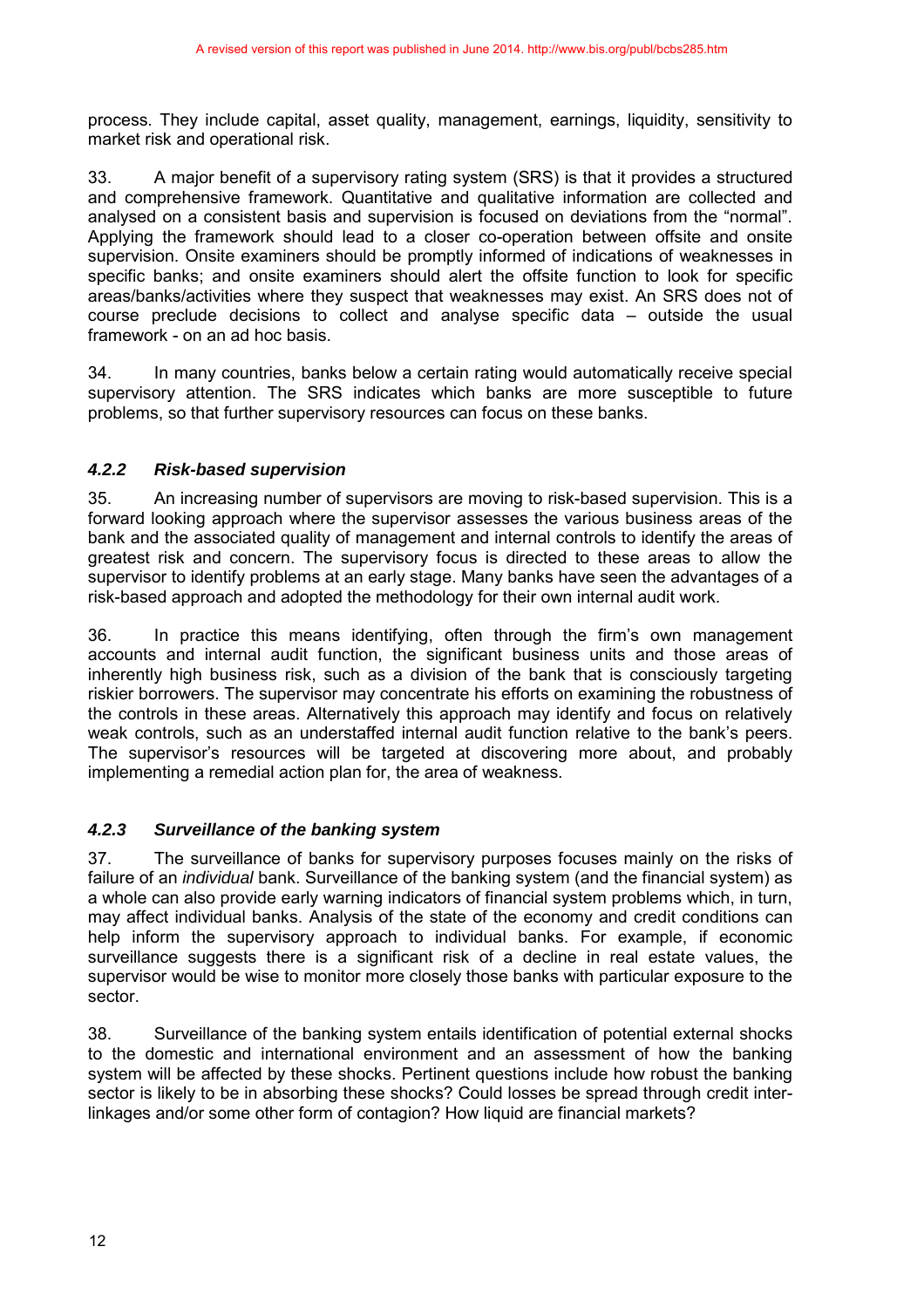process. They include capital, asset quality, management, earnings, liquidity, sensitivity to market risk and operational risk.

33. A major benefit of a supervisory rating system (SRS) is that it provides a structured and comprehensive framework. Quantitative and qualitative information are collected and analysed on a consistent basis and supervision is focused on deviations from the "normal". Applying the framework should lead to a closer co-operation between offsite and onsite supervision. Onsite examiners should be promptly informed of indications of weaknesses in specific banks; and onsite examiners should alert the offsite function to look for specific areas/banks/activities where they suspect that weaknesses may exist. An SRS does not of course preclude decisions to collect and analyse specific data – outside the usual framework - on an ad hoc basis.

34. In many countries, banks below a certain rating would automatically receive special supervisory attention. The SRS indicates which banks are more susceptible to future problems, so that further supervisory resources can focus on these banks.

### *4.2.2 Risk-based supervision*

35. An increasing number of supervisors are moving to risk-based supervision. This is a forward looking approach where the supervisor assesses the various business areas of the bank and the associated quality of management and internal controls to identify the areas of greatest risk and concern. The supervisory focus is directed to these areas to allow the supervisor to identify problems at an early stage. Many banks have seen the advantages of a risk-based approach and adopted the methodology for their own internal audit work.

36. In practice this means identifying, often through the firm's own management accounts and internal audit function, the significant business units and those areas of inherently high business risk, such as a division of the bank that is consciously targeting riskier borrowers. The supervisor may concentrate his efforts on examining the robustness of the controls in these areas. Alternatively this approach may identify and focus on relatively weak controls, such as an understaffed internal audit function relative to the bank's peers. The supervisor's resources will be targeted at discovering more about, and probably implementing a remedial action plan for, the area of weakness.

### *4.2.3 Surveillance of the banking system*

37. The surveillance of banks for supervisory purposes focuses mainly on the risks of failure of an *individual* bank. Surveillance of the banking system (and the financial system) as a whole can also provide early warning indicators of financial system problems which, in turn, may affect individual banks. Analysis of the state of the economy and credit conditions can help inform the supervisory approach to individual banks. For example, if economic surveillance suggests there is a significant risk of a decline in real estate values, the supervisor would be wise to monitor more closely those banks with particular exposure to the sector.

38. Surveillance of the banking system entails identification of potential external shocks to the domestic and international environment and an assessment of how the banking system will be affected by these shocks. Pertinent questions include how robust the banking sector is likely to be in absorbing these shocks? Could losses be spread through credit inter-linkages and/or some other form of contagion? How liquid are financial markets?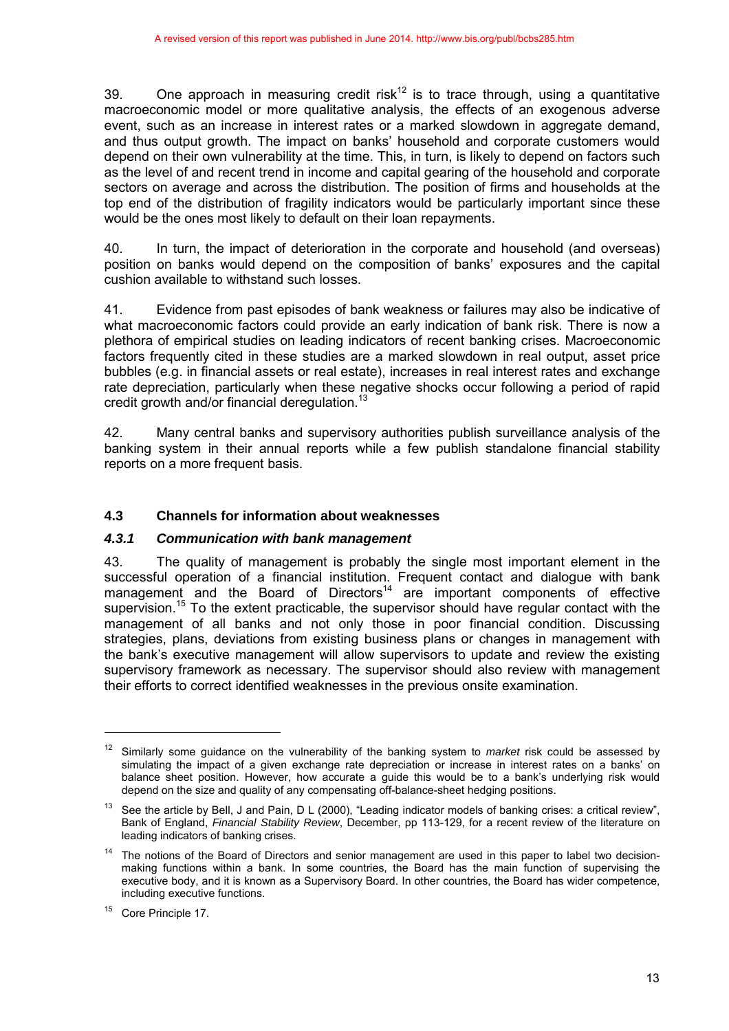39. One approach in measuring credit risk[12] is to trace through, using a quantitative macroeconomic model or more qualitative analysis, the effects of an exogenous adverse event, such as an increase in interest rates or a marked slowdown in aggregate demand, and thus output growth. The impact on banks' household and corporate customers would depend on their own vulnerability at the time. This, in turn, is likely to depend on factors such as the level of and recent trend in income and capital gearing of the household and corporate sectors on average and across the distribution. The position of firms and households at the top end of the distribution of fragility indicators would be particularly important since these would be the ones most likely to default on their loan repayments.

40. In turn, the impact of deterioration in the corporate and household (and overseas) position on banks would depend on the composition of banks' exposures and the capital cushion available to withstand such losses.

41. Evidence from past episodes of bank weakness or failures may also be indicative of what macroeconomic factors could provide an early indication of bank risk. There is now a plethora of empirical studies on leading indicators of recent banking crises. Macroeconomic factors frequently cited in these studies are a marked slowdown in real output, asset price bubbles (e.g. in financial assets or real estate), increases in real interest rates and exchange rate depreciation, particularly when these negative shocks occur following a period of rapid credit growth and/or financial deregulation.[13]

42. Many central banks and supervisory authorities publish surveillance analysis of the banking system in their annual reports while a few publish standalone financial stability reports on a more frequent basis.

## 4.3 Channels for information about weaknesses

### *4.3.1 Communication with bank management*

43. The quality of management is probably the single most important element in the successful operation of a financial institution. Frequent contact and dialogue with bank management and the Board of Directors[14] are important components of effective supervision.[15] To the extent practicable, the supervisor should have regular contact with the management of all banks and not only those in poor financial condition. Discussing strategies, plans, deviations from existing business plans or changes in management with the bank's executive management will allow supervisors to update and review the existing supervisory framework as necessary. The supervisor should also review with management their efforts to correct identified weaknesses in the previous onsite examination.

---

[12] Similarly some guidance on the vulnerability of the banking system to *market* risk could be assessed by simulating the impact of a given exchange rate depreciation or increase in interest rates on a banks' on balance sheet position. However, how accurate a guide this would be to a bank's underlying risk would depend on the size and quality of any compensating off-balance-sheet hedging positions.

[13] See the article by Bell, J and Pain, D L (2000), "Leading indicator models of banking crises: a critical review", Bank of England, *Financial Stability Review*, December, pp 113-129, for a recent review of the literature on leading indicators of banking crises.

[14] The notions of the Board of Directors and senior management are used in this paper to label two decision-making functions within a bank. In some countries, the Board has the main function of supervising the executive body, and it is known as a Supervisory Board. In other countries, the Board has wider competence, including executive functions.

[15] Core Principle 17.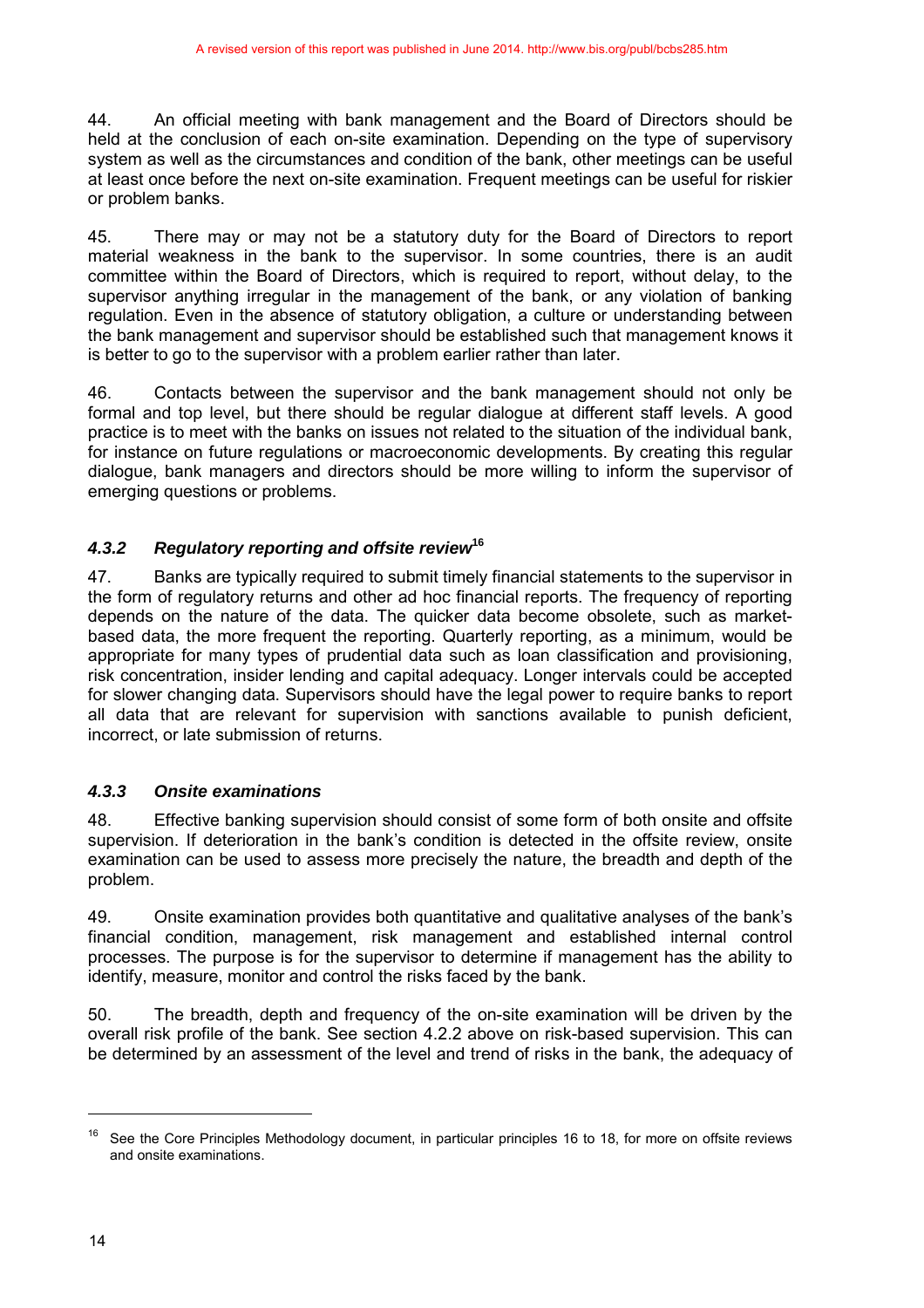44. An official meeting with bank management and the Board of Directors should be held at the conclusion of each on-site examination. Depending on the type of supervisory system as well as the circumstances and condition of the bank, other meetings can be useful at least once before the next on-site examination. Frequent meetings can be useful for riskier or problem banks.

45. There may or may not be a statutory duty for the Board of Directors to report material weakness in the bank to the supervisor. In some countries, there is an audit committee within the Board of Directors, which is required to report, without delay, to the supervisor anything irregular in the management of the bank, or any violation of banking regulation. Even in the absence of statutory obligation, a culture or understanding between the bank management and supervisor should be established such that management knows it is better to go to the supervisor with a problem earlier rather than later.

46. Contacts between the supervisor and the bank management should not only be formal and top level, but there should be regular dialogue at different staff levels. A good practice is to meet with the banks on issues not related to the situation of the individual bank, for instance on future regulations or macroeconomic developments. By creating this regular dialogue, bank managers and directors should be more willing to inform the supervisor of emerging questions or problems.

### *4.3.2 Regulatory reporting and offsite review*[16]

47. Banks are typically required to submit timely financial statements to the supervisor in the form of regulatory returns and other ad hoc financial reports. The frequency of reporting depends on the nature of the data. The quicker data become obsolete, such as market-based data, the more frequent the reporting. Quarterly reporting, as a minimum, would be appropriate for many types of prudential data such as loan classification and provisioning, risk concentration, insider lending and capital adequacy. Longer intervals could be accepted for slower changing data. Supervisors should have the legal power to require banks to report all data that are relevant for supervision with sanctions available to punish deficient, incorrect, or late submission of returns.

### *4.3.3 Onsite examinations*

48. Effective banking supervision should consist of some form of both onsite and offsite supervision. If deterioration in the bank's condition is detected in the offsite review, onsite examination can be used to assess more precisely the nature, the breadth and depth of the problem.

49. Onsite examination provides both quantitative and qualitative analyses of the bank's financial condition, management, risk management and established internal control processes. The purpose is for the supervisor to determine if management has the ability to identify, measure, monitor and control the risks faced by the bank.

50. The breadth, depth and frequency of the on-site examination will be driven by the overall risk profile of the bank. See section 4.2.2 above on risk-based supervision. This can be determined by an assessment of the level and trend of risks in the bank, the adequacy of

---

[16] See the Core Principles Methodology document, in particular principles 16 to 18, for more on offsite reviews and onsite examinations.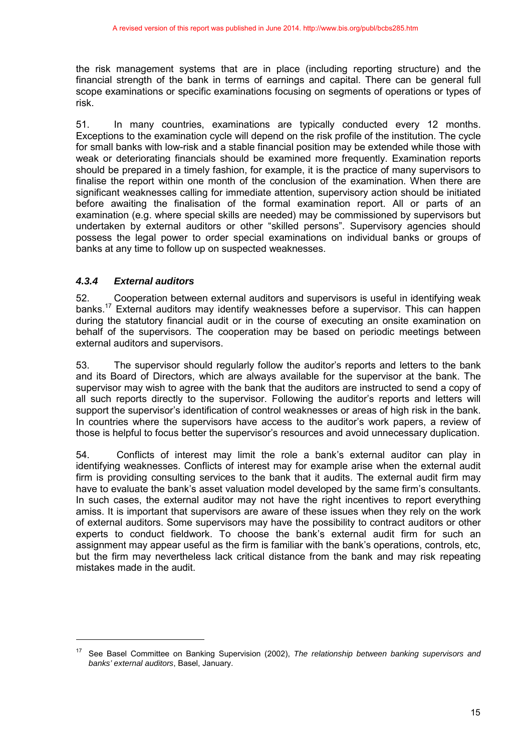the risk management systems that are in place (including reporting structure) and the financial strength of the bank in terms of earnings and capital. There can be general full scope examinations or specific examinations focusing on segments of operations or types of risk.

51. In many countries, examinations are typically conducted every 12 months. Exceptions to the examination cycle will depend on the risk profile of the institution. The cycle for small banks with low-risk and a stable financial position may be extended while those with weak or deteriorating financials should be examined more frequently. Examination reports should be prepared in a timely fashion, for example, it is the practice of many supervisors to finalise the report within one month of the conclusion of the examination. When there are significant weaknesses calling for immediate attention, supervisory action should be initiated before awaiting the finalisation of the formal examination report. All or parts of an examination (e.g. where special skills are needed) may be commissioned by supervisors but undertaken by external auditors or other "skilled persons". Supervisory agencies should possess the legal power to order special examinations on individual banks or groups of banks at any time to follow up on suspected weaknesses.

### *4.3.4 External auditors*

52. Cooperation between external auditors and supervisors is useful in identifying weak banks.[17] External auditors may identify weaknesses before a supervisor. This can happen during the statutory financial audit or in the course of executing an onsite examination on behalf of the supervisors. The cooperation may be based on periodic meetings between external auditors and supervisors.

53. The supervisor should regularly follow the auditor's reports and letters to the bank and its Board of Directors, which are always available for the supervisor at the bank. The supervisor may wish to agree with the bank that the auditors are instructed to send a copy of all such reports directly to the supervisor. Following the auditor's reports and letters will support the supervisor's identification of control weaknesses or areas of high risk in the bank. In countries where the supervisors have access to the auditor's work papers, a review of those is helpful to focus better the supervisor's resources and avoid unnecessary duplication.

54. Conflicts of interest may limit the role a bank's external auditor can play in identifying weaknesses. Conflicts of interest may for example arise when the external audit firm is providing consulting services to the bank that it audits. The external audit firm may have to evaluate the bank's asset valuation model developed by the same firm's consultants. In such cases, the external auditor may not have the right incentives to report everything amiss. It is important that supervisors are aware of these issues when they rely on the work of external auditors. Some supervisors may have the possibility to contract auditors or other experts to conduct fieldwork. To choose the bank's external audit firm for such an assignment may appear useful as the firm is familiar with the bank's operations, controls, etc, but the firm may nevertheless lack critical distance from the bank and may risk repeating mistakes made in the audit.

---

[17] See Basel Committee on Banking Supervision (2002), *The relationship between banking supervisors and banks' external auditors*, Basel, January.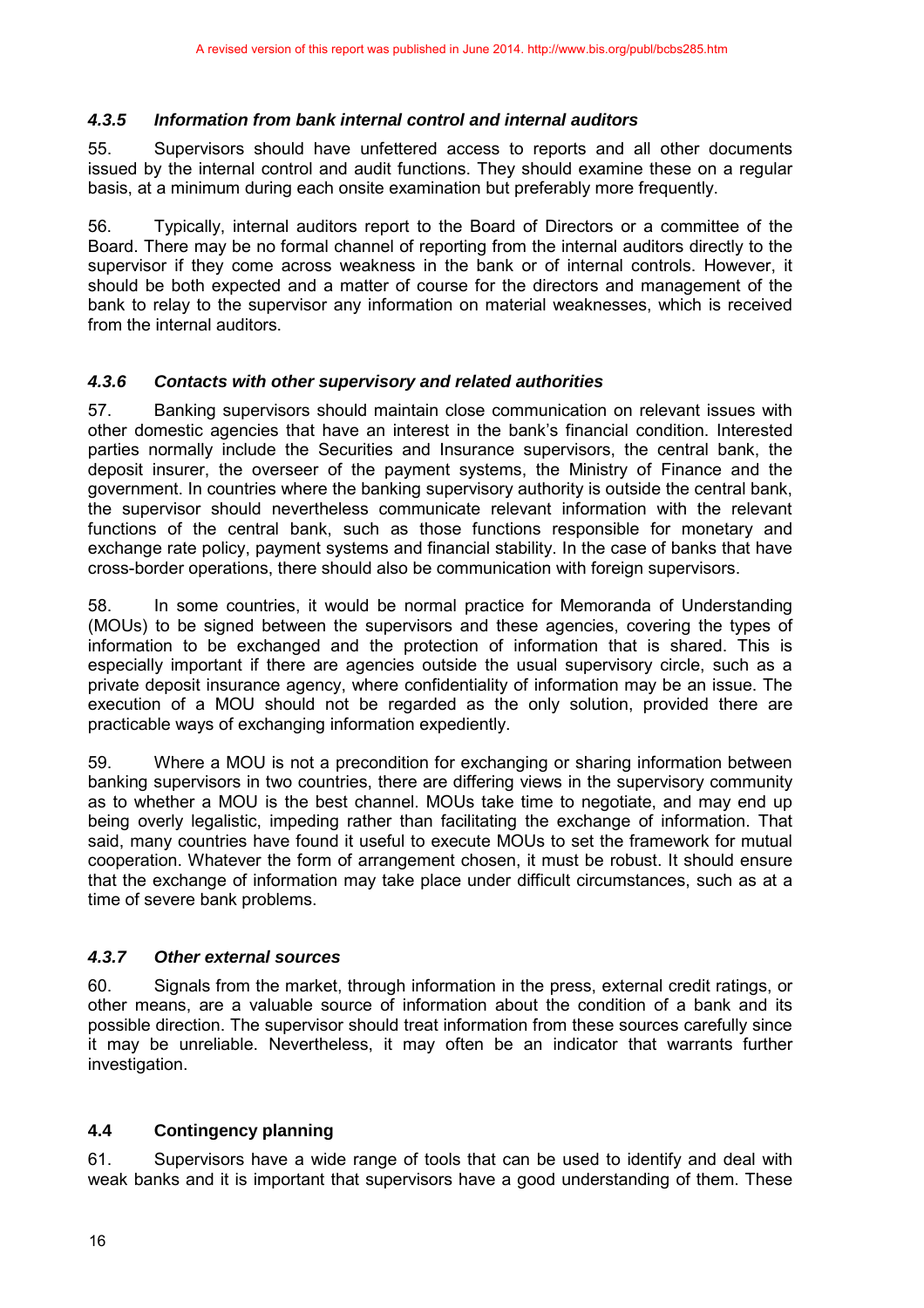A revised version of this report was published in June 2014. http://www.bis.org/publ/bcbs285.htm

### *4.3.5 Information from bank internal control and internal auditors*

55. Supervisors should have unfettered access to reports and all other documents issued by the internal control and audit functions. They should examine these on a regular basis, at a minimum during each onsite examination but preferably more frequently.

56. Typically, internal auditors report to the Board of Directors or a committee of the Board. There may be no formal channel of reporting from the internal auditors directly to the supervisor if they come across weakness in the bank or of internal controls. However, it should be both expected and a matter of course for the directors and management of the bank to relay to the supervisor any information on material weaknesses, which is received from the internal auditors.

### *4.3.6 Contacts with other supervisory and related authorities*

57. Banking supervisors should maintain close communication on relevant issues with other domestic agencies that have an interest in the bank's financial condition. Interested parties normally include the Securities and Insurance supervisors, the central bank, the deposit insurer, the overseer of the payment systems, the Ministry of Finance and the government. In countries where the banking supervisory authority is outside the central bank, the supervisor should nevertheless communicate relevant information with the relevant functions of the central bank, such as those functions responsible for monetary and exchange rate policy, payment systems and financial stability. In the case of banks that have cross-border operations, there should also be communication with foreign supervisors.

58. In some countries, it would be normal practice for Memoranda of Understanding (MOUs) to be signed between the supervisors and these agencies, covering the types of information to be exchanged and the protection of information that is shared. This is especially important if there are agencies outside the usual supervisory circle, such as a private deposit insurance agency, where confidentiality of information may be an issue. The execution of a MOU should not be regarded as the only solution, provided there are practicable ways of exchanging information expediently.

59. Where a MOU is not a precondition for exchanging or sharing information between banking supervisors in two countries, there are differing views in the supervisory community as to whether a MOU is the best channel. MOUs take time to negotiate, and may end up being overly legalistic, impeding rather than facilitating the exchange of information. That said, many countries have found it useful to execute MOUs to set the framework for mutual cooperation. Whatever the form of arrangement chosen, it must be robust. It should ensure that the exchange of information may take place under difficult circumstances, such as at a time of severe bank problems.

### *4.3.7 Other external sources*

60. Signals from the market, through information in the press, external credit ratings, or other means, are a valuable source of information about the condition of a bank and its possible direction. The supervisor should treat information from these sources carefully since it may be unreliable. Nevertheless, it may often be an indicator that warrants further investigation.

## 4.4 Contingency planning

61. Supervisors have a wide range of tools that can be used to identify and deal with weak banks and it is important that supervisors have a good understanding of them. These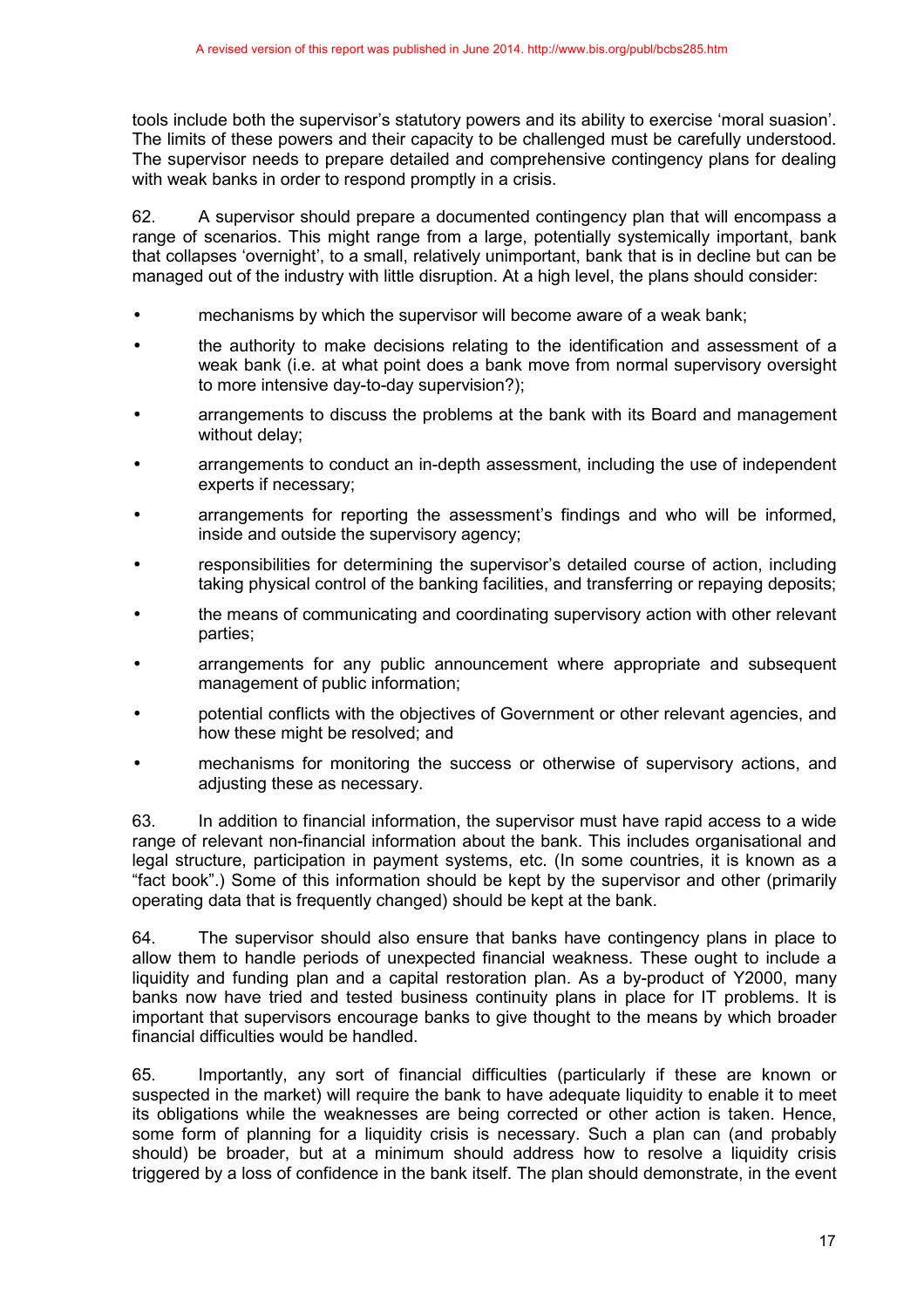tools include both the supervisor's statutory powers and its ability to exercise 'moral suasion'. The limits of these powers and their capacity to be challenged must be carefully understood. The supervisor needs to prepare detailed and comprehensive contingency plans for dealing with weak banks in order to respond promptly in a crisis.

62. A supervisor should prepare a documented contingency plan that will encompass a range of scenarios. This might range from a large, potentially systemically important, bank that collapses 'overnight', to a small, relatively unimportant, bank that is in decline but can be managed out of the industry with little disruption. At a high level, the plans should consider:

- mechanisms by which the supervisor will become aware of a weak bank;
- the authority to make decisions relating to the identification and assessment of a weak bank (i.e. at what point does a bank move from normal supervisory oversight to more intensive day-to-day supervision?);
- arrangements to discuss the problems at the bank with its Board and management without delay;
- arrangements to conduct an in-depth assessment, including the use of independent experts if necessary;
- arrangements for reporting the assessment's findings and who will be informed, inside and outside the supervisory agency;
- responsibilities for determining the supervisor's detailed course of action, including taking physical control of the banking facilities, and transferring or repaying deposits;
- the means of communicating and coordinating supervisory action with other relevant parties;
- arrangements for any public announcement where appropriate and subsequent management of public information;
- potential conflicts with the objectives of Government or other relevant agencies, and how these might be resolved; and
- mechanisms for monitoring the success or otherwise of supervisory actions, and adjusting these as necessary.

63. In addition to financial information, the supervisor must have rapid access to a wide range of relevant non-financial information about the bank. This includes organisational and legal structure, participation in payment systems, etc. (In some countries, it is known as a "fact book".) Some of this information should be kept by the supervisor and other (primarily operating data that is frequently changed) should be kept at the bank.

64. The supervisor should also ensure that banks have contingency plans in place to allow them to handle periods of unexpected financial weakness. These ought to include a liquidity and funding plan and a capital restoration plan. As a by-product of Y2000, many banks now have tried and tested business continuity plans in place for IT problems. It is important that supervisors encourage banks to give thought to the means by which broader financial difficulties would be handled.

65. Importantly, any sort of financial difficulties (particularly if these are known or suspected in the market) will require the bank to have adequate liquidity to enable it to meet its obligations while the weaknesses are being corrected or other action is taken. Hence, some form of planning for a liquidity crisis is necessary. Such a plan can (and probably should) be broader, but at a minimum should address how to resolve a liquidity crisis triggered by a loss of confidence in the bank itself. The plan should demonstrate, in the event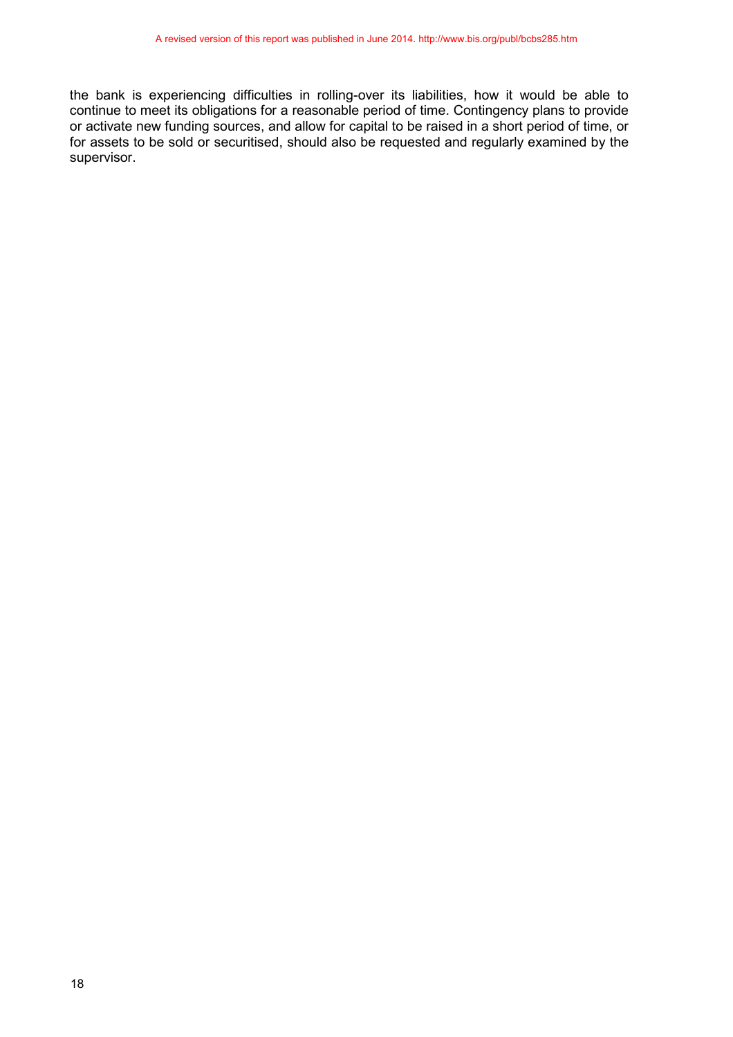the bank is experiencing difficulties in rolling-over its liabilities, how it would be able to continue to meet its obligations for a reasonable period of time. Contingency plans to provide or activate new funding sources, and allow for capital to be raised in a short period of time, or for assets to be sold or securitised, should also be requested and regularly examined by the supervisor.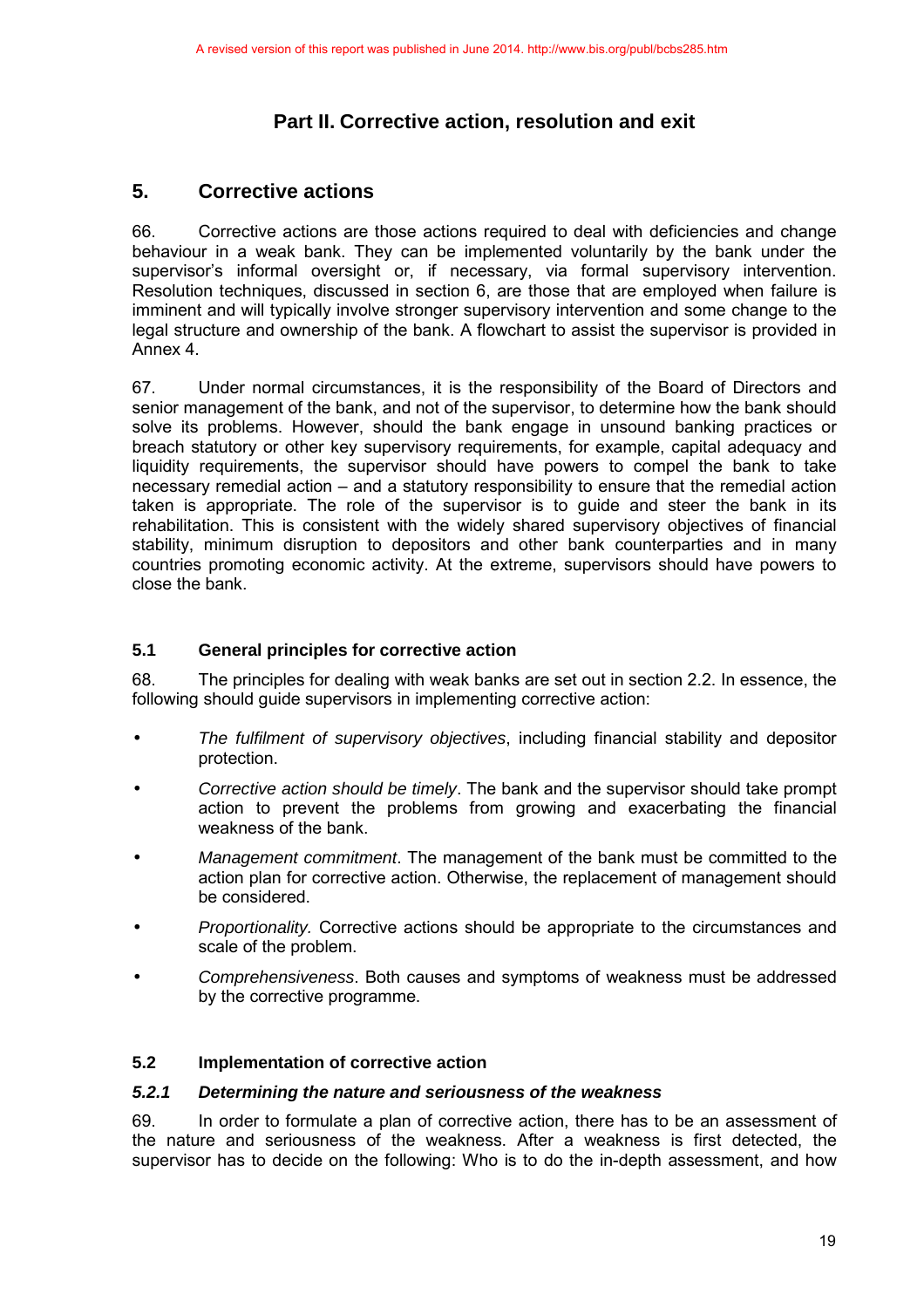# Part II. Corrective action, resolution and exit

## 5. Corrective actions

66. Corrective actions are those actions required to deal with deficiencies and change behaviour in a weak bank. They can be implemented voluntarily by the bank under the supervisor's informal oversight or, if necessary, via formal supervisory intervention. Resolution techniques, discussed in section 6, are those that are employed when failure is imminent and will typically involve stronger supervisory intervention and some change to the legal structure and ownership of the bank. A flowchart to assist the supervisor is provided in Annex 4.

67. Under normal circumstances, it is the responsibility of the Board of Directors and senior management of the bank, and not of the supervisor, to determine how the bank should solve its problems. However, should the bank engage in unsound banking practices or breach statutory or other key supervisory requirements, for example, capital adequacy and liquidity requirements, the supervisor should have powers to compel the bank to take necessary remedial action – and a statutory responsibility to ensure that the remedial action taken is appropriate. The role of the supervisor is to guide and steer the bank in its rehabilitation. This is consistent with the widely shared supervisory objectives of financial stability, minimum disruption to depositors and other bank counterparties and in many countries promoting economic activity. At the extreme, supervisors should have powers to close the bank.

### 5.1 General principles for corrective action

68. The principles for dealing with weak banks are set out in section 2.2. In essence, the following should guide supervisors in implementing corrective action:

- *The fulfilment of supervisory objectives*, including financial stability and depositor protection.
- *Corrective action should be timely*. The bank and the supervisor should take prompt action to prevent the problems from growing and exacerbating the financial weakness of the bank.
- *Management commitment*. The management of the bank must be committed to the action plan for corrective action. Otherwise, the replacement of management should be considered.
- *Proportionality.* Corrective actions should be appropriate to the circumstances and scale of the problem.
- *Comprehensiveness*. Both causes and symptoms of weakness must be addressed by the corrective programme.

### 5.2 Implementation of corrective action

#### *5.2.1 Determining the nature and seriousness of the weakness*

69. In order to formulate a plan of corrective action, there has to be an assessment of the nature and seriousness of the weakness. After a weakness is first detected, the supervisor has to decide on the following: Who is to do the in-depth assessment, and how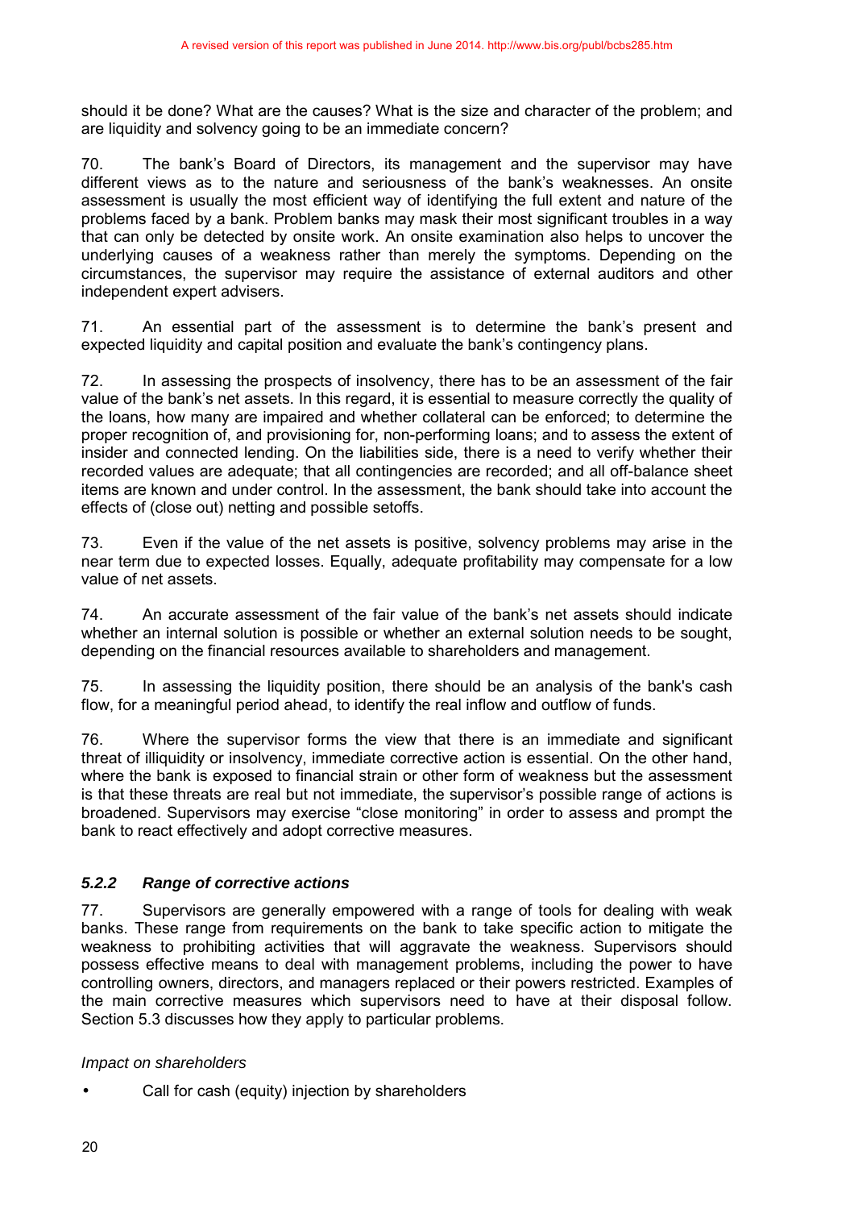should it be done? What are the causes? What is the size and character of the problem; and are liquidity and solvency going to be an immediate concern?

70. The bank's Board of Directors, its management and the supervisor may have different views as to the nature and seriousness of the bank's weaknesses. An onsite assessment is usually the most efficient way of identifying the full extent and nature of the problems faced by a bank. Problem banks may mask their most significant troubles in a way that can only be detected by onsite work. An onsite examination also helps to uncover the underlying causes of a weakness rather than merely the symptoms. Depending on the circumstances, the supervisor may require the assistance of external auditors and other independent expert advisers.

71. An essential part of the assessment is to determine the bank's present and expected liquidity and capital position and evaluate the bank's contingency plans.

72. In assessing the prospects of insolvency, there has to be an assessment of the fair value of the bank's net assets. In this regard, it is essential to measure correctly the quality of the loans, how many are impaired and whether collateral can be enforced; to determine the proper recognition of, and provisioning for, non-performing loans; and to assess the extent of insider and connected lending. On the liabilities side, there is a need to verify whether their recorded values are adequate; that all contingencies are recorded; and all off-balance sheet items are known and under control. In the assessment, the bank should take into account the effects of (close out) netting and possible setoffs.

73. Even if the value of the net assets is positive, solvency problems may arise in the near term due to expected losses. Equally, adequate profitability may compensate for a low value of net assets.

74. An accurate assessment of the fair value of the bank's net assets should indicate whether an internal solution is possible or whether an external solution needs to be sought, depending on the financial resources available to shareholders and management.

75. In assessing the liquidity position, there should be an analysis of the bank's cash flow, for a meaningful period ahead, to identify the real inflow and outflow of funds.

76. Where the supervisor forms the view that there is an immediate and significant threat of illiquidity or insolvency, immediate corrective action is essential. On the other hand, where the bank is exposed to financial strain or other form of weakness but the assessment is that these threats are real but not immediate, the supervisor's possible range of actions is broadened. Supervisors may exercise "close monitoring" in order to assess and prompt the bank to react effectively and adopt corrective measures.

### *5.2.2 Range of corrective actions*

77. Supervisors are generally empowered with a range of tools for dealing with weak banks. These range from requirements on the bank to take specific action to mitigate the weakness to prohibiting activities that will aggravate the weakness. Supervisors should possess effective means to deal with management problems, including the power to have controlling owners, directors, and managers replaced or their powers restricted. Examples of the main corrective measures which supervisors need to have at their disposal follow. Section 5.3 discusses how they apply to particular problems.

*Impact on shareholders*

- Call for cash (equity) injection by shareholders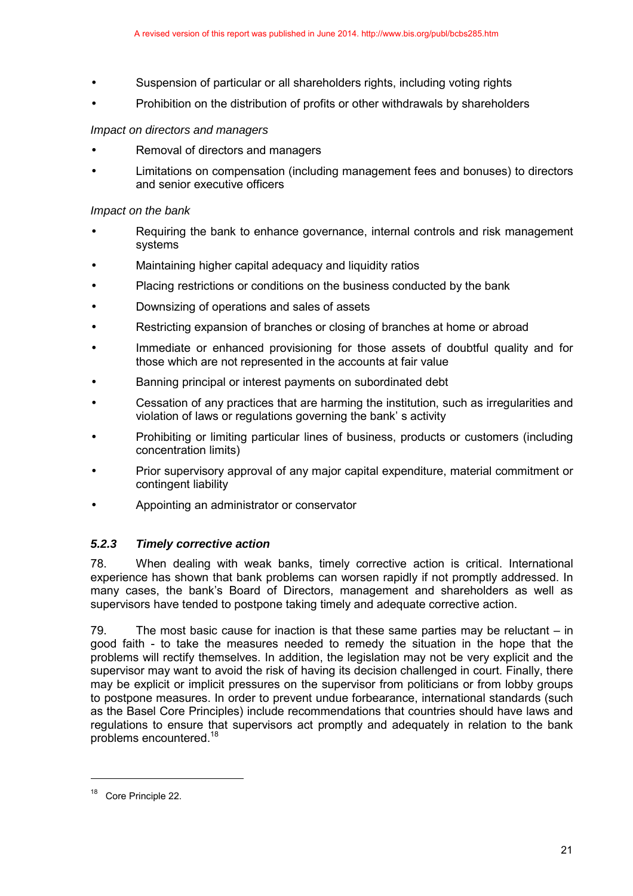- Suspension of particular or all shareholders rights, including voting rights
- Prohibition on the distribution of profits or other withdrawals by shareholders

*Impact on directors and managers*

- Removal of directors and managers
- Limitations on compensation (including management fees and bonuses) to directors and senior executive officers

*Impact on the bank*

- Requiring the bank to enhance governance, internal controls and risk management systems
- Maintaining higher capital adequacy and liquidity ratios
- Placing restrictions or conditions on the business conducted by the bank
- Downsizing of operations and sales of assets
- Restricting expansion of branches or closing of branches at home or abroad
- Immediate or enhanced provisioning for those assets of doubtful quality and for those which are not represented in the accounts at fair value
- Banning principal or interest payments on subordinated debt
- Cessation of any practices that are harming the institution, such as irregularities and violation of laws or regulations governing the bank' s activity
- Prohibiting or limiting particular lines of business, products or customers (including concentration limits)
- Prior supervisory approval of any major capital expenditure, material commitment or contingent liability
- Appointing an administrator or conservator

### *5.2.3 Timely corrective action*

78. When dealing with weak banks, timely corrective action is critical. International experience has shown that bank problems can worsen rapidly if not promptly addressed. In many cases, the bank's Board of Directors, management and shareholders as well as supervisors have tended to postpone taking timely and adequate corrective action.

79. The most basic cause for inaction is that these same parties may be reluctant – in good faith - to take the measures needed to remedy the situation in the hope that the problems will rectify themselves. In addition, the legislation may not be very explicit and the supervisor may want to avoid the risk of having its decision challenged in court. Finally, there may be explicit or implicit pressures on the supervisor from politicians or from lobby groups to postpone measures. In order to prevent undue forbearance, international standards (such as the Basel Core Principles) include recommendations that countries should have laws and regulations to ensure that supervisors act promptly and adequately in relation to the bank problems encountered.[18]

[18] Core Principle 22.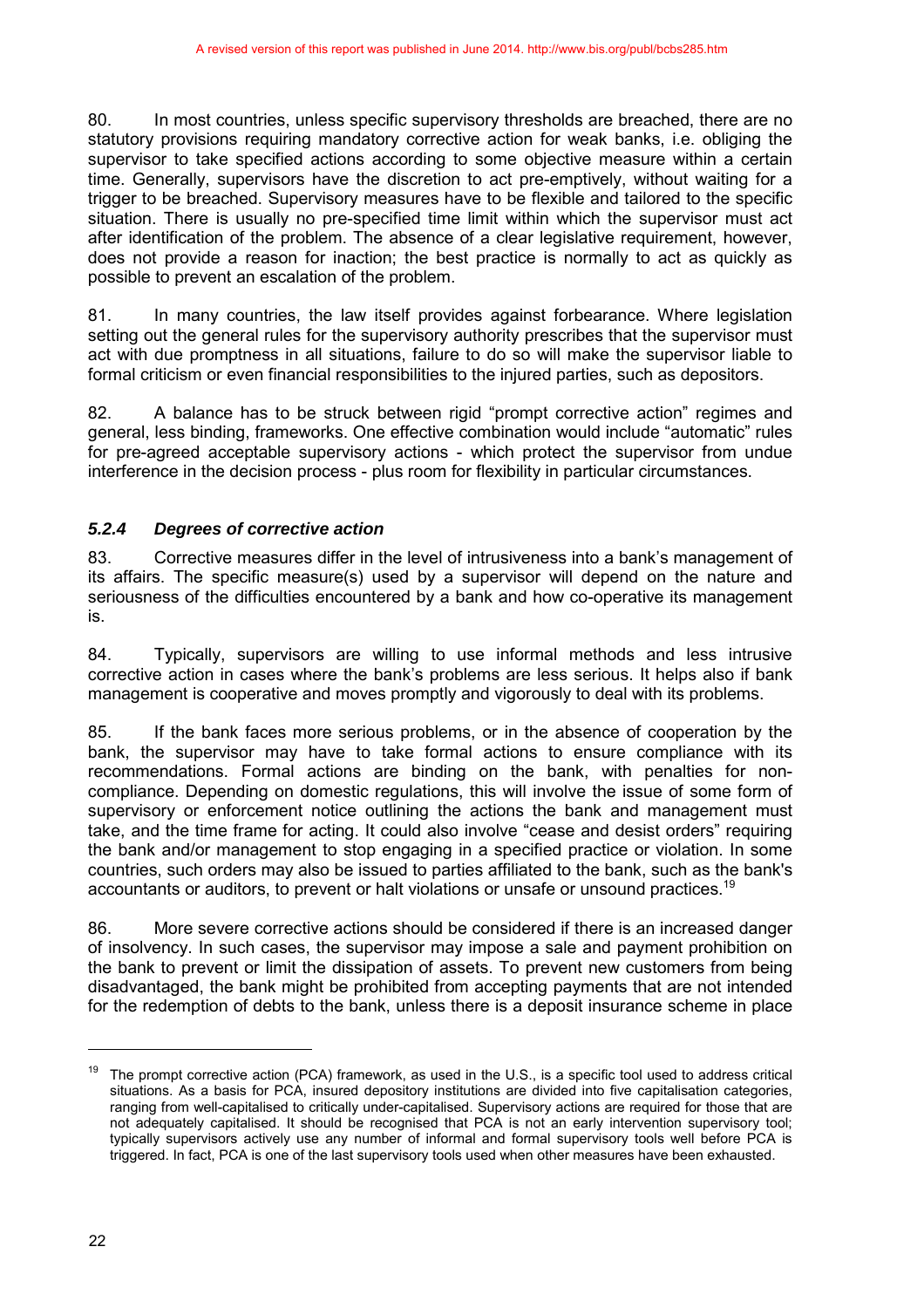80. In most countries, unless specific supervisory thresholds are breached, there are no statutory provisions requiring mandatory corrective action for weak banks, i.e. obliging the supervisor to take specified actions according to some objective measure within a certain time. Generally, supervisors have the discretion to act pre-emptively, without waiting for a trigger to be breached. Supervisory measures have to be flexible and tailored to the specific situation. There is usually no pre-specified time limit within which the supervisor must act after identification of the problem. The absence of a clear legislative requirement, however, does not provide a reason for inaction; the best practice is normally to act as quickly as possible to prevent an escalation of the problem.

81. In many countries, the law itself provides against forbearance. Where legislation setting out the general rules for the supervisory authority prescribes that the supervisor must act with due promptness in all situations, failure to do so will make the supervisor liable to formal criticism or even financial responsibilities to the injured parties, such as depositors.

82. A balance has to be struck between rigid "prompt corrective action" regimes and general, less binding, frameworks. One effective combination would include "automatic" rules for pre-agreed acceptable supervisory actions - which protect the supervisor from undue interference in the decision process - plus room for flexibility in particular circumstances.

### *5.2.4 Degrees of corrective action*

83. Corrective measures differ in the level of intrusiveness into a bank's management of its affairs. The specific measure(s) used by a supervisor will depend on the nature and seriousness of the difficulties encountered by a bank and how co-operative its management is.

84. Typically, supervisors are willing to use informal methods and less intrusive corrective action in cases where the bank's problems are less serious. It helps also if bank management is cooperative and moves promptly and vigorously to deal with its problems.

85. If the bank faces more serious problems, or in the absence of cooperation by the bank, the supervisor may have to take formal actions to ensure compliance with its recommendations. Formal actions are binding on the bank, with penalties for non-compliance. Depending on domestic regulations, this will involve the issue of some form of supervisory or enforcement notice outlining the actions the bank and management must take, and the time frame for acting. It could also involve "cease and desist orders" requiring the bank and/or management to stop engaging in a specified practice or violation. In some countries, such orders may also be issued to parties affiliated to the bank, such as the bank's accountants or auditors, to prevent or halt violations or unsafe or unsound practices.[19]

86. More severe corrective actions should be considered if there is an increased danger of insolvency. In such cases, the supervisor may impose a sale and payment prohibition on the bank to prevent or limit the dissipation of assets. To prevent new customers from being disadvantaged, the bank might be prohibited from accepting payments that are not intended for the redemption of debts to the bank, unless there is a deposit insurance scheme in place

---

[19] The prompt corrective action (PCA) framework, as used in the U.S., is a specific tool used to address critical situations. As a basis for PCA, insured depository institutions are divided into five capitalisation categories, ranging from well-capitalised to critically under-capitalised. Supervisory actions are required for those that are not adequately capitalised. It should be recognised that PCA is not an early intervention supervisory tool; typically supervisors actively use any number of informal and formal supervisory tools well before PCA is triggered. In fact, PCA is one of the last supervisory tools used when other measures have been exhausted.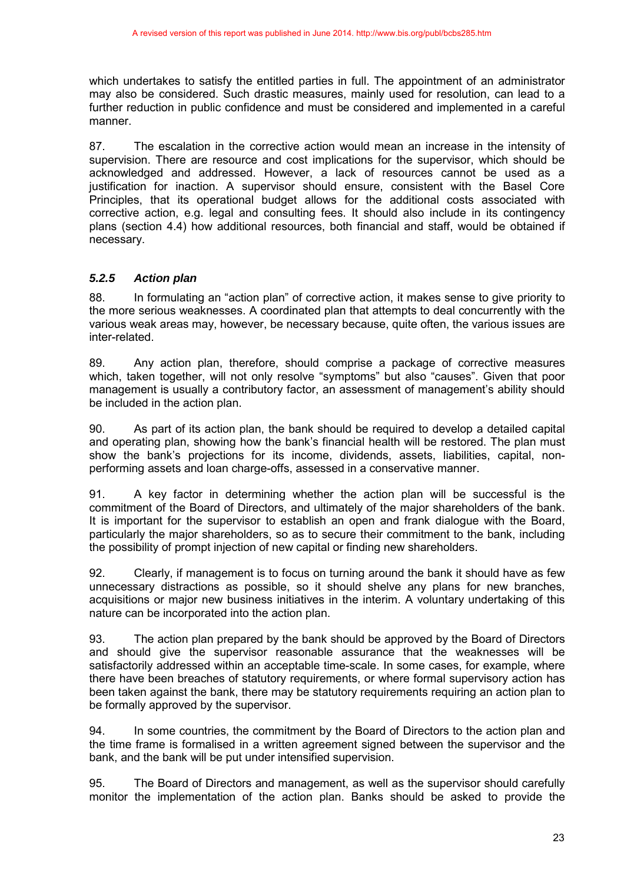which undertakes to satisfy the entitled parties in full. The appointment of an administrator may also be considered. Such drastic measures, mainly used for resolution, can lead to a further reduction in public confidence and must be considered and implemented in a careful manner.

87. The escalation in the corrective action would mean an increase in the intensity of supervision. There are resource and cost implications for the supervisor, which should be acknowledged and addressed. However, a lack of resources cannot be used as a justification for inaction. A supervisor should ensure, consistent with the Basel Core Principles, that its operational budget allows for the additional costs associated with corrective action, e.g. legal and consulting fees. It should also include in its contingency plans (section 4.4) how additional resources, both financial and staff, would be obtained if necessary.

### *5.2.5 Action plan*

88. In formulating an "action plan" of corrective action, it makes sense to give priority to the more serious weaknesses. A coordinated plan that attempts to deal concurrently with the various weak areas may, however, be necessary because, quite often, the various issues are inter-related.

89. Any action plan, therefore, should comprise a package of corrective measures which, taken together, will not only resolve "symptoms" but also "causes". Given that poor management is usually a contributory factor, an assessment of management's ability should be included in the action plan.

90. As part of its action plan, the bank should be required to develop a detailed capital and operating plan, showing how the bank's financial health will be restored. The plan must show the bank's projections for its income, dividends, assets, liabilities, capital, non-performing assets and loan charge-offs, assessed in a conservative manner.

91. A key factor in determining whether the action plan will be successful is the commitment of the Board of Directors, and ultimately of the major shareholders of the bank. It is important for the supervisor to establish an open and frank dialogue with the Board, particularly the major shareholders, so as to secure their commitment to the bank, including the possibility of prompt injection of new capital or finding new shareholders.

92. Clearly, if management is to focus on turning around the bank it should have as few unnecessary distractions as possible, so it should shelve any plans for new branches, acquisitions or major new business initiatives in the interim. A voluntary undertaking of this nature can be incorporated into the action plan.

93. The action plan prepared by the bank should be approved by the Board of Directors and should give the supervisor reasonable assurance that the weaknesses will be satisfactorily addressed within an acceptable time-scale. In some cases, for example, where there have been breaches of statutory requirements, or where formal supervisory action has been taken against the bank, there may be statutory requirements requiring an action plan to be formally approved by the supervisor.

94. In some countries, the commitment by the Board of Directors to the action plan and the time frame is formalised in a written agreement signed between the supervisor and the bank, and the bank will be put under intensified supervision.

95. The Board of Directors and management, as well as the supervisor should carefully monitor the implementation of the action plan. Banks should be asked to provide the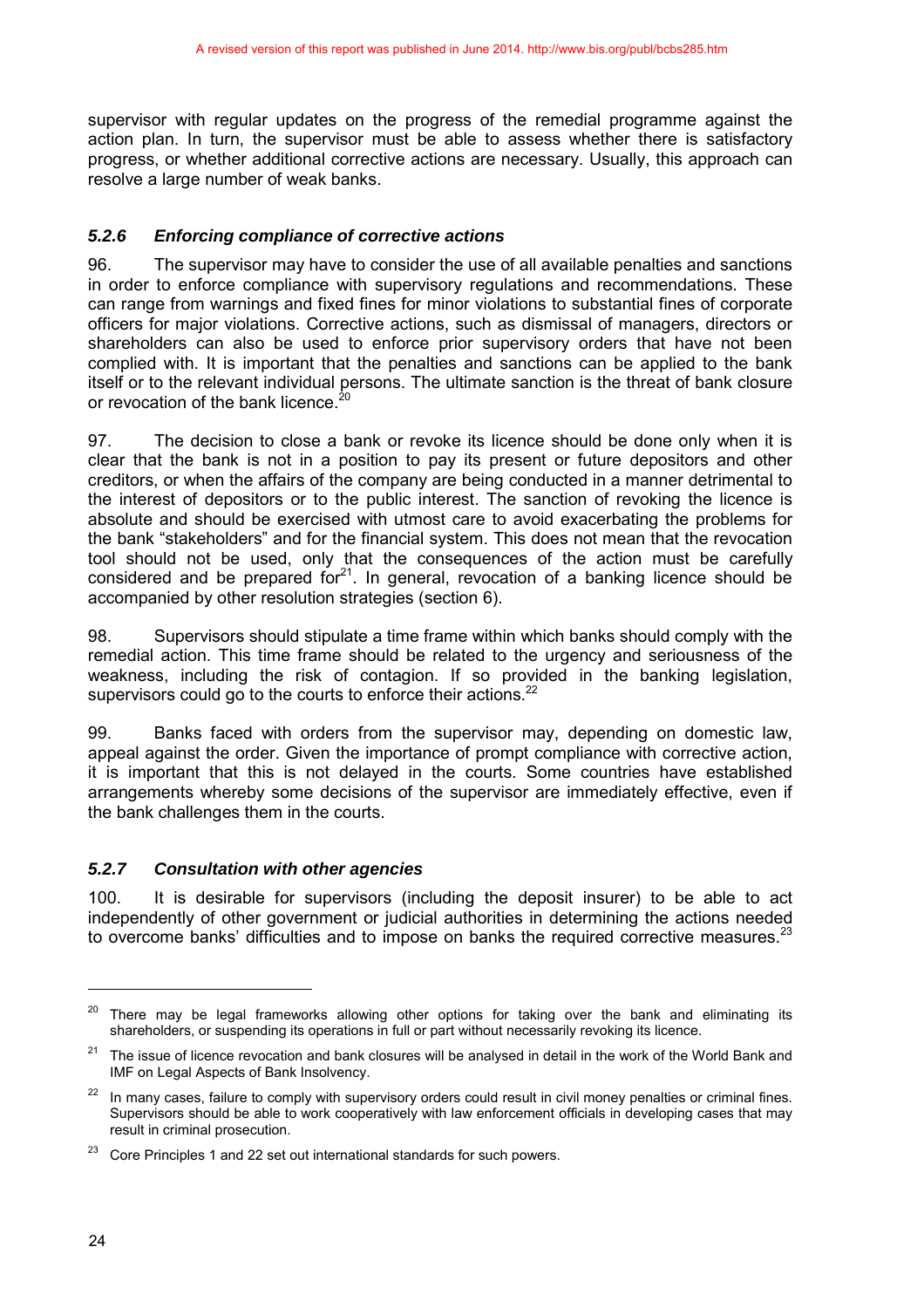supervisor with regular updates on the progress of the remedial programme against the action plan. In turn, the supervisor must be able to assess whether there is satisfactory progress, or whether additional corrective actions are necessary. Usually, this approach can resolve a large number of weak banks.

### *5.2.6 Enforcing compliance of corrective actions*

96. The supervisor may have to consider the use of all available penalties and sanctions in order to enforce compliance with supervisory regulations and recommendations. These can range from warnings and fixed fines for minor violations to substantial fines of corporate officers for major violations. Corrective actions, such as dismissal of managers, directors or shareholders can also be used to enforce prior supervisory orders that have not been complied with. It is important that the penalties and sanctions can be applied to the bank itself or to the relevant individual persons. The ultimate sanction is the threat of bank closure or revocation of the bank licence.[20]

97. The decision to close a bank or revoke its licence should be done only when it is clear that the bank is not in a position to pay its present or future depositors and other creditors, or when the affairs of the company are being conducted in a manner detrimental to the interest of depositors or to the public interest. The sanction of revoking the licence is absolute and should be exercised with utmost care to avoid exacerbating the problems for the bank "stakeholders" and for the financial system. This does not mean that the revocation tool should not be used, only that the consequences of the action must be carefully considered and be prepared for[21]. In general, revocation of a banking licence should be accompanied by other resolution strategies (section 6).

98. Supervisors should stipulate a time frame within which banks should comply with the remedial action. This time frame should be related to the urgency and seriousness of the weakness, including the risk of contagion. If so provided in the banking legislation, supervisors could go to the courts to enforce their actions.[22]

99. Banks faced with orders from the supervisor may, depending on domestic law, appeal against the order. Given the importance of prompt compliance with corrective action, it is important that this is not delayed in the courts. Some countries have established arrangements whereby some decisions of the supervisor are immediately effective, even if the bank challenges them in the courts.

### *5.2.7 Consultation with other agencies*

100. It is desirable for supervisors (including the deposit insurer) to be able to act independently of other government or judicial authorities in determining the actions needed to overcome banks' difficulties and to impose on banks the required corrective measures.[23]

---

[20] There may be legal frameworks allowing other options for taking over the bank and eliminating its shareholders, or suspending its operations in full or part without necessarily revoking its licence.

[21] The issue of licence revocation and bank closures will be analysed in detail in the work of the World Bank and IMF on Legal Aspects of Bank Insolvency.

[22] In many cases, failure to comply with supervisory orders could result in civil money penalties or criminal fines. Supervisors should be able to work cooperatively with law enforcement officials in developing cases that may result in criminal prosecution.

[23] Core Principles 1 and 22 set out international standards for such powers.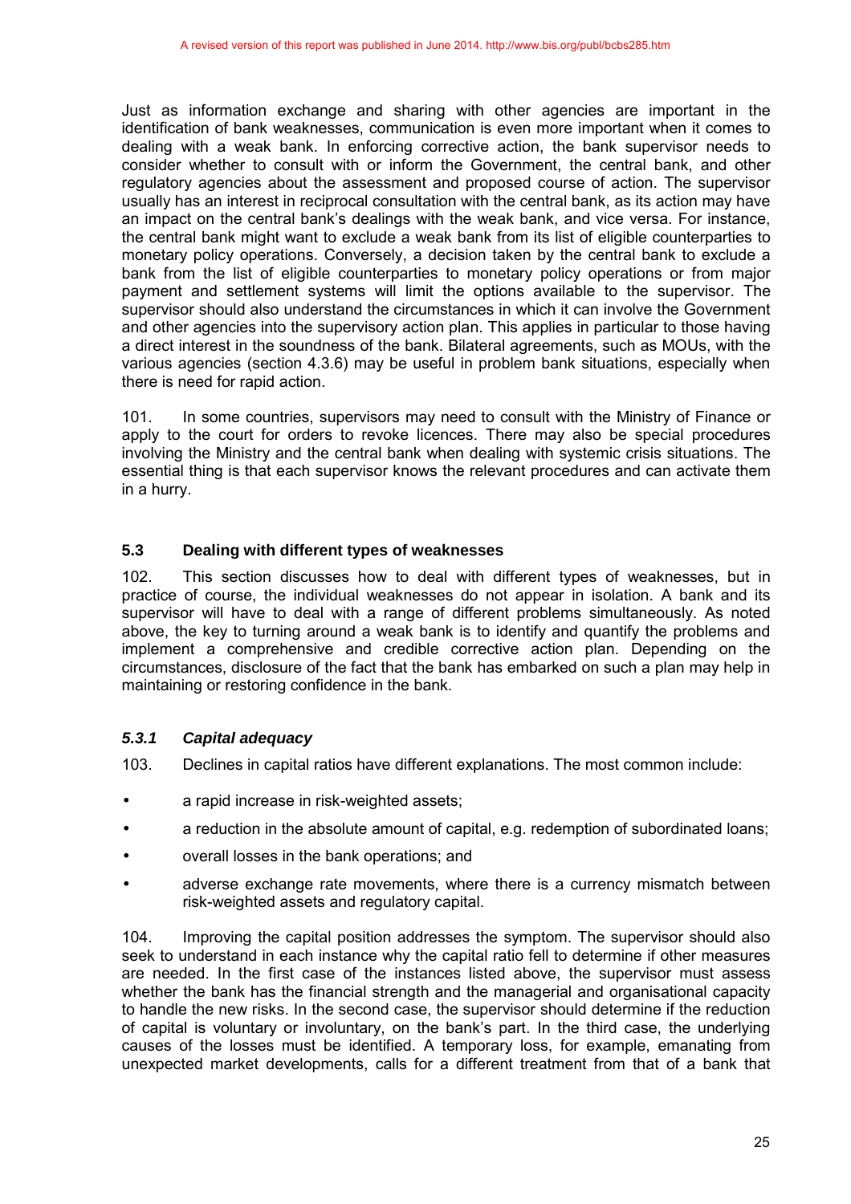Just as information exchange and sharing with other agencies are important in the identification of bank weaknesses, communication is even more important when it comes to dealing with a weak bank. In enforcing corrective action, the bank supervisor needs to consider whether to consult with or inform the Government, the central bank, and other regulatory agencies about the assessment and proposed course of action. The supervisor usually has an interest in reciprocal consultation with the central bank, as its action may have an impact on the central bank's dealings with the weak bank, and vice versa. For instance, the central bank might want to exclude a weak bank from its list of eligible counterparties to monetary policy operations. Conversely, a decision taken by the central bank to exclude a bank from the list of eligible counterparties to monetary policy operations or from major payment and settlement systems will limit the options available to the supervisor. The supervisor should also understand the circumstances in which it can involve the Government and other agencies into the supervisory action plan. This applies in particular to those having a direct interest in the soundness of the bank. Bilateral agreements, such as MOUs, with the various agencies (section 4.3.6) may be useful in problem bank situations, especially when there is need for rapid action.

101. In some countries, supervisors may need to consult with the Ministry of Finance or apply to the court for orders to revoke licences. There may also be special procedures involving the Ministry and the central bank when dealing with systemic crisis situations. The essential thing is that each supervisor knows the relevant procedures and can activate them in a hurry.

## 5.3 Dealing with different types of weaknesses

102. This section discusses how to deal with different types of weaknesses, but in practice of course, the individual weaknesses do not appear in isolation. A bank and its supervisor will have to deal with a range of different problems simultaneously. As noted above, the key to turning around a weak bank is to identify and quantify the problems and implement a comprehensive and credible corrective action plan. Depending on the circumstances, disclosure of the fact that the bank has embarked on such a plan may help in maintaining or restoring confidence in the bank.

### *5.3.1 Capital adequacy*

103. Declines in capital ratios have different explanations. The most common include:

- a rapid increase in risk-weighted assets;
- a reduction in the absolute amount of capital, e.g. redemption of subordinated loans;
- overall losses in the bank operations; and
- adverse exchange rate movements, where there is a currency mismatch between risk-weighted assets and regulatory capital.

104. Improving the capital position addresses the symptom. The supervisor should also seek to understand in each instance why the capital ratio fell to determine if other measures are needed. In the first case of the instances listed above, the supervisor must assess whether the bank has the financial strength and the managerial and organisational capacity to handle the new risks. In the second case, the supervisor should determine if the reduction of capital is voluntary or involuntary, on the bank's part. In the third case, the underlying causes of the losses must be identified. A temporary loss, for example, emanating from unexpected market developments, calls for a different treatment from that of a bank that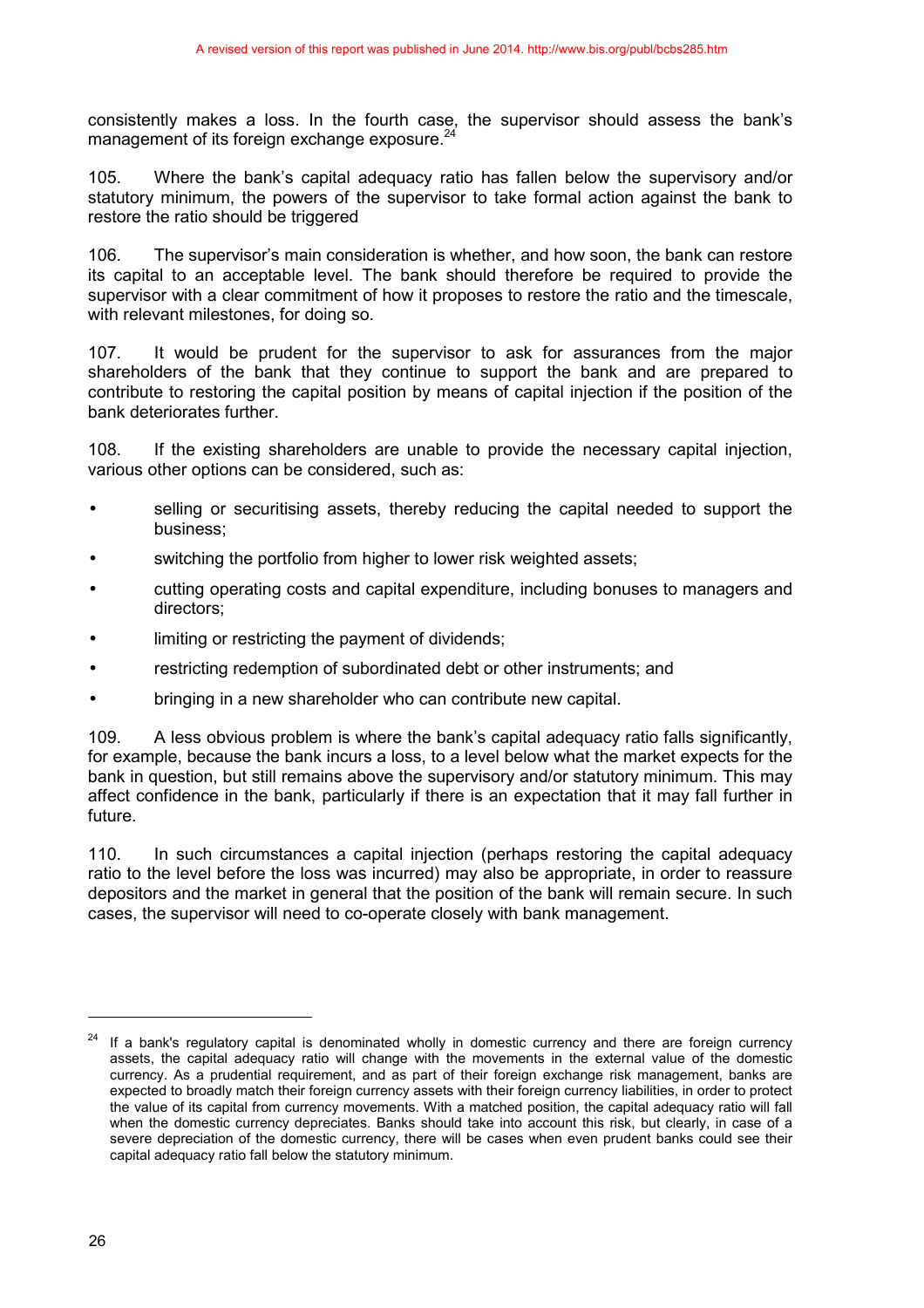consistently makes a loss. In the fourth case, the supervisor should assess the bank's management of its foreign exchange exposure.[24]

105. Where the bank's capital adequacy ratio has fallen below the supervisory and/or statutory minimum, the powers of the supervisor to take formal action against the bank to restore the ratio should be triggered

106. The supervisor's main consideration is whether, and how soon, the bank can restore its capital to an acceptable level. The bank should therefore be required to provide the supervisor with a clear commitment of how it proposes to restore the ratio and the timescale, with relevant milestones, for doing so.

107. It would be prudent for the supervisor to ask for assurances from the major shareholders of the bank that they continue to support the bank and are prepared to contribute to restoring the capital position by means of capital injection if the position of the bank deteriorates further.

108. If the existing shareholders are unable to provide the necessary capital injection, various other options can be considered, such as:

- selling or securitising assets, thereby reducing the capital needed to support the business;
- switching the portfolio from higher to lower risk weighted assets;
- cutting operating costs and capital expenditure, including bonuses to managers and directors;
- limiting or restricting the payment of dividends;
- restricting redemption of subordinated debt or other instruments; and
- bringing in a new shareholder who can contribute new capital.

109. A less obvious problem is where the bank's capital adequacy ratio falls significantly, for example, because the bank incurs a loss, to a level below what the market expects for the bank in question, but still remains above the supervisory and/or statutory minimum. This may affect confidence in the bank, particularly if there is an expectation that it may fall further in future.

110. In such circumstances a capital injection (perhaps restoring the capital adequacy ratio to the level before the loss was incurred) may also be appropriate, in order to reassure depositors and the market in general that the position of the bank will remain secure. In such cases, the supervisor will need to co-operate closely with bank management.

---

[24] If a bank's regulatory capital is denominated wholly in domestic currency and there are foreign currency assets, the capital adequacy ratio will change with the movements in the external value of the domestic currency. As a prudential requirement, and as part of their foreign exchange risk management, banks are expected to broadly match their foreign currency assets with their foreign currency liabilities, in order to protect the value of its capital from currency movements. With a matched position, the capital adequacy ratio will fall when the domestic currency depreciates. Banks should take into account this risk, but clearly, in case of a severe depreciation of the domestic currency, there will be cases when even prudent banks could see their capital adequacy ratio fall below the statutory minimum.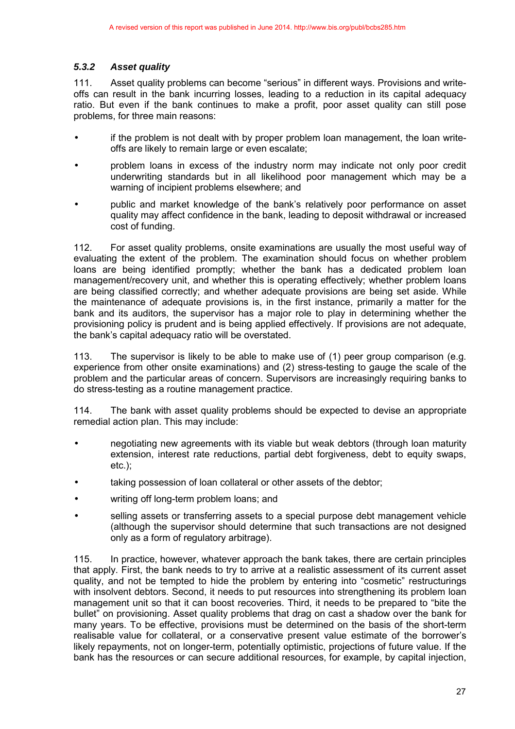### *5.3.2 Asset quality*

111. Asset quality problems can become "serious" in different ways. Provisions and write-offs can result in the bank incurring losses, leading to a reduction in its capital adequacy ratio. But even if the bank continues to make a profit, poor asset quality can still pose problems, for three main reasons:

- if the problem is not dealt with by proper problem loan management, the loan write-offs are likely to remain large or even escalate;
- problem loans in excess of the industry norm may indicate not only poor credit underwriting standards but in all likelihood poor management which may be a warning of incipient problems elsewhere; and
- public and market knowledge of the bank's relatively poor performance on asset quality may affect confidence in the bank, leading to deposit withdrawal or increased cost of funding.

112. For asset quality problems, onsite examinations are usually the most useful way of evaluating the extent of the problem. The examination should focus on whether problem loans are being identified promptly; whether the bank has a dedicated problem loan management/recovery unit, and whether this is operating effectively; whether problem loans are being classified correctly; and whether adequate provisions are being set aside. While the maintenance of adequate provisions is, in the first instance, primarily a matter for the bank and its auditors, the supervisor has a major role to play in determining whether the provisioning policy is prudent and is being applied effectively. If provisions are not adequate, the bank's capital adequacy ratio will be overstated.

113. The supervisor is likely to be able to make use of (1) peer group comparison (e.g. experience from other onsite examinations) and (2) stress-testing to gauge the scale of the problem and the particular areas of concern. Supervisors are increasingly requiring banks to do stress-testing as a routine management practice.

114. The bank with asset quality problems should be expected to devise an appropriate remedial action plan. This may include:

- negotiating new agreements with its viable but weak debtors (through loan maturity extension, interest rate reductions, partial debt forgiveness, debt to equity swaps, etc.);
- taking possession of loan collateral or other assets of the debtor;
- writing off long-term problem loans; and
- selling assets or transferring assets to a special purpose debt management vehicle (although the supervisor should determine that such transactions are not designed only as a form of regulatory arbitrage).

115. In practice, however, whatever approach the bank takes, there are certain principles that apply. First, the bank needs to try to arrive at a realistic assessment of its current asset quality, and not be tempted to hide the problem by entering into "cosmetic" restructurings with insolvent debtors. Second, it needs to put resources into strengthening its problem loan management unit so that it can boost recoveries. Third, it needs to be prepared to "bite the bullet" on provisioning. Asset quality problems that drag on cast a shadow over the bank for many years. To be effective, provisions must be determined on the basis of the short-term realisable value for collateral, or a conservative present value estimate of the borrower's likely repayments, not on longer-term, potentially optimistic, projections of future value. If the bank has the resources or can secure additional resources, for example, by capital injection,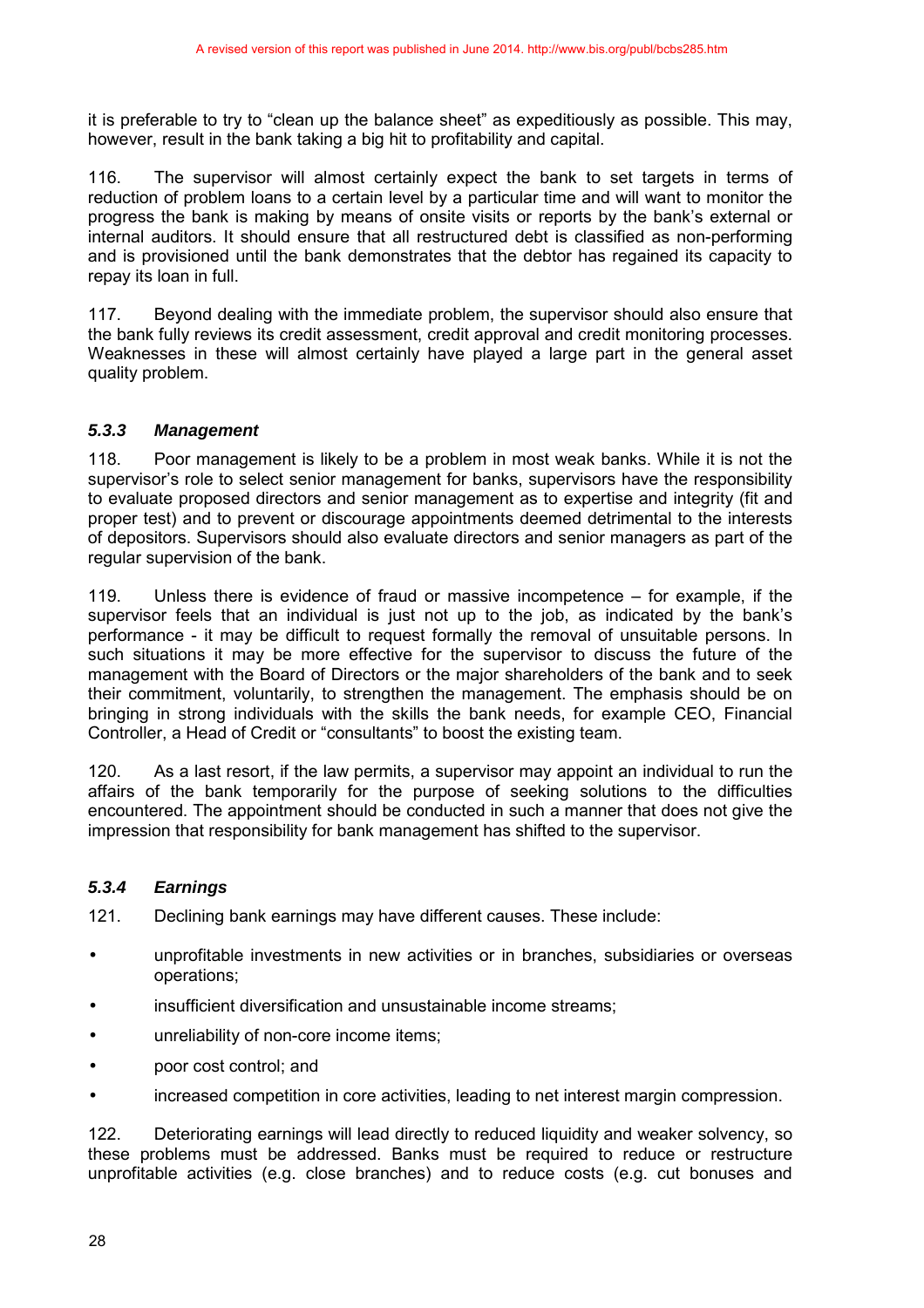it is preferable to try to "clean up the balance sheet" as expeditiously as possible. This may, however, result in the bank taking a big hit to profitability and capital.

116. The supervisor will almost certainly expect the bank to set targets in terms of reduction of problem loans to a certain level by a particular time and will want to monitor the progress the bank is making by means of onsite visits or reports by the bank's external or internal auditors. It should ensure that all restructured debt is classified as non-performing and is provisioned until the bank demonstrates that the debtor has regained its capacity to repay its loan in full.

117. Beyond dealing with the immediate problem, the supervisor should also ensure that the bank fully reviews its credit assessment, credit approval and credit monitoring processes. Weaknesses in these will almost certainly have played a large part in the general asset quality problem.

### *5.3.3 Management*

118. Poor management is likely to be a problem in most weak banks. While it is not the supervisor's role to select senior management for banks, supervisors have the responsibility to evaluate proposed directors and senior management as to expertise and integrity (fit and proper test) and to prevent or discourage appointments deemed detrimental to the interests of depositors. Supervisors should also evaluate directors and senior managers as part of the regular supervision of the bank.

119. Unless there is evidence of fraud or massive incompetence – for example, if the supervisor feels that an individual is just not up to the job, as indicated by the bank's performance - it may be difficult to request formally the removal of unsuitable persons. In such situations it may be more effective for the supervisor to discuss the future of the management with the Board of Directors or the major shareholders of the bank and to seek their commitment, voluntarily, to strengthen the management. The emphasis should be on bringing in strong individuals with the skills the bank needs, for example CEO, Financial Controller, a Head of Credit or "consultants" to boost the existing team.

120. As a last resort, if the law permits, a supervisor may appoint an individual to run the affairs of the bank temporarily for the purpose of seeking solutions to the difficulties encountered. The appointment should be conducted in such a manner that does not give the impression that responsibility for bank management has shifted to the supervisor.

### *5.3.4 Earnings*

121. Declining bank earnings may have different causes. These include:

- unprofitable investments in new activities or in branches, subsidiaries or overseas operations;
- insufficient diversification and unsustainable income streams;
- unreliability of non-core income items;
- poor cost control; and
- increased competition in core activities, leading to net interest margin compression.

122. Deteriorating earnings will lead directly to reduced liquidity and weaker solvency, so these problems must be addressed. Banks must be required to reduce or restructure unprofitable activities (e.g. close branches) and to reduce costs (e.g. cut bonuses and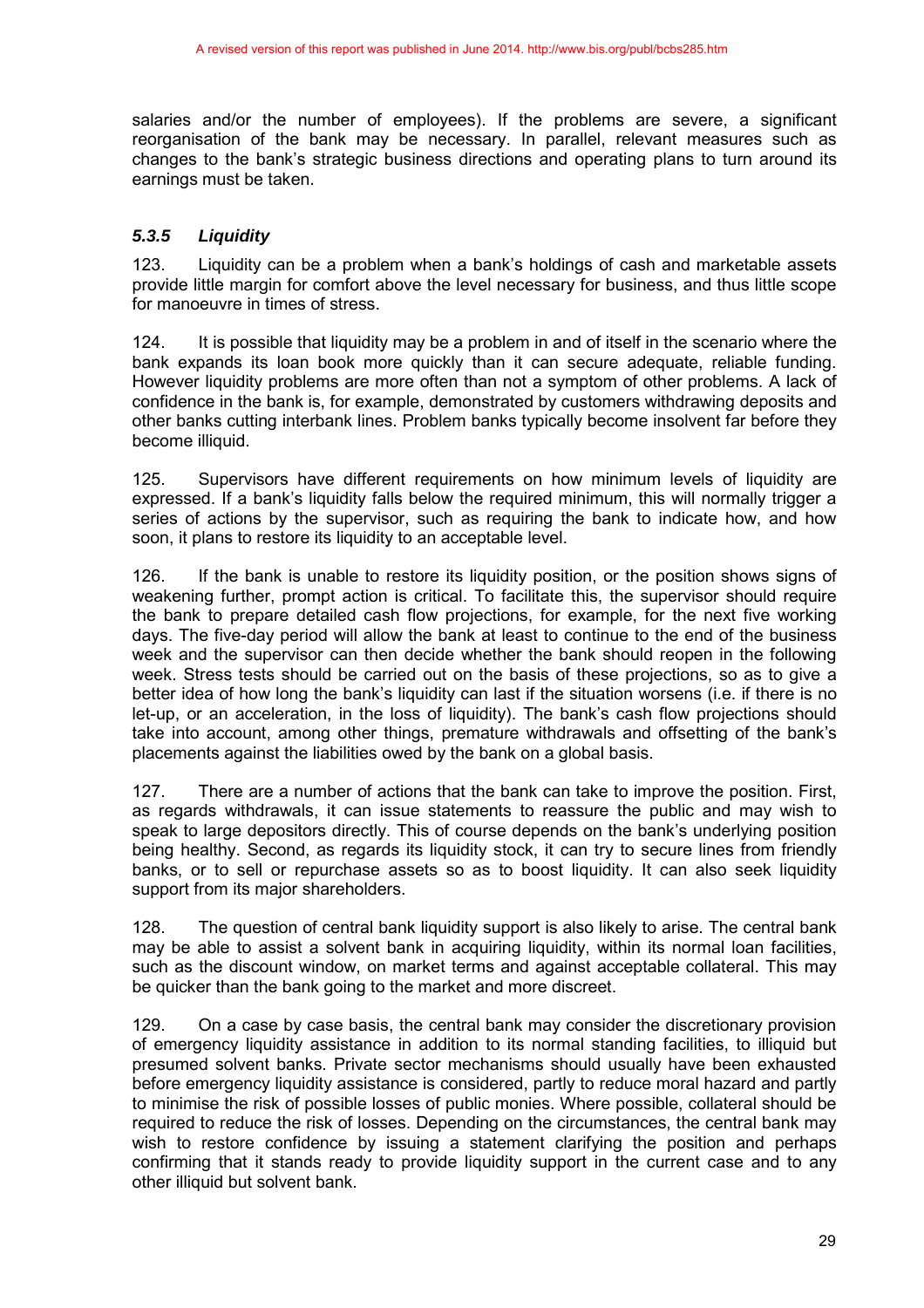salaries and/or the number of employees). If the problems are severe, a significant reorganisation of the bank may be necessary. In parallel, relevant measures such as changes to the bank's strategic business directions and operating plans to turn around its earnings must be taken.

### *5.3.5 Liquidity*

123. Liquidity can be a problem when a bank's holdings of cash and marketable assets provide little margin for comfort above the level necessary for business, and thus little scope for manoeuvre in times of stress.

124. It is possible that liquidity may be a problem in and of itself in the scenario where the bank expands its loan book more quickly than it can secure adequate, reliable funding. However liquidity problems are more often than not a symptom of other problems. A lack of confidence in the bank is, for example, demonstrated by customers withdrawing deposits and other banks cutting interbank lines. Problem banks typically become insolvent far before they become illiquid.

125. Supervisors have different requirements on how minimum levels of liquidity are expressed. If a bank's liquidity falls below the required minimum, this will normally trigger a series of actions by the supervisor, such as requiring the bank to indicate how, and how soon, it plans to restore its liquidity to an acceptable level.

126. If the bank is unable to restore its liquidity position, or the position shows signs of weakening further, prompt action is critical. To facilitate this, the supervisor should require the bank to prepare detailed cash flow projections, for example, for the next five working days. The five-day period will allow the bank at least to continue to the end of the business week and the supervisor can then decide whether the bank should reopen in the following week. Stress tests should be carried out on the basis of these projections, so as to give a better idea of how long the bank's liquidity can last if the situation worsens (i.e. if there is no let-up, or an acceleration, in the loss of liquidity). The bank's cash flow projections should take into account, among other things, premature withdrawals and offsetting of the bank's placements against the liabilities owed by the bank on a global basis.

127. There are a number of actions that the bank can take to improve the position. First, as regards withdrawals, it can issue statements to reassure the public and may wish to speak to large depositors directly. This of course depends on the bank's underlying position being healthy. Second, as regards its liquidity stock, it can try to secure lines from friendly banks, or to sell or repurchase assets so as to boost liquidity. It can also seek liquidity support from its major shareholders.

128. The question of central bank liquidity support is also likely to arise. The central bank may be able to assist a solvent bank in acquiring liquidity, within its normal loan facilities, such as the discount window, on market terms and against acceptable collateral. This may be quicker than the bank going to the market and more discreet.

129. On a case by case basis, the central bank may consider the discretionary provision of emergency liquidity assistance in addition to its normal standing facilities, to illiquid but presumed solvent banks. Private sector mechanisms should usually have been exhausted before emergency liquidity assistance is considered, partly to reduce moral hazard and partly to minimise the risk of possible losses of public monies. Where possible, collateral should be required to reduce the risk of losses. Depending on the circumstances, the central bank may wish to restore confidence by issuing a statement clarifying the position and perhaps confirming that it stands ready to provide liquidity support in the current case and to any other illiquid but solvent bank.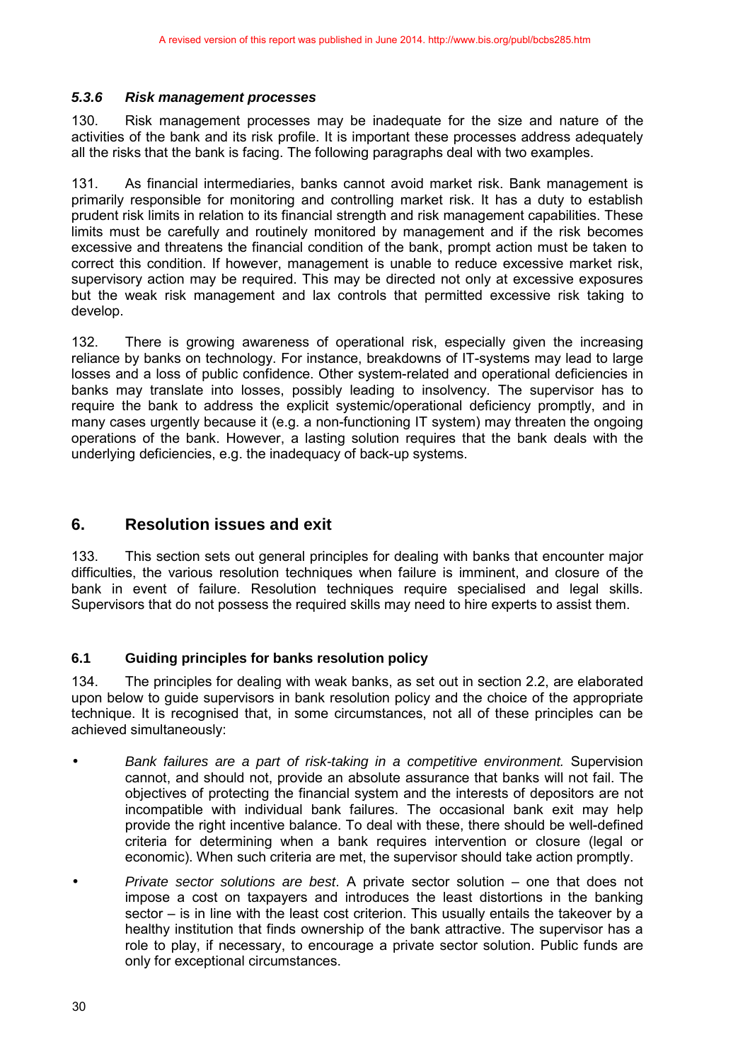A revised version of this report was published in June 2014. http://www.bis.org/publ/bcbs285.htm

#### *5.3.6 Risk management processes*

130. Risk management processes may be inadequate for the size and nature of the activities of the bank and its risk profile. It is important these processes address adequately all the risks that the bank is facing. The following paragraphs deal with two examples.

131. As financial intermediaries, banks cannot avoid market risk. Bank management is primarily responsible for monitoring and controlling market risk. It has a duty to establish prudent risk limits in relation to its financial strength and risk management capabilities. These limits must be carefully and routinely monitored by management and if the risk becomes excessive and threatens the financial condition of the bank, prompt action must be taken to correct this condition. If however, management is unable to reduce excessive market risk, supervisory action may be required. This may be directed not only at excessive exposures but the weak risk management and lax controls that permitted excessive risk taking to develop.

132. There is growing awareness of operational risk, especially given the increasing reliance by banks on technology. For instance, breakdowns of IT-systems may lead to large losses and a loss of public confidence. Other system-related and operational deficiencies in banks may translate into losses, possibly leading to insolvency. The supervisor has to require the bank to address the explicit systemic/operational deficiency promptly, and in many cases urgently because it (e.g. a non-functioning IT system) may threaten the ongoing operations of the bank. However, a lasting solution requires that the bank deals with the underlying deficiencies, e.g. the inadequacy of back-up systems.

## 6. Resolution issues and exit

133. This section sets out general principles for dealing with banks that encounter major difficulties, the various resolution techniques when failure is imminent, and closure of the bank in event of failure. Resolution techniques require specialised and legal skills. Supervisors that do not possess the required skills may need to hire experts to assist them.

### 6.1 Guiding principles for banks resolution policy

134. The principles for dealing with weak banks, as set out in section 2.2, are elaborated upon below to guide supervisors in bank resolution policy and the choice of the appropriate technique. It is recognised that, in some circumstances, not all of these principles can be achieved simultaneously:

- *Bank failures are a part of risk-taking in a competitive environment.* Supervision cannot, and should not, provide an absolute assurance that banks will not fail. The objectives of protecting the financial system and the interests of depositors are not incompatible with individual bank failures. The occasional bank exit may help provide the right incentive balance. To deal with these, there should be well-defined criteria for determining when a bank requires intervention or closure (legal or economic). When such criteria are met, the supervisor should take action promptly.
- *Private sector solutions are best*. A private sector solution – one that does not impose a cost on taxpayers and introduces the least distortions in the banking sector – is in line with the least cost criterion. This usually entails the takeover by a healthy institution that finds ownership of the bank attractive. The supervisor has a role to play, if necessary, to encourage a private sector solution. Public funds are only for exceptional circumstances.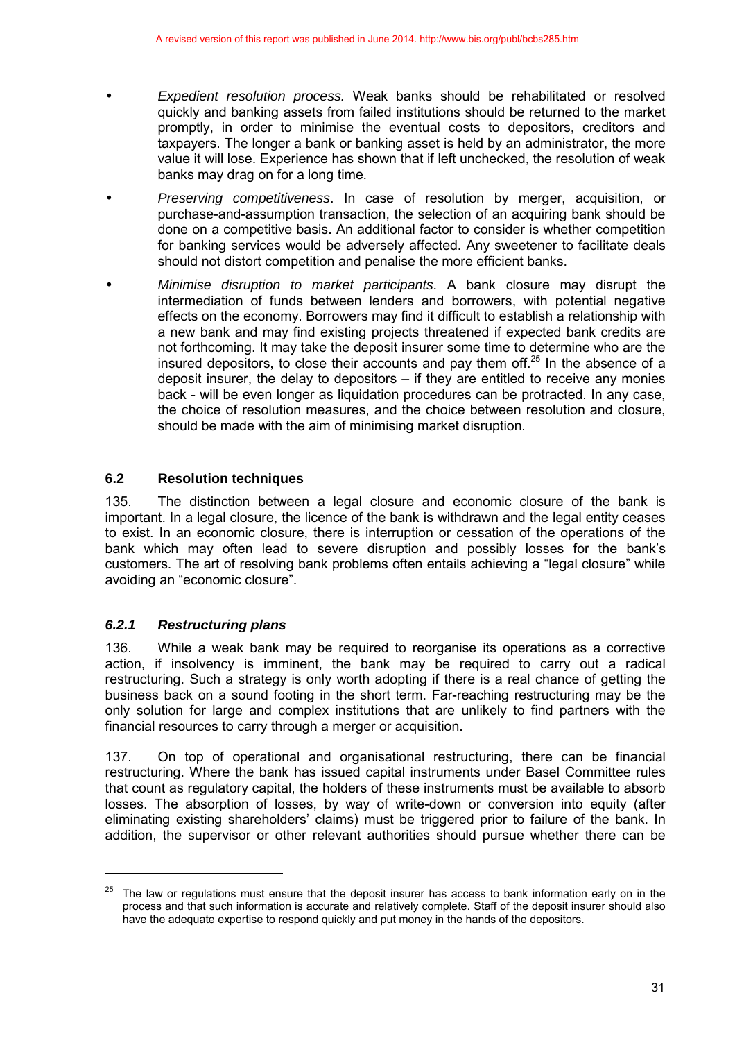- *Expedient resolution process.* Weak banks should be rehabilitated or resolved quickly and banking assets from failed institutions should be returned to the market promptly, in order to minimise the eventual costs to depositors, creditors and taxpayers. The longer a bank or banking asset is held by an administrator, the more value it will lose. Experience has shown that if left unchecked, the resolution of weak banks may drag on for a long time.
- *Preserving competitiveness*. In case of resolution by merger, acquisition, or purchase-and-assumption transaction, the selection of an acquiring bank should be done on a competitive basis. An additional factor to consider is whether competition for banking services would be adversely affected. Any sweetener to facilitate deals should not distort competition and penalise the more efficient banks.
- *Minimise disruption to market participants*. A bank closure may disrupt the intermediation of funds between lenders and borrowers, with potential negative effects on the economy. Borrowers may find it difficult to establish a relationship with a new bank and may find existing projects threatened if expected bank credits are not forthcoming. It may take the deposit insurer some time to determine who are the insured depositors, to close their accounts and pay them off.[25] In the absence of a deposit insurer, the delay to depositors – if they are entitled to receive any monies back - will be even longer as liquidation procedures can be protracted. In any case, the choice of resolution measures, and the choice between resolution and closure, should be made with the aim of minimising market disruption.

## 6.2 Resolution techniques

135. The distinction between a legal closure and economic closure of the bank is important. In a legal closure, the licence of the bank is withdrawn and the legal entity ceases to exist. In an economic closure, there is interruption or cessation of the operations of the bank which may often lead to severe disruption and possibly losses for the bank's customers. The art of resolving bank problems often entails achieving a "legal closure" while avoiding an "economic closure".

### *6.2.1 Restructuring plans*

136. While a weak bank may be required to reorganise its operations as a corrective action, if insolvency is imminent, the bank may be required to carry out a radical restructuring. Such a strategy is only worth adopting if there is a real chance of getting the business back on a sound footing in the short term. Far-reaching restructuring may be the only solution for large and complex institutions that are unlikely to find partners with the financial resources to carry through a merger or acquisition.

137. On top of operational and organisational restructuring, there can be financial restructuring. Where the bank has issued capital instruments under Basel Committee rules that count as regulatory capital, the holders of these instruments must be available to absorb losses. The absorption of losses, by way of write-down or conversion into equity (after eliminating existing shareholders' claims) must be triggered prior to failure of the bank. In addition, the supervisor or other relevant authorities should pursue whether there can be

[25] The law or regulations must ensure that the deposit insurer has access to bank information early on in the process and that such information is accurate and relatively complete. Staff of the deposit insurer should also have the adequate expertise to respond quickly and put money in the hands of the depositors.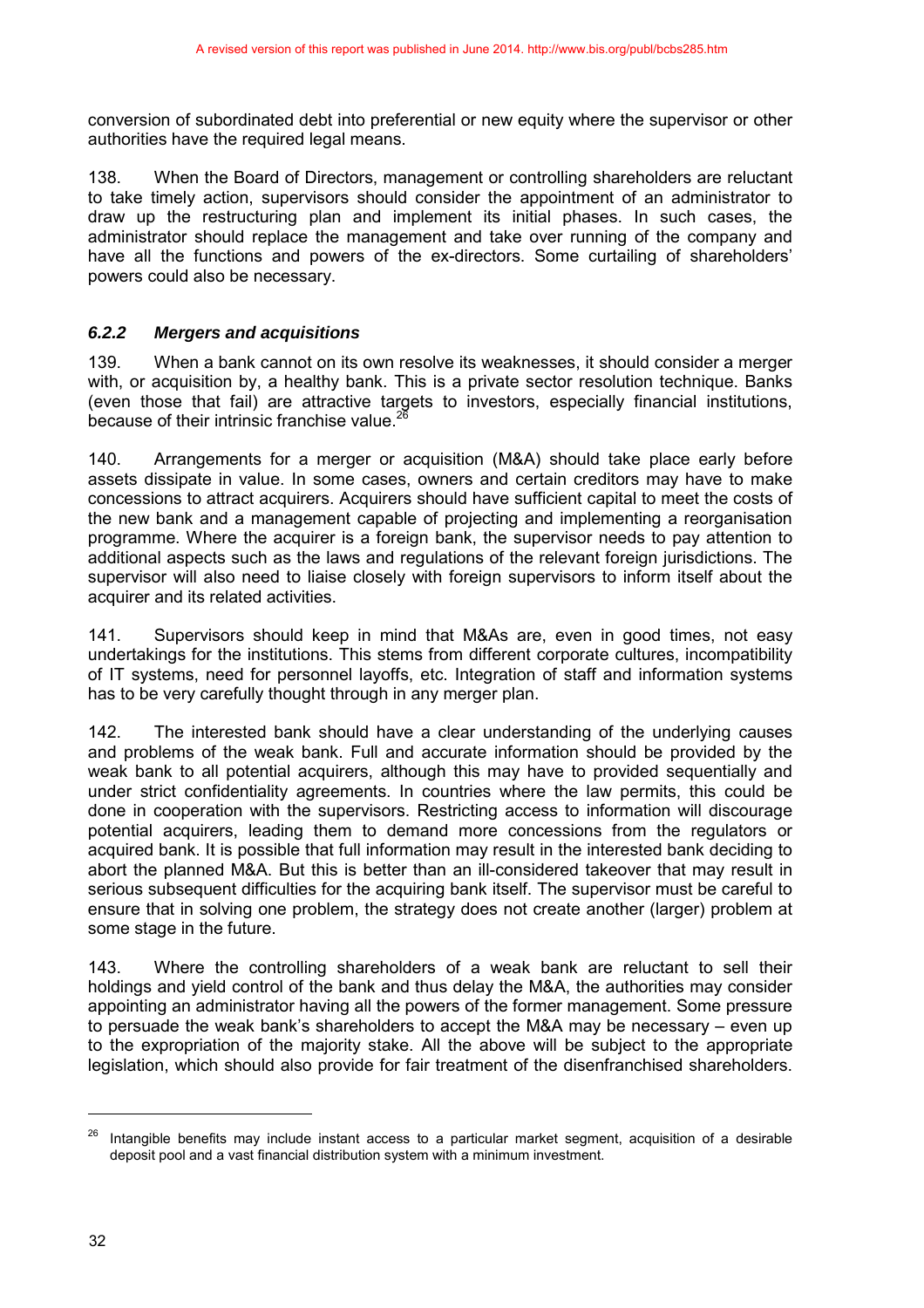conversion of subordinated debt into preferential or new equity where the supervisor or other authorities have the required legal means.

138. When the Board of Directors, management or controlling shareholders are reluctant to take timely action, supervisors should consider the appointment of an administrator to draw up the restructuring plan and implement its initial phases. In such cases, the administrator should replace the management and take over running of the company and have all the functions and powers of the ex-directors. Some curtailing of shareholders' powers could also be necessary.

### *6.2.2 Mergers and acquisitions*

139. When a bank cannot on its own resolve its weaknesses, it should consider a merger with, or acquisition by, a healthy bank. This is a private sector resolution technique. Banks (even those that fail) are attractive targets to investors, especially financial institutions, because of their intrinsic franchise value.[26]

140. Arrangements for a merger or acquisition (M&A) should take place early before assets dissipate in value. In some cases, owners and certain creditors may have to make concessions to attract acquirers. Acquirers should have sufficient capital to meet the costs of the new bank and a management capable of projecting and implementing a reorganisation programme. Where the acquirer is a foreign bank, the supervisor needs to pay attention to additional aspects such as the laws and regulations of the relevant foreign jurisdictions. The supervisor will also need to liaise closely with foreign supervisors to inform itself about the acquirer and its related activities.

141. Supervisors should keep in mind that M&As are, even in good times, not easy undertakings for the institutions. This stems from different corporate cultures, incompatibility of IT systems, need for personnel layoffs, etc. Integration of staff and information systems has to be very carefully thought through in any merger plan.

142. The interested bank should have a clear understanding of the underlying causes and problems of the weak bank. Full and accurate information should be provided by the weak bank to all potential acquirers, although this may have to provided sequentially and under strict confidentiality agreements. In countries where the law permits, this could be done in cooperation with the supervisors. Restricting access to information will discourage potential acquirers, leading them to demand more concessions from the regulators or acquired bank. It is possible that full information may result in the interested bank deciding to abort the planned M&A. But this is better than an ill-considered takeover that may result in serious subsequent difficulties for the acquiring bank itself. The supervisor must be careful to ensure that in solving one problem, the strategy does not create another (larger) problem at some stage in the future.

143. Where the controlling shareholders of a weak bank are reluctant to sell their holdings and yield control of the bank and thus delay the M&A, the authorities may consider appointing an administrator having all the powers of the former management. Some pressure to persuade the weak bank's shareholders to accept the M&A may be necessary – even up to the expropriation of the majority stake. All the above will be subject to the appropriate legislation, which should also provide for fair treatment of the disenfranchised shareholders.

[26] Intangible benefits may include instant access to a particular market segment, acquisition of a desirable deposit pool and a vast financial distribution system with a minimum investment.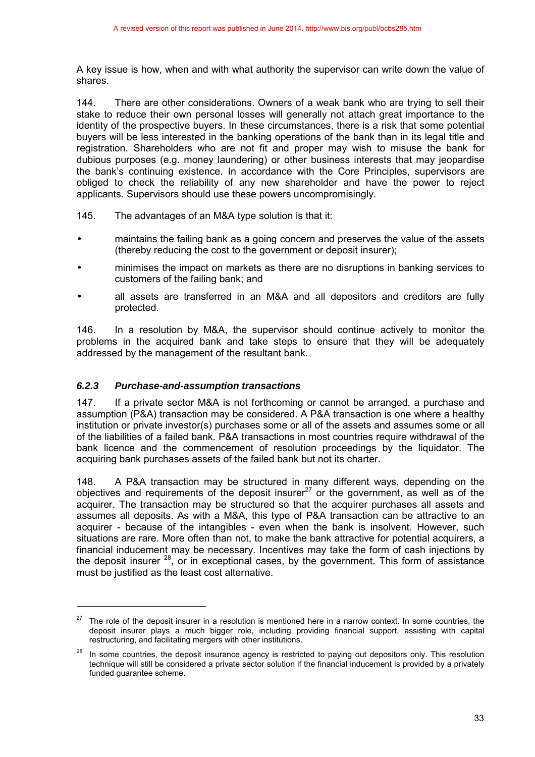A key issue is how, when and with what authority the supervisor can write down the value of shares.

144. There are other considerations. Owners of a weak bank who are trying to sell their stake to reduce their own personal losses will generally not attach great importance to the identity of the prospective buyers. In these circumstances, there is a risk that some potential buyers will be less interested in the banking operations of the bank than in its legal title and registration. Shareholders who are not fit and proper may wish to misuse the bank for dubious purposes (e.g. money laundering) or other business interests that may jeopardise the bank's continuing existence. In accordance with the Core Principles, supervisors are obliged to check the reliability of any new shareholder and have the power to reject applicants. Supervisors should use these powers uncompromisingly.

145. The advantages of an M&A type solution is that it:

- maintains the failing bank as a going concern and preserves the value of the assets (thereby reducing the cost to the government or deposit insurer);
- minimises the impact on markets as there are no disruptions in banking services to customers of the failing bank; and
- all assets are transferred in an M&A and all depositors and creditors are fully protected.

146. In a resolution by M&A, the supervisor should continue actively to monitor the problems in the acquired bank and take steps to ensure that they will be adequately addressed by the management of the resultant bank.

### *6.2.3 Purchase-and-assumption transactions*

147. If a private sector M&A is not forthcoming or cannot be arranged, a purchase and assumption (P&A) transaction may be considered. A P&A transaction is one where a healthy institution or private investor(s) purchases some or all of the assets and assumes some or all of the liabilities of a failed bank. P&A transactions in most countries require withdrawal of the bank licence and the commencement of resolution proceedings by the liquidator. The acquiring bank purchases assets of the failed bank but not its charter.

148. A P&A transaction may be structured in many different ways, depending on the objectives and requirements of the deposit insurer[27] or the government, as well as of the acquirer. The transaction may be structured so that the acquirer purchases all assets and assumes all deposits. As with a M&A, this type of P&A transaction can be attractive to an acquirer - because of the intangibles - even when the bank is insolvent. However, such situations are rare. More often than not, to make the bank attractive for potential acquirers, a financial inducement may be necessary. Incentives may take the form of cash injections by the deposit insurer [28], or in exceptional cases, by the government. This form of assistance must be justified as the least cost alternative.

---

[27] The role of the deposit insurer in a resolution is mentioned here in a narrow context. In some countries, the deposit insurer plays a much bigger role, including providing financial support, assisting with capital restructuring, and facilitating mergers with other institutions.

[28] In some countries, the deposit insurance agency is restricted to paying out depositors only. This resolution technique will still be considered a private sector solution if the financial inducement is provided by a privately funded guarantee scheme.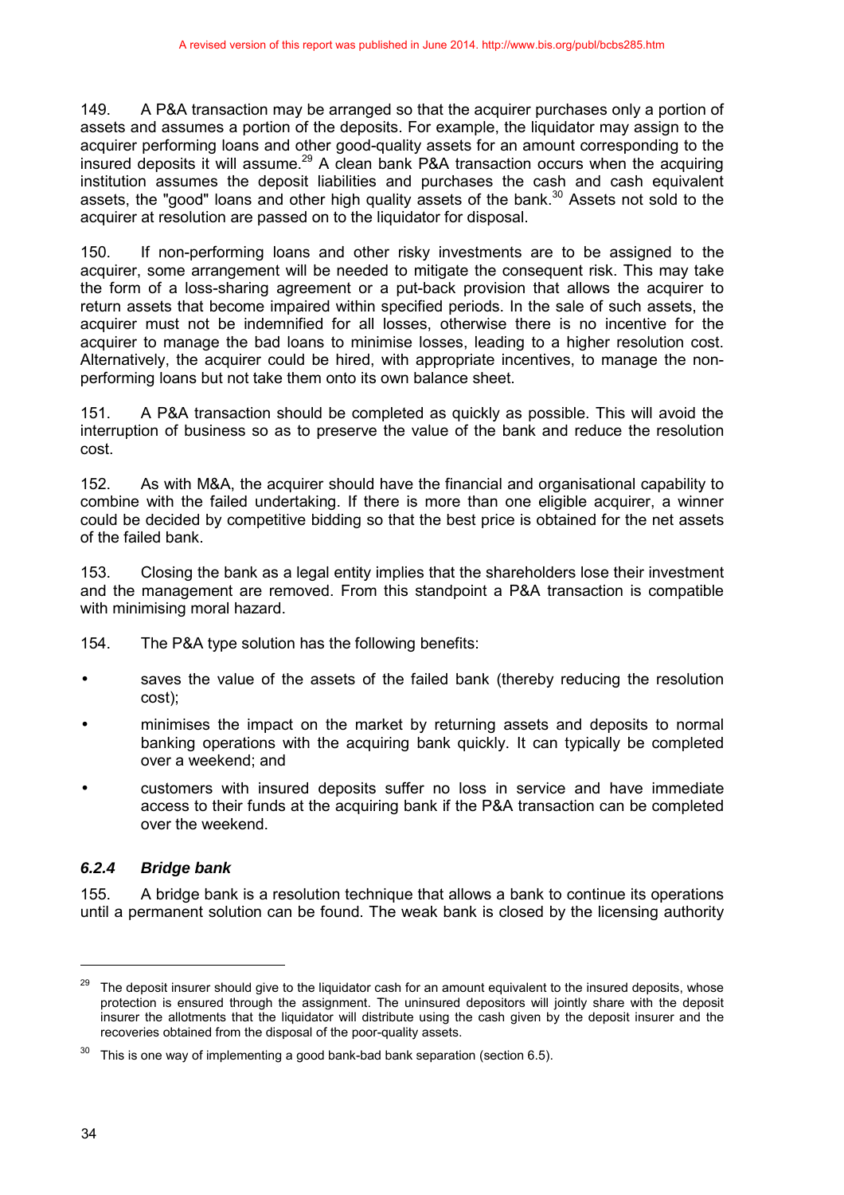149. A P&A transaction may be arranged so that the acquirer purchases only a portion of assets and assumes a portion of the deposits. For example, the liquidator may assign to the acquirer performing loans and other good-quality assets for an amount corresponding to the insured deposits it will assume.[29] A clean bank P&A transaction occurs when the acquiring institution assumes the deposit liabilities and purchases the cash and cash equivalent assets, the "good" loans and other high quality assets of the bank.[30] Assets not sold to the acquirer at resolution are passed on to the liquidator for disposal.

150. If non-performing loans and other risky investments are to be assigned to the acquirer, some arrangement will be needed to mitigate the consequent risk. This may take the form of a loss-sharing agreement or a put-back provision that allows the acquirer to return assets that become impaired within specified periods. In the sale of such assets, the acquirer must not be indemnified for all losses, otherwise there is no incentive for the acquirer to manage the bad loans to minimise losses, leading to a higher resolution cost. Alternatively, the acquirer could be hired, with appropriate incentives, to manage the non-performing loans but not take them onto its own balance sheet.

151. A P&A transaction should be completed as quickly as possible. This will avoid the interruption of business so as to preserve the value of the bank and reduce the resolution cost.

152. As with M&A, the acquirer should have the financial and organisational capability to combine with the failed undertaking. If there is more than one eligible acquirer, a winner could be decided by competitive bidding so that the best price is obtained for the net assets of the failed bank.

153. Closing the bank as a legal entity implies that the shareholders lose their investment and the management are removed. From this standpoint a P&A transaction is compatible with minimising moral hazard.

154. The P&A type solution has the following benefits:

- saves the value of the assets of the failed bank (thereby reducing the resolution cost);
- minimises the impact on the market by returning assets and deposits to normal banking operations with the acquiring bank quickly. It can typically be completed over a weekend; and
- customers with insured deposits suffer no loss in service and have immediate access to their funds at the acquiring bank if the P&A transaction can be completed over the weekend.

### *6.2.4 Bridge bank*

155. A bridge bank is a resolution technique that allows a bank to continue its operations until a permanent solution can be found. The weak bank is closed by the licensing authority

[29] The deposit insurer should give to the liquidator cash for an amount equivalent to the insured deposits, whose protection is ensured through the assignment. The uninsured depositors will jointly share with the deposit insurer the allotments that the liquidator will distribute using the cash given by the deposit insurer and the recoveries obtained from the disposal of the poor-quality assets.

[30] This is one way of implementing a good bank-bad bank separation (section 6.5).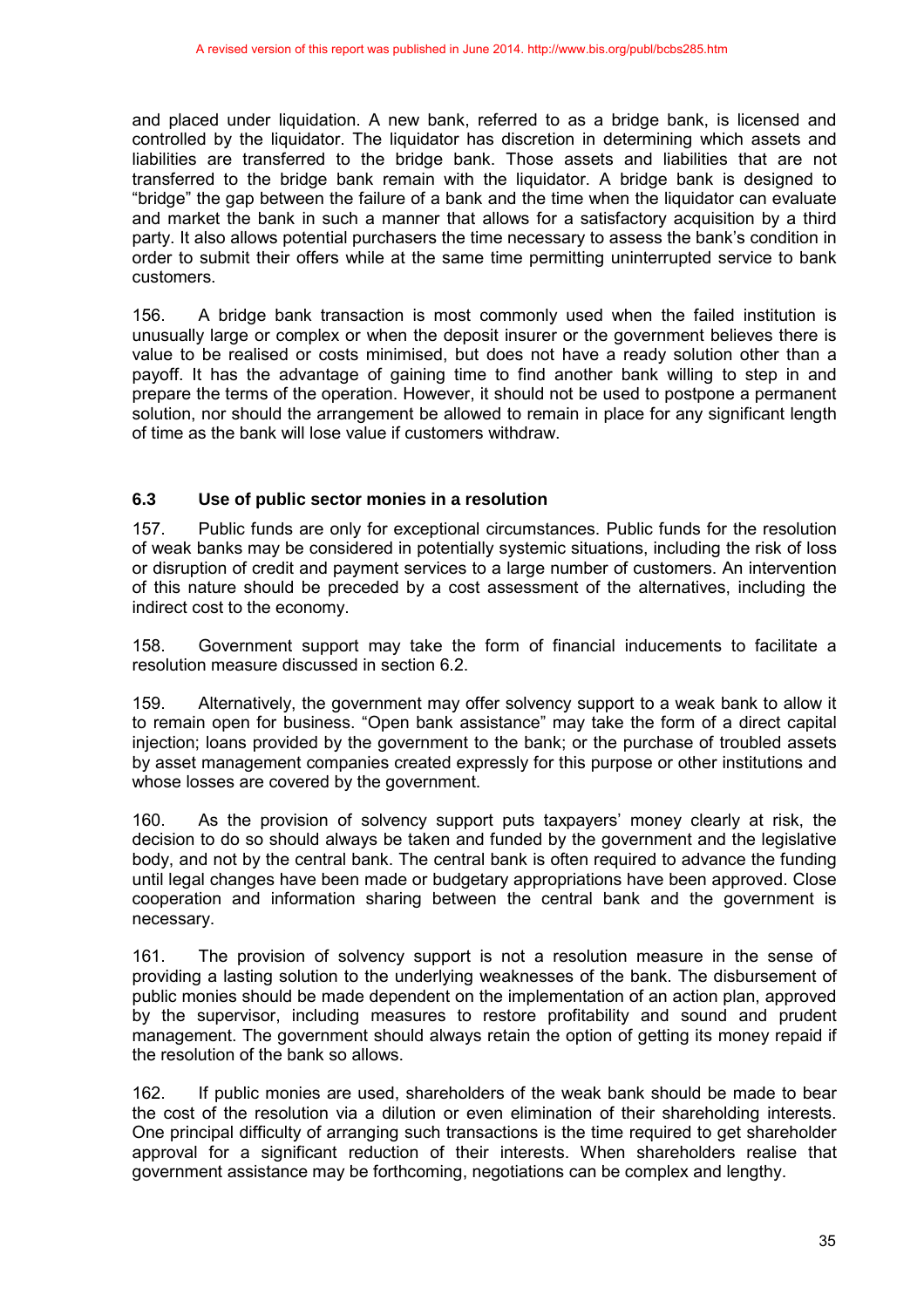and placed under liquidation. A new bank, referred to as a bridge bank, is licensed and controlled by the liquidator. The liquidator has discretion in determining which assets and liabilities are transferred to the bridge bank. Those assets and liabilities that are not transferred to the bridge bank remain with the liquidator. A bridge bank is designed to "bridge" the gap between the failure of a bank and the time when the liquidator can evaluate and market the bank in such a manner that allows for a satisfactory acquisition by a third party. It also allows potential purchasers the time necessary to assess the bank's condition in order to submit their offers while at the same time permitting uninterrupted service to bank customers.

156. A bridge bank transaction is most commonly used when the failed institution is unusually large or complex or when the deposit insurer or the government believes there is value to be realised or costs minimised, but does not have a ready solution other than a payoff. It has the advantage of gaining time to find another bank willing to step in and prepare the terms of the operation. However, it should not be used to postpone a permanent solution, nor should the arrangement be allowed to remain in place for any significant length of time as the bank will lose value if customers withdraw.

### 6.3 Use of public sector monies in a resolution

157. Public funds are only for exceptional circumstances. Public funds for the resolution of weak banks may be considered in potentially systemic situations, including the risk of loss or disruption of credit and payment services to a large number of customers. An intervention of this nature should be preceded by a cost assessment of the alternatives, including the indirect cost to the economy.

158. Government support may take the form of financial inducements to facilitate a resolution measure discussed in section 6.2.

159. Alternatively, the government may offer solvency support to a weak bank to allow it to remain open for business. "Open bank assistance" may take the form of a direct capital injection; loans provided by the government to the bank; or the purchase of troubled assets by asset management companies created expressly for this purpose or other institutions and whose losses are covered by the government.

160. As the provision of solvency support puts taxpayers' money clearly at risk, the decision to do so should always be taken and funded by the government and the legislative body, and not by the central bank. The central bank is often required to advance the funding until legal changes have been made or budgetary appropriations have been approved. Close cooperation and information sharing between the central bank and the government is necessary.

161. The provision of solvency support is not a resolution measure in the sense of providing a lasting solution to the underlying weaknesses of the bank. The disbursement of public monies should be made dependent on the implementation of an action plan, approved by the supervisor, including measures to restore profitability and sound and prudent management. The government should always retain the option of getting its money repaid if the resolution of the bank so allows.

162. If public monies are used, shareholders of the weak bank should be made to bear the cost of the resolution via a dilution or even elimination of their shareholding interests. One principal difficulty of arranging such transactions is the time required to get shareholder approval for a significant reduction of their interests. When shareholders realise that government assistance may be forthcoming, negotiations can be complex and lengthy.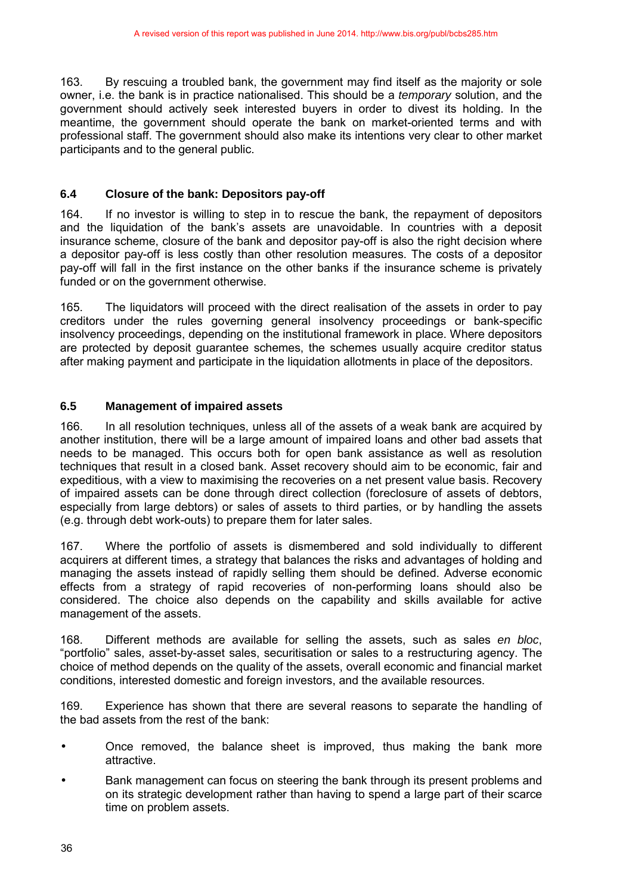163. By rescuing a troubled bank, the government may find itself as the majority or sole owner, i.e. the bank is in practice nationalised. This should be a *temporary* solution, and the government should actively seek interested buyers in order to divest its holding. In the meantime, the government should operate the bank on market-oriented terms and with professional staff. The government should also make its intentions very clear to other market participants and to the general public.

### 6.4 Closure of the bank: Depositors pay-off

164. If no investor is willing to step in to rescue the bank, the repayment of depositors and the liquidation of the bank's assets are unavoidable. In countries with a deposit insurance scheme, closure of the bank and depositor pay-off is also the right decision where a depositor pay-off is less costly than other resolution measures. The costs of a depositor pay-off will fall in the first instance on the other banks if the insurance scheme is privately funded or on the government otherwise.

165. The liquidators will proceed with the direct realisation of the assets in order to pay creditors under the rules governing general insolvency proceedings or bank-specific insolvency proceedings, depending on the institutional framework in place. Where depositors are protected by deposit guarantee schemes, the schemes usually acquire creditor status after making payment and participate in the liquidation allotments in place of the depositors.

### 6.5 Management of impaired assets

166. In all resolution techniques, unless all of the assets of a weak bank are acquired by another institution, there will be a large amount of impaired loans and other bad assets that needs to be managed. This occurs both for open bank assistance as well as resolution techniques that result in a closed bank. Asset recovery should aim to be economic, fair and expeditious, with a view to maximising the recoveries on a net present value basis. Recovery of impaired assets can be done through direct collection (foreclosure of assets of debtors, especially from large debtors) or sales of assets to third parties, or by handling the assets (e.g. through debt work-outs) to prepare them for later sales.

167. Where the portfolio of assets is dismembered and sold individually to different acquirers at different times, a strategy that balances the risks and advantages of holding and managing the assets instead of rapidly selling them should be defined. Adverse economic effects from a strategy of rapid recoveries of non-performing loans should also be considered. The choice also depends on the capability and skills available for active management of the assets.

168. Different methods are available for selling the assets, such as sales *en bloc*, "portfolio" sales, asset-by-asset sales, securitisation or sales to a restructuring agency. The choice of method depends on the quality of the assets, overall economic and financial market conditions, interested domestic and foreign investors, and the available resources.

169. Experience has shown that there are several reasons to separate the handling of the bad assets from the rest of the bank:

- Once removed, the balance sheet is improved, thus making the bank more attractive.
- Bank management can focus on steering the bank through its present problems and on its strategic development rather than having to spend a large part of their scarce time on problem assets.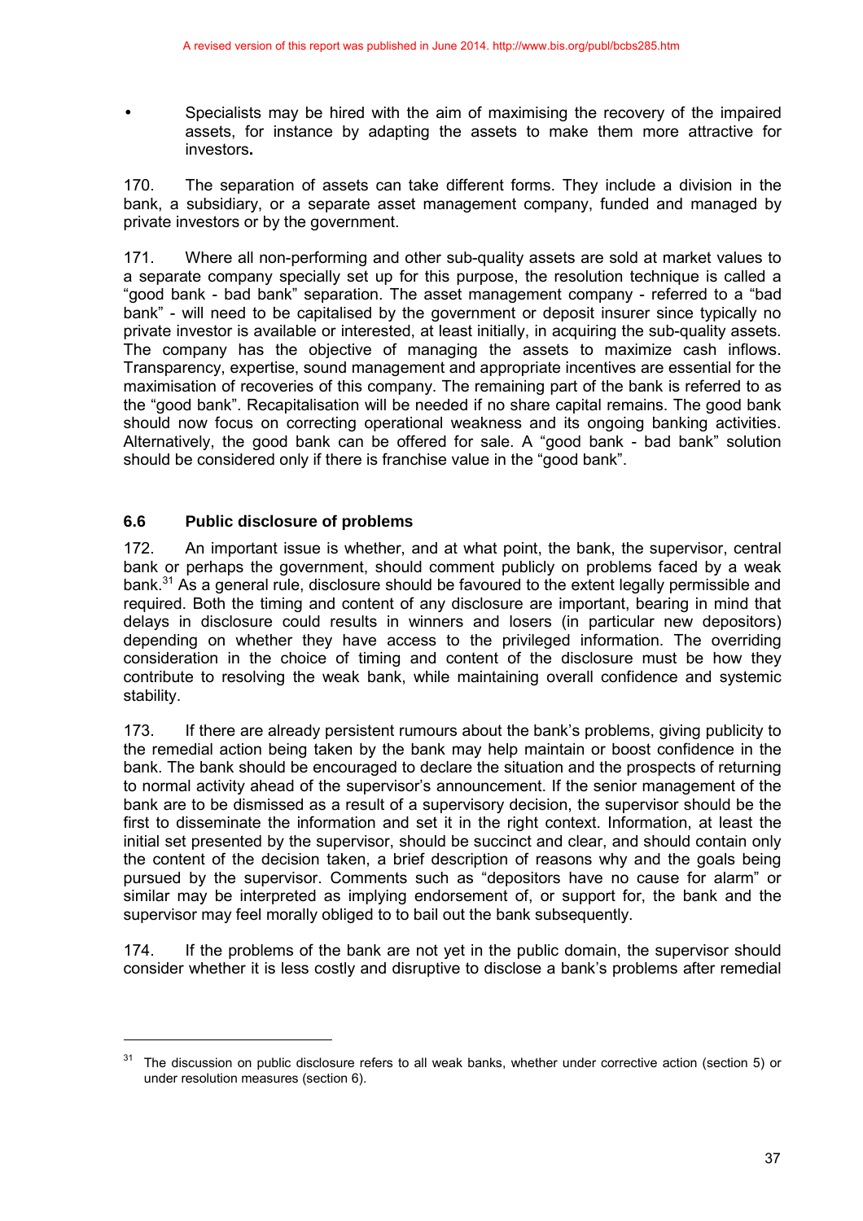- Specialists may be hired with the aim of maximising the recovery of the impaired assets, for instance by adapting the assets to make them more attractive for investors**.**

170. The separation of assets can take different forms. They include a division in the bank, a subsidiary, or a separate asset management company, funded and managed by private investors or by the government.

171. Where all non-performing and other sub-quality assets are sold at market values to a separate company specially set up for this purpose, the resolution technique is called a "good bank - bad bank" separation. The asset management company - referred to a "bad bank" - will need to be capitalised by the government or deposit insurer since typically no private investor is available or interested, at least initially, in acquiring the sub-quality assets. The company has the objective of managing the assets to maximize cash inflows. Transparency, expertise, sound management and appropriate incentives are essential for the maximisation of recoveries of this company. The remaining part of the bank is referred to as the "good bank". Recapitalisation will be needed if no share capital remains. The good bank should now focus on correcting operational weakness and its ongoing banking activities. Alternatively, the good bank can be offered for sale. A "good bank - bad bank" solution should be considered only if there is franchise value in the "good bank".

### 6.6 Public disclosure of problems

172. An important issue is whether, and at what point, the bank, the supervisor, central bank or perhaps the government, should comment publicly on problems faced by a weak bank.[31] As a general rule, disclosure should be favoured to the extent legally permissible and required. Both the timing and content of any disclosure are important, bearing in mind that delays in disclosure could results in winners and losers (in particular new depositors) depending on whether they have access to the privileged information. The overriding consideration in the choice of timing and content of the disclosure must be how they contribute to resolving the weak bank, while maintaining overall confidence and systemic stability.

173. If there are already persistent rumours about the bank's problems, giving publicity to the remedial action being taken by the bank may help maintain or boost confidence in the bank. The bank should be encouraged to declare the situation and the prospects of returning to normal activity ahead of the supervisor's announcement. If the senior management of the bank are to be dismissed as a result of a supervisory decision, the supervisor should be the first to disseminate the information and set it in the right context. Information, at least the initial set presented by the supervisor, should be succinct and clear, and should contain only the content of the decision taken, a brief description of reasons why and the goals being pursued by the supervisor. Comments such as "depositors have no cause for alarm" or similar may be interpreted as implying endorsement of, or support for, the bank and the supervisor may feel morally obliged to to bail out the bank subsequently.

174. If the problems of the bank are not yet in the public domain, the supervisor should consider whether it is less costly and disruptive to disclose a bank's problems after remedial

[31] The discussion on public disclosure refers to all weak banks, whether under corrective action (section 5) or under resolution measures (section 6).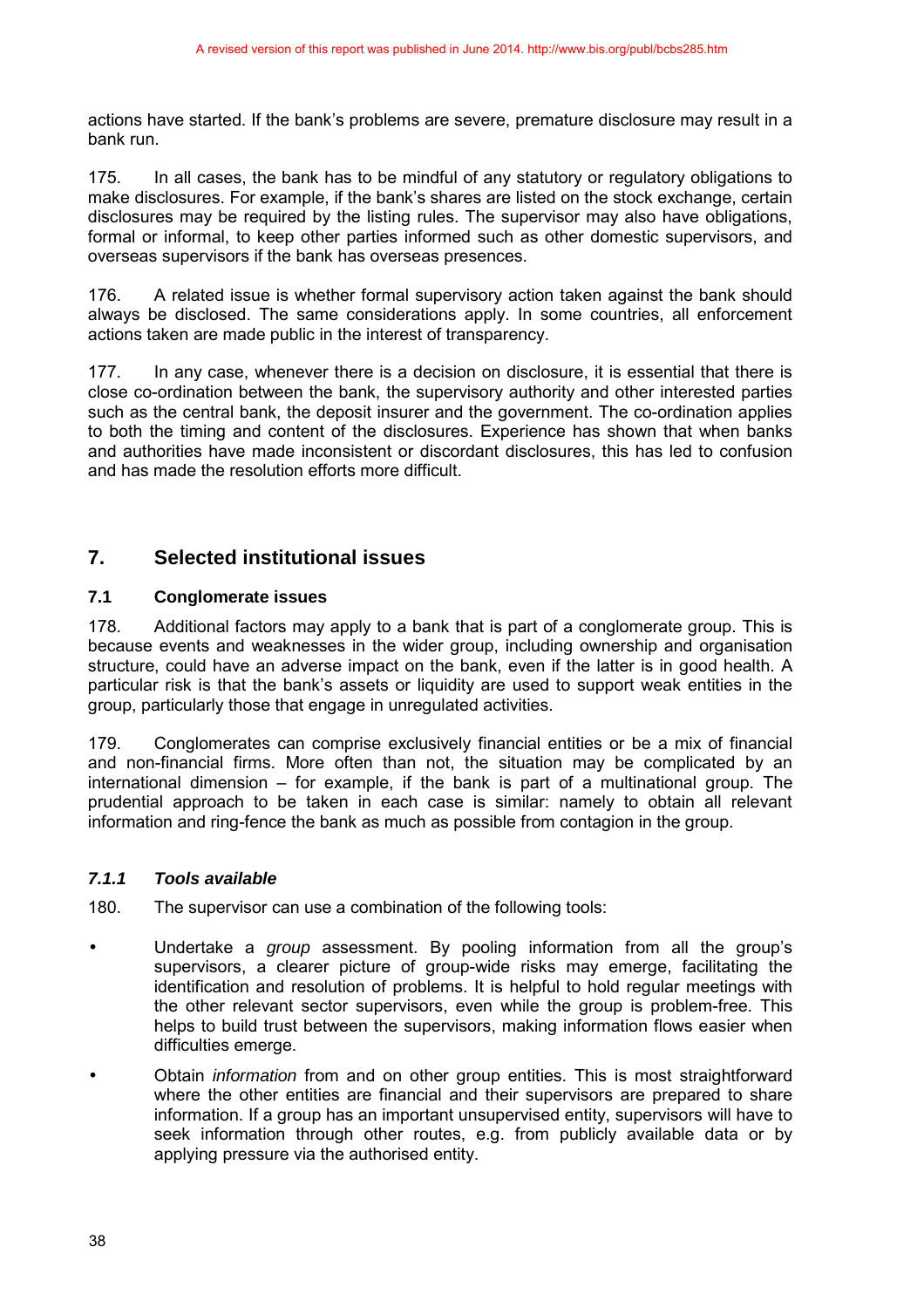actions have started. If the bank's problems are severe, premature disclosure may result in a bank run.

175. In all cases, the bank has to be mindful of any statutory or regulatory obligations to make disclosures. For example, if the bank's shares are listed on the stock exchange, certain disclosures may be required by the listing rules. The supervisor may also have obligations, formal or informal, to keep other parties informed such as other domestic supervisors, and overseas supervisors if the bank has overseas presences.

176. A related issue is whether formal supervisory action taken against the bank should always be disclosed. The same considerations apply. In some countries, all enforcement actions taken are made public in the interest of transparency.

177. In any case, whenever there is a decision on disclosure, it is essential that there is close co-ordination between the bank, the supervisory authority and other interested parties such as the central bank, the deposit insurer and the government. The co-ordination applies to both the timing and content of the disclosures. Experience has shown that when banks and authorities have made inconsistent or discordant disclosures, this has led to confusion and has made the resolution efforts more difficult.

## 7. Selected institutional issues

### 7.1 Conglomerate issues

178. Additional factors may apply to a bank that is part of a conglomerate group. This is because events and weaknesses in the wider group, including ownership and organisation structure, could have an adverse impact on the bank, even if the latter is in good health. A particular risk is that the bank's assets or liquidity are used to support weak entities in the group, particularly those that engage in unregulated activities.

179. Conglomerates can comprise exclusively financial entities or be a mix of financial and non-financial firms. More often than not, the situation may be complicated by an international dimension – for example, if the bank is part of a multinational group. The prudential approach to be taken in each case is similar: namely to obtain all relevant information and ring-fence the bank as much as possible from contagion in the group.

#### *7.1.1 Tools available*

180. The supervisor can use a combination of the following tools:

- Undertake a *group* assessment. By pooling information from all the group's supervisors, a clearer picture of group-wide risks may emerge, facilitating the identification and resolution of problems. It is helpful to hold regular meetings with the other relevant sector supervisors, even while the group is problem-free. This helps to build trust between the supervisors, making information flows easier when difficulties emerge.
- Obtain *information* from and on other group entities. This is most straightforward where the other entities are financial and their supervisors are prepared to share information. If a group has an important unsupervised entity, supervisors will have to seek information through other routes, e.g. from publicly available data or by applying pressure via the authorised entity.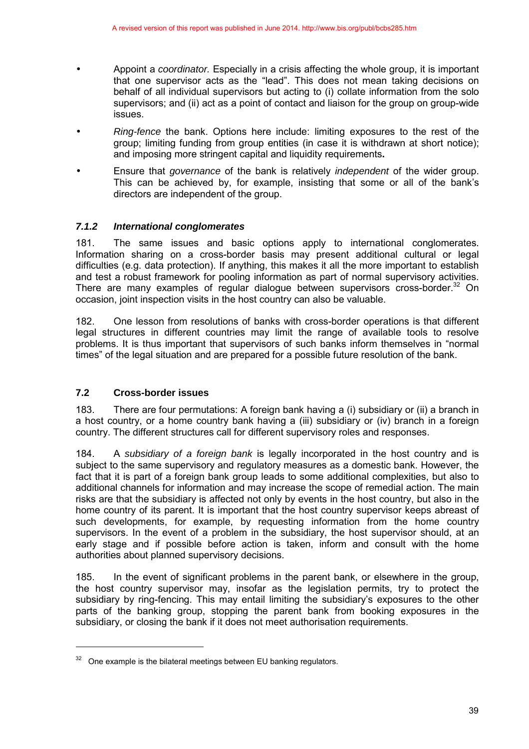- Appoint a *coordinator.* Especially in a crisis affecting the whole group, it is important that one supervisor acts as the "lead". This does not mean taking decisions on behalf of all individual supervisors but acting to (i) collate information from the solo supervisors; and (ii) act as a point of contact and liaison for the group on group-wide issues.
- *Ring-fence* the bank. Options here include: limiting exposures to the rest of the group; limiting funding from group entities (in case it is withdrawn at short notice); and imposing more stringent capital and liquidity requirements**.**
- Ensure that *governance* of the bank is relatively *independent* of the wider group. This can be achieved by, for example, insisting that some or all of the bank's directors are independent of the group.

### *7.1.2 International conglomerates*

181. The same issues and basic options apply to international conglomerates. Information sharing on a cross-border basis may present additional cultural or legal difficulties (e.g. data protection). If anything, this makes it all the more important to establish and test a robust framework for pooling information as part of normal supervisory activities. There are many examples of regular dialogue between supervisors cross-border.[32] On occasion, joint inspection visits in the host country can also be valuable.

182. One lesson from resolutions of banks with cross-border operations is that different legal structures in different countries may limit the range of available tools to resolve problems. It is thus important that supervisors of such banks inform themselves in "normal times" of the legal situation and are prepared for a possible future resolution of the bank.

## 7.2 Cross-border issues

183. There are four permutations: A foreign bank having a (i) subsidiary or (ii) a branch in a host country, or a home country bank having a (iii) subsidiary or (iv) branch in a foreign country. The different structures call for different supervisory roles and responses.

184. A *subsidiary of a foreign bank* is legally incorporated in the host country and is subject to the same supervisory and regulatory measures as a domestic bank. However, the fact that it is part of a foreign bank group leads to some additional complexities, but also to additional channels for information and may increase the scope of remedial action. The main risks are that the subsidiary is affected not only by events in the host country, but also in the home country of its parent. It is important that the host country supervisor keeps abreast of such developments, for example, by requesting information from the home country supervisors. In the event of a problem in the subsidiary, the host supervisor should, at an early stage and if possible before action is taken, inform and consult with the home authorities about planned supervisory decisions.

185. In the event of significant problems in the parent bank, or elsewhere in the group, the host country supervisor may, insofar as the legislation permits, try to protect the subsidiary by ring-fencing. This may entail limiting the subsidiary's exposures to the other parts of the banking group, stopping the parent bank from booking exposures in the subsidiary, or closing the bank if it does not meet authorisation requirements.

---

[32] One example is the bilateral meetings between EU banking regulators.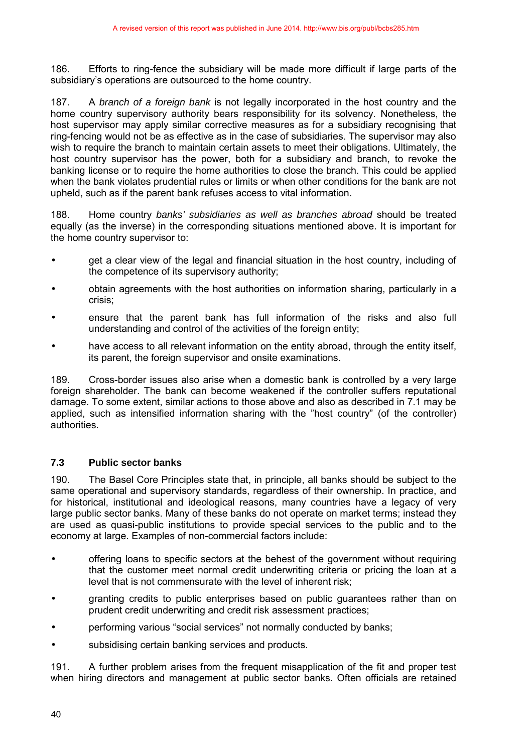186. Efforts to ring-fence the subsidiary will be made more difficult if large parts of the subsidiary's operations are outsourced to the home country.

187. A *branch of a foreign bank* is not legally incorporated in the host country and the home country supervisory authority bears responsibility for its solvency. Nonetheless, the host supervisor may apply similar corrective measures as for a subsidiary recognising that ring-fencing would not be as effective as in the case of subsidiaries. The supervisor may also wish to require the branch to maintain certain assets to meet their obligations. Ultimately, the host country supervisor has the power, both for a subsidiary and branch, to revoke the banking license or to require the home authorities to close the branch. This could be applied when the bank violates prudential rules or limits or when other conditions for the bank are not upheld, such as if the parent bank refuses access to vital information.

188. Home country *banks' subsidiaries as well as branches abroad* should be treated equally (as the inverse) in the corresponding situations mentioned above. It is important for the home country supervisor to:

- get a clear view of the legal and financial situation in the host country, including of the competence of its supervisory authority;
- obtain agreements with the host authorities on information sharing, particularly in a crisis;
- ensure that the parent bank has full information of the risks and also full understanding and control of the activities of the foreign entity;
- have access to all relevant information on the entity abroad, through the entity itself, its parent, the foreign supervisor and onsite examinations.

189. Cross-border issues also arise when a domestic bank is controlled by a very large foreign shareholder. The bank can become weakened if the controller suffers reputational damage. To some extent, similar actions to those above and also as described in 7.1 may be applied, such as intensified information sharing with the "host country" (of the controller) authorities.

### 7.3 Public sector banks

190. The Basel Core Principles state that, in principle, all banks should be subject to the same operational and supervisory standards, regardless of their ownership. In practice, and for historical, institutional and ideological reasons, many countries have a legacy of very large public sector banks. Many of these banks do not operate on market terms; instead they are used as quasi-public institutions to provide special services to the public and to the economy at large. Examples of non-commercial factors include:

- offering loans to specific sectors at the behest of the government without requiring that the customer meet normal credit underwriting criteria or pricing the loan at a level that is not commensurate with the level of inherent risk;
- granting credits to public enterprises based on public guarantees rather than on prudent credit underwriting and credit risk assessment practices;
- performing various "social services" not normally conducted by banks;
- subsidising certain banking services and products.

191. A further problem arises from the frequent misapplication of the fit and proper test when hiring directors and management at public sector banks. Often officials are retained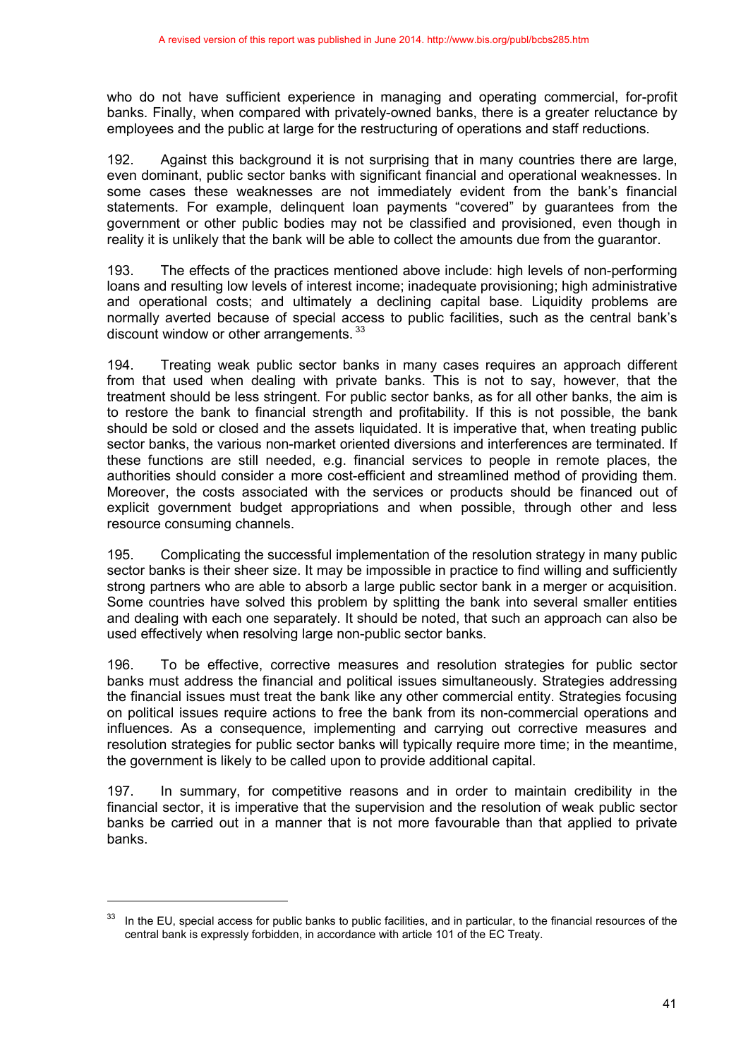who do not have sufficient experience in managing and operating commercial, for-profit banks. Finally, when compared with privately-owned banks, there is a greater reluctance by employees and the public at large for the restructuring of operations and staff reductions.

192. Against this background it is not surprising that in many countries there are large, even dominant, public sector banks with significant financial and operational weaknesses. In some cases these weaknesses are not immediately evident from the bank's financial statements. For example, delinquent loan payments "covered" by guarantees from the government or other public bodies may not be classified and provisioned, even though in reality it is unlikely that the bank will be able to collect the amounts due from the guarantor.

193. The effects of the practices mentioned above include: high levels of non-performing loans and resulting low levels of interest income; inadequate provisioning; high administrative and operational costs; and ultimately a declining capital base. Liquidity problems are normally averted because of special access to public facilities, such as the central bank's discount window or other arrangements.[33]

194. Treating weak public sector banks in many cases requires an approach different from that used when dealing with private banks. This is not to say, however, that the treatment should be less stringent. For public sector banks, as for all other banks, the aim is to restore the bank to financial strength and profitability. If this is not possible, the bank should be sold or closed and the assets liquidated. It is imperative that, when treating public sector banks, the various non-market oriented diversions and interferences are terminated. If these functions are still needed, e.g. financial services to people in remote places, the authorities should consider a more cost-efficient and streamlined method of providing them. Moreover, the costs associated with the services or products should be financed out of explicit government budget appropriations and when possible, through other and less resource consuming channels.

195. Complicating the successful implementation of the resolution strategy in many public sector banks is their sheer size. It may be impossible in practice to find willing and sufficiently strong partners who are able to absorb a large public sector bank in a merger or acquisition. Some countries have solved this problem by splitting the bank into several smaller entities and dealing with each one separately. It should be noted, that such an approach can also be used effectively when resolving large non-public sector banks.

196. To be effective, corrective measures and resolution strategies for public sector banks must address the financial and political issues simultaneously. Strategies addressing the financial issues must treat the bank like any other commercial entity. Strategies focusing on political issues require actions to free the bank from its non-commercial operations and influences. As a consequence, implementing and carrying out corrective measures and resolution strategies for public sector banks will typically require more time; in the meantime, the government is likely to be called upon to provide additional capital.

197. In summary, for competitive reasons and in order to maintain credibility in the financial sector, it is imperative that the supervision and the resolution of weak public sector banks be carried out in a manner that is not more favourable than that applied to private banks.

---

[33] In the EU, special access for public banks to public facilities, and in particular, to the financial resources of the central bank is expressly forbidden, in accordance with article 101 of the EC Treaty.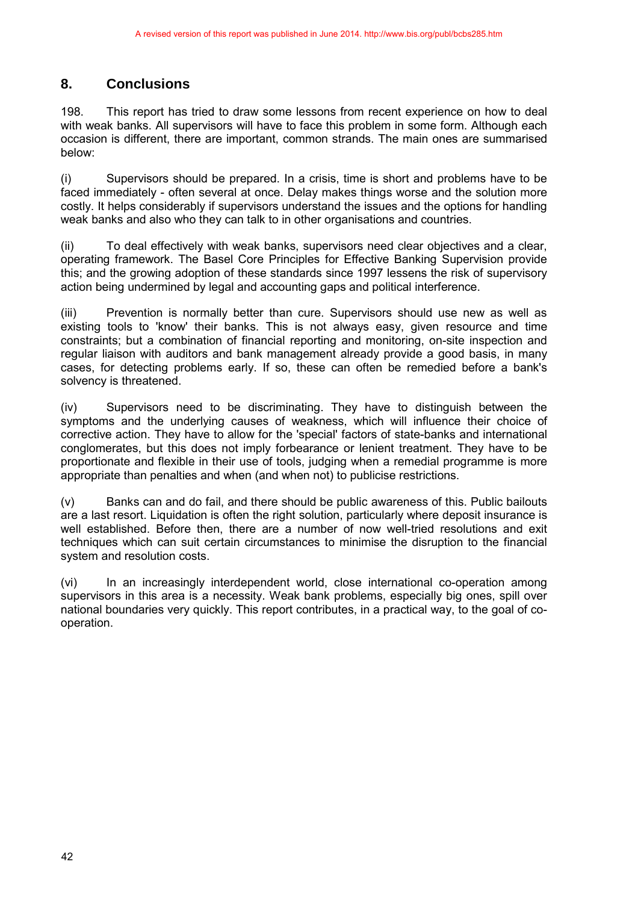## 8. Conclusions

198. This report has tried to draw some lessons from recent experience on how to deal with weak banks. All supervisors will have to face this problem in some form. Although each occasion is different, there are important, common strands. The main ones are summarised below:

(i) Supervisors should be prepared. In a crisis, time is short and problems have to be faced immediately - often several at once. Delay makes things worse and the solution more costly. It helps considerably if supervisors understand the issues and the options for handling weak banks and also who they can talk to in other organisations and countries.

(ii) To deal effectively with weak banks, supervisors need clear objectives and a clear, operating framework. The Basel Core Principles for Effective Banking Supervision provide this; and the growing adoption of these standards since 1997 lessens the risk of supervisory action being undermined by legal and accounting gaps and political interference.

(iii) Prevention is normally better than cure. Supervisors should use new as well as existing tools to 'know' their banks. This is not always easy, given resource and time constraints; but a combination of financial reporting and monitoring, on-site inspection and regular liaison with auditors and bank management already provide a good basis, in many cases, for detecting problems early. If so, these can often be remedied before a bank's solvency is threatened.

(iv) Supervisors need to be discriminating. They have to distinguish between the symptoms and the underlying causes of weakness, which will influence their choice of corrective action. They have to allow for the 'special' factors of state-banks and international conglomerates, but this does not imply forbearance or lenient treatment. They have to be proportionate and flexible in their use of tools, judging when a remedial programme is more appropriate than penalties and when (and when not) to publicise restrictions.

(v) Banks can and do fail, and there should be public awareness of this. Public bailouts are a last resort. Liquidation is often the right solution, particularly where deposit insurance is well established. Before then, there are a number of now well-tried resolutions and exit techniques which can suit certain circumstances to minimise the disruption to the financial system and resolution costs.

(vi) In an increasingly interdependent world, close international co-operation among supervisors in this area is a necessity. Weak bank problems, especially big ones, spill over national boundaries very quickly. This report contributes, in a practical way, to the goal of co-operation.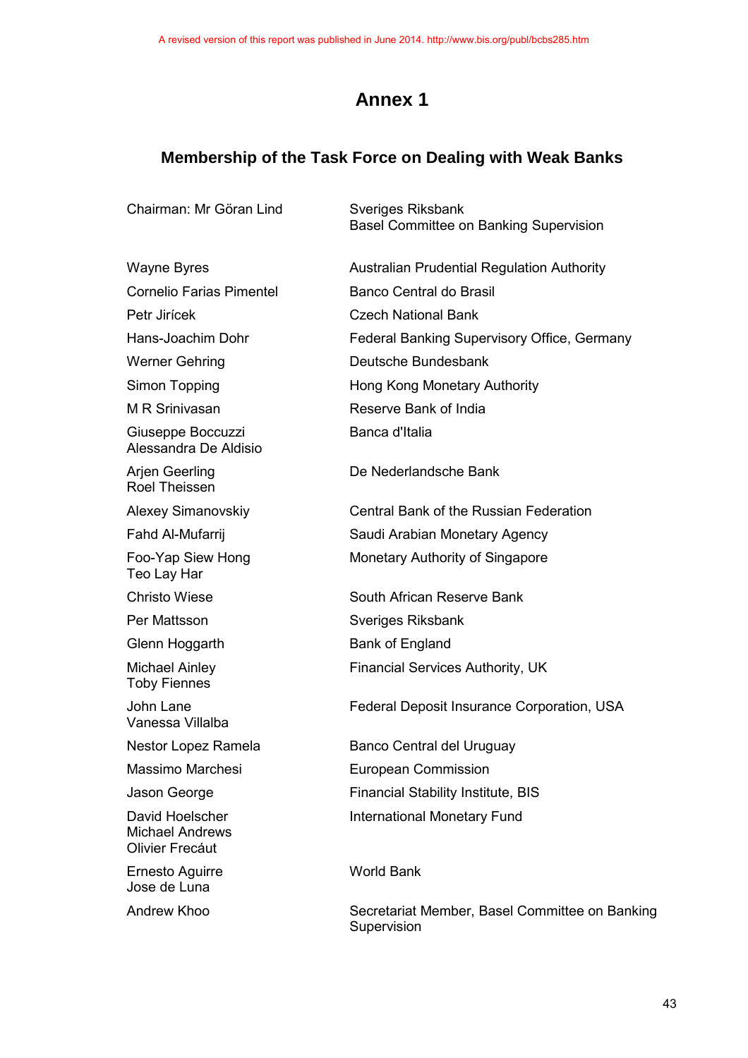A revised version of this report was published in June 2014. http://www.bis.org/publ/bcbs285.htm

# Annex 1

## Membership of the Task Force on Dealing with Weak Banks

| | |
|---|---|
| Chairman: Mr Göran Lind | Sveriges Riksbank<br>Basel Committee on Banking Supervision |
| Wayne Byres | Australian Prudential Regulation Authority |
| Cornelio Farias Pimentel | Banco Central do Brasil |
| Petr Jirícek | Czech National Bank |
| Hans-Joachim Dohr | Federal Banking Supervisory Office, Germany |
| Werner Gehring | Deutsche Bundesbank |
| Simon Topping | Hong Kong Monetary Authority |
| M R Srinivasan | Reserve Bank of India |
| Giuseppe Boccuzzi<br>Alessandra De Aldisio | Banca d'Italia |
| Arjen Geerling<br>Roel Theissen | De Nederlandsche Bank |
| Alexey Simanovskiy | Central Bank of the Russian Federation |
| Fahd Al-Mufarrij | Saudi Arabian Monetary Agency |
| Foo-Yap Siew Hong<br>Teo Lay Har | Monetary Authority of Singapore |
| Christo Wiese | South African Reserve Bank |
| Per Mattsson | Sveriges Riksbank |
| Glenn Hoggarth | Bank of England |
| Michael Ainley<br>Toby Fiennes | Financial Services Authority, UK |
| John Lane<br>Vanessa Villalba | Federal Deposit Insurance Corporation, USA |
| Nestor Lopez Ramela | Banco Central del Uruguay |
| Massimo Marchesi | European Commission |
| Jason George | Financial Stability Institute, BIS |
| David Hoelscher<br>Michael Andrews<br>Olivier Frecáut | International Monetary Fund |
| Ernesto Aguirre<br>Jose de Luna | World Bank |
| Andrew Khoo | Secretariat Member, Basel Committee on Banking Supervision |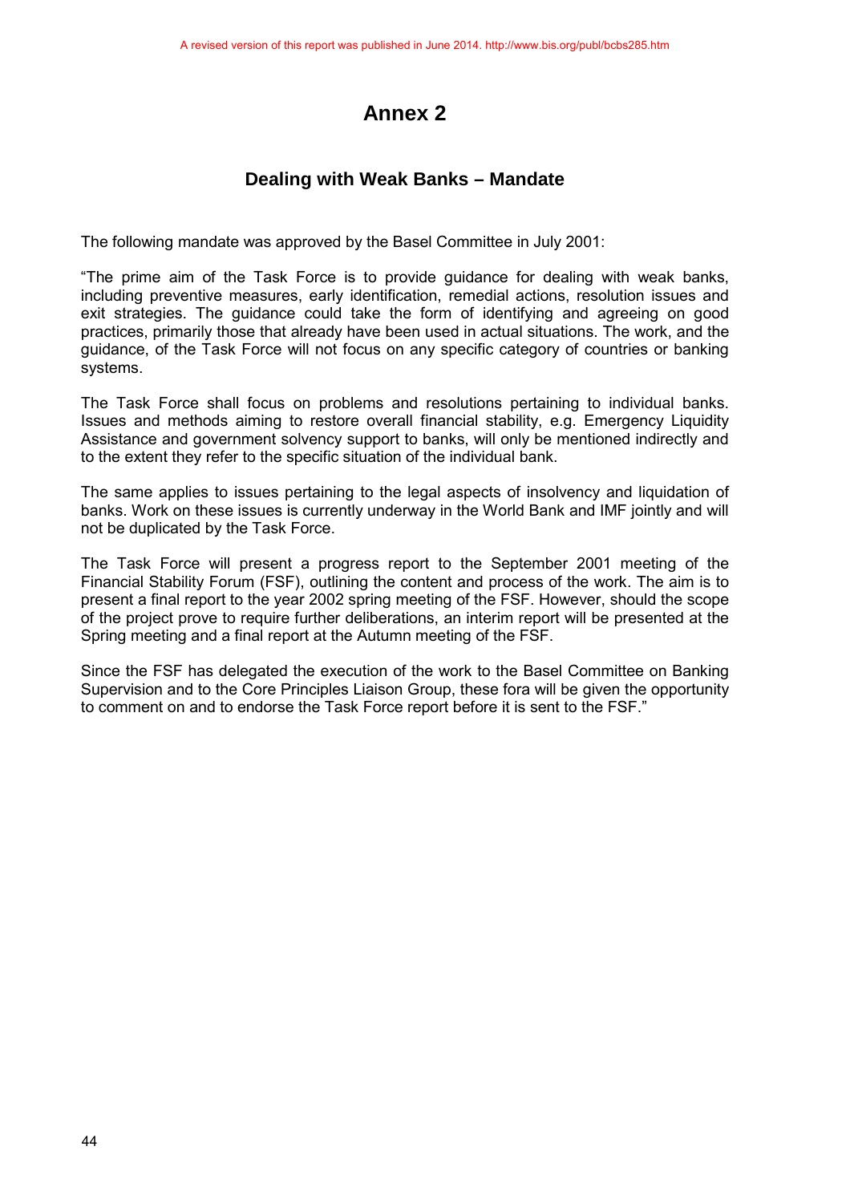A revised version of this report was published in June 2014. http://www.bis.org/publ/bcbs285.htm

# Annex 2

## Dealing with Weak Banks – Mandate

The following mandate was approved by the Basel Committee in July 2001:

"The prime aim of the Task Force is to provide guidance for dealing with weak banks, including preventive measures, early identification, remedial actions, resolution issues and exit strategies. The guidance could take the form of identifying and agreeing on good practices, primarily those that already have been used in actual situations. The work, and the guidance, of the Task Force will not focus on any specific category of countries or banking systems.

The Task Force shall focus on problems and resolutions pertaining to individual banks. Issues and methods aiming to restore overall financial stability, e.g. Emergency Liquidity Assistance and government solvency support to banks, will only be mentioned indirectly and to the extent they refer to the specific situation of the individual bank.

The same applies to issues pertaining to the legal aspects of insolvency and liquidation of banks. Work on these issues is currently underway in the World Bank and IMF jointly and will not be duplicated by the Task Force.

The Task Force will present a progress report to the September 2001 meeting of the Financial Stability Forum (FSF), outlining the content and process of the work. The aim is to present a final report to the year 2002 spring meeting of the FSF. However, should the scope of the project prove to require further deliberations, an interim report will be presented at the Spring meeting and a final report at the Autumn meeting of the FSF.

Since the FSF has delegated the execution of the work to the Basel Committee on Banking Supervision and to the Core Principles Liaison Group, these fora will be given the opportunity to comment on and to endorse the Task Force report before it is sent to the FSF."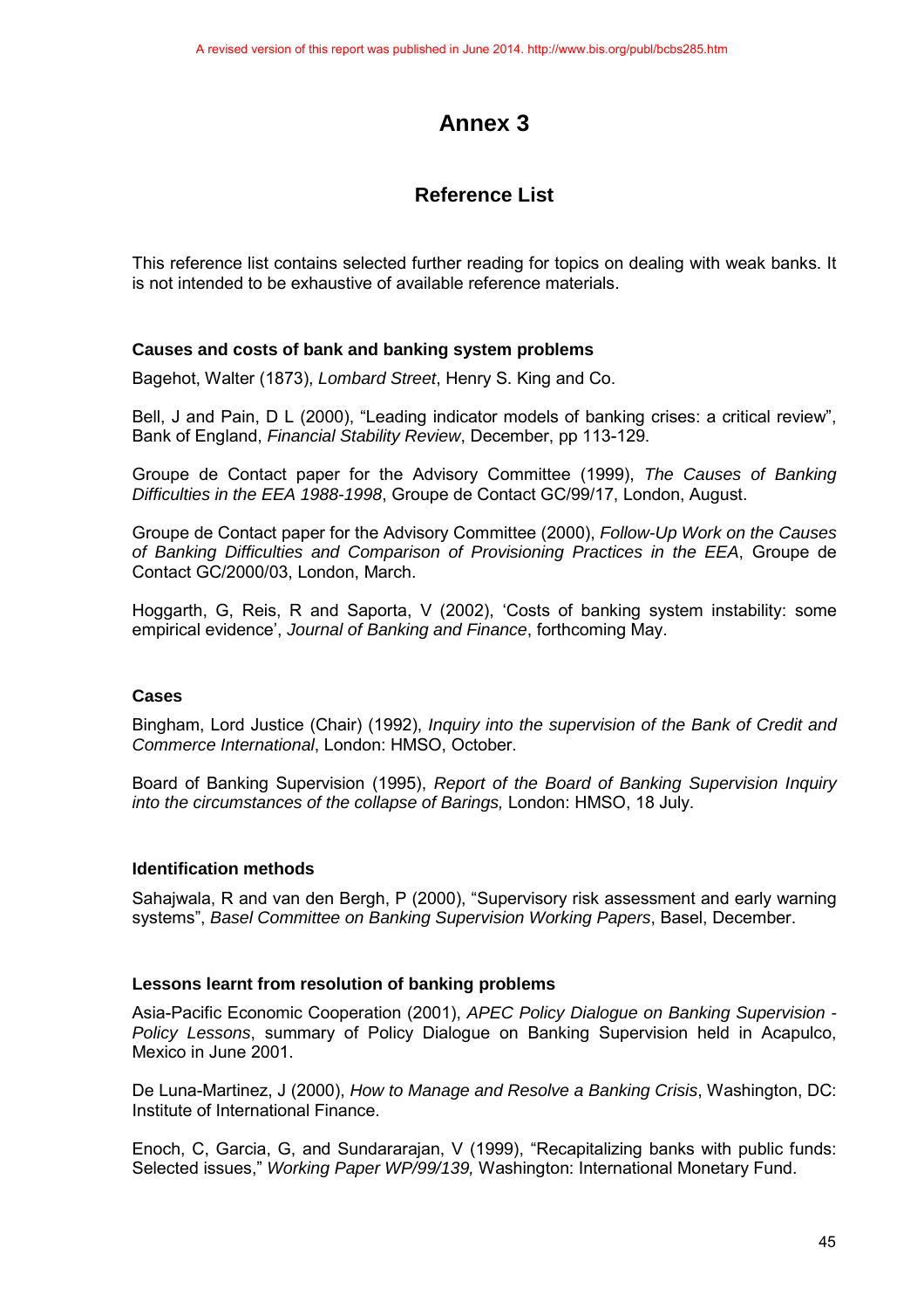A revised version of this report was published in June 2014. http://www.bis.org/publ/bcbs285.htm

# Annex 3

## Reference List

This reference list contains selected further reading for topics on dealing with weak banks. It is not intended to be exhaustive of available reference materials.

### Causes and costs of bank and banking system problems

Bagehot, Walter (1873), *Lombard Street*, Henry S. King and Co.

Bell, J and Pain, D L (2000), "Leading indicator models of banking crises: a critical review", Bank of England, *Financial Stability Review*, December, pp 113-129.

Groupe de Contact paper for the Advisory Committee (1999), *The Causes of Banking Difficulties in the EEA 1988-1998*, Groupe de Contact GC/99/17, London, August.

Groupe de Contact paper for the Advisory Committee (2000), *Follow-Up Work on the Causes of Banking Difficulties and Comparison of Provisioning Practices in the EEA*, Groupe de Contact GC/2000/03, London, March.

Hoggarth, G, Reis, R and Saporta, V (2002), 'Costs of banking system instability: some empirical evidence', *Journal of Banking and Finance*, forthcoming May.

### Cases

Bingham, Lord Justice (Chair) (1992), *Inquiry into the supervision of the Bank of Credit and Commerce International*, London: HMSO, October.

Board of Banking Supervision (1995), *Report of the Board of Banking Supervision Inquiry into the circumstances of the collapse of Barings,* London: HMSO, 18 July.

### Identification methods

Sahajwala, R and van den Bergh, P (2000), "Supervisory risk assessment and early warning systems", *Basel Committee on Banking Supervision Working Papers*, Basel, December.

### Lessons learnt from resolution of banking problems

Asia-Pacific Economic Cooperation (2001), *APEC Policy Dialogue on Banking Supervision - Policy Lessons*, summary of Policy Dialogue on Banking Supervision held in Acapulco, Mexico in June 2001.

De Luna-Martinez, J (2000), *How to Manage and Resolve a Banking Crisis*, Washington, DC: Institute of International Finance.

Enoch, C, Garcia, G, and Sundararajan, V (1999), "Recapitalizing banks with public funds: Selected issues," *Working Paper WP/99/139,* Washington: International Monetary Fund.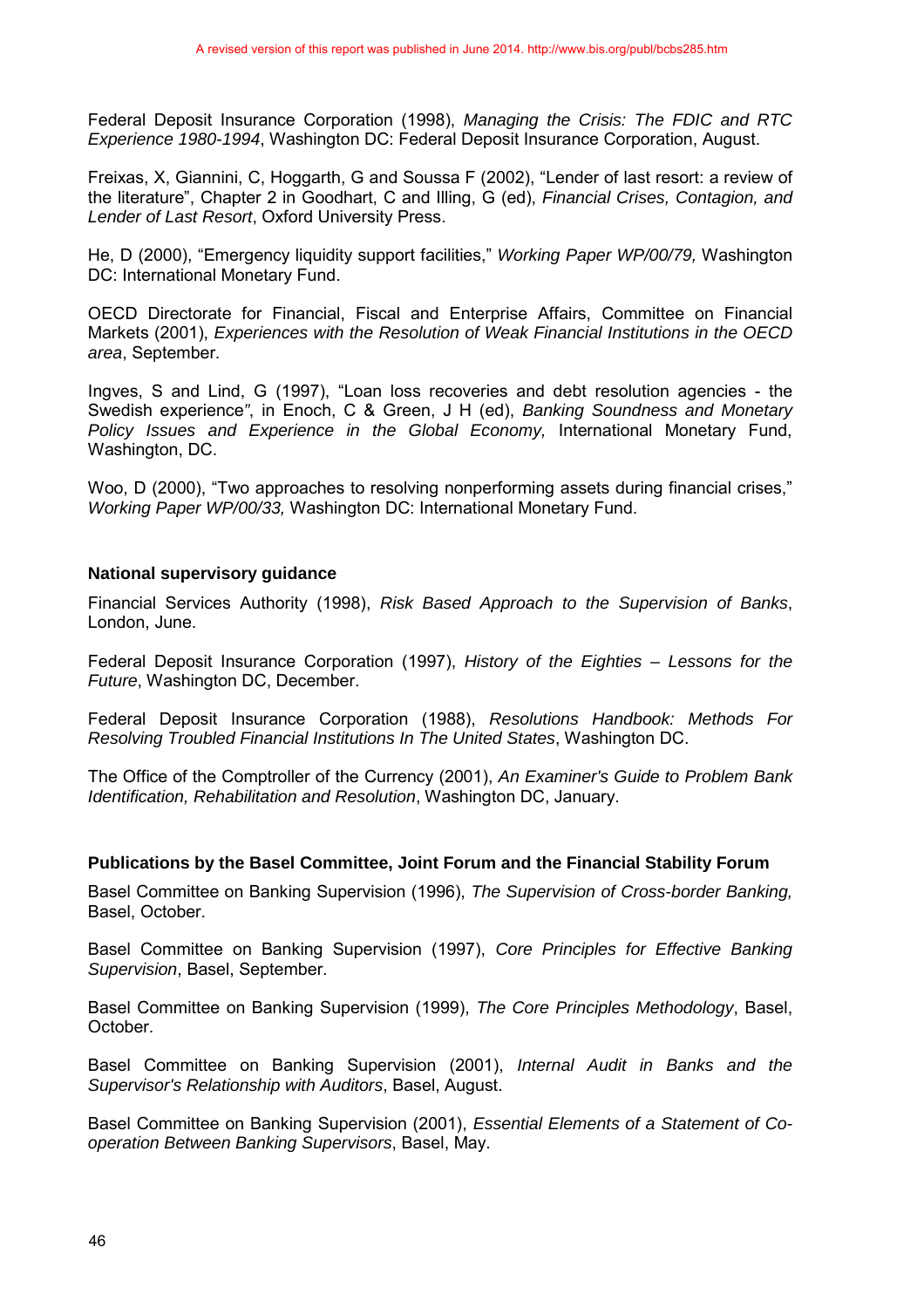Federal Deposit Insurance Corporation (1998), *Managing the Crisis: The FDIC and RTC Experience 1980-1994*, Washington DC: Federal Deposit Insurance Corporation, August.

Freixas, X, Giannini, C, Hoggarth, G and Soussa F (2002), "Lender of last resort: a review of the literature", Chapter 2 in Goodhart, C and Illing, G (ed), *Financial Crises, Contagion, and Lender of Last Resort*, Oxford University Press.

He, D (2000), "Emergency liquidity support facilities," *Working Paper WP/00/79,* Washington DC: International Monetary Fund.

OECD Directorate for Financial, Fiscal and Enterprise Affairs, Committee on Financial Markets (2001), *Experiences with the Resolution of Weak Financial Institutions in the OECD area*, September.

Ingves, S and Lind, G (1997), "Loan loss recoveries and debt resolution agencies - the Swedish experience", in Enoch, C & Green, J H (ed), *Banking Soundness and Monetary Policy Issues and Experience in the Global Economy,* International Monetary Fund, Washington, DC.

Woo, D (2000), "Two approaches to resolving nonperforming assets during financial crises," *Working Paper WP/00/33,* Washington DC: International Monetary Fund.

### National supervisory guidance

Financial Services Authority (1998), *Risk Based Approach to the Supervision of Banks*, London, June.

Federal Deposit Insurance Corporation (1997), *History of the Eighties – Lessons for the Future*, Washington DC, December.

Federal Deposit Insurance Corporation (1988), *Resolutions Handbook: Methods For Resolving Troubled Financial Institutions In The United States*, Washington DC.

The Office of the Comptroller of the Currency (2001), *An Examiner's Guide to Problem Bank Identification, Rehabilitation and Resolution*, Washington DC, January.

### Publications by the Basel Committee, Joint Forum and the Financial Stability Forum

Basel Committee on Banking Supervision (1996), *The Supervision of Cross-border Banking,* Basel, October.

Basel Committee on Banking Supervision (1997), *Core Principles for Effective Banking Supervision*, Basel, September.

Basel Committee on Banking Supervision (1999), *The Core Principles Methodology*, Basel, October.

Basel Committee on Banking Supervision (2001), *Internal Audit in Banks and the Supervisor's Relationship with Auditors*, Basel, August.

Basel Committee on Banking Supervision (2001), *Essential Elements of a Statement of Co-operation Between Banking Supervisors*, Basel, May.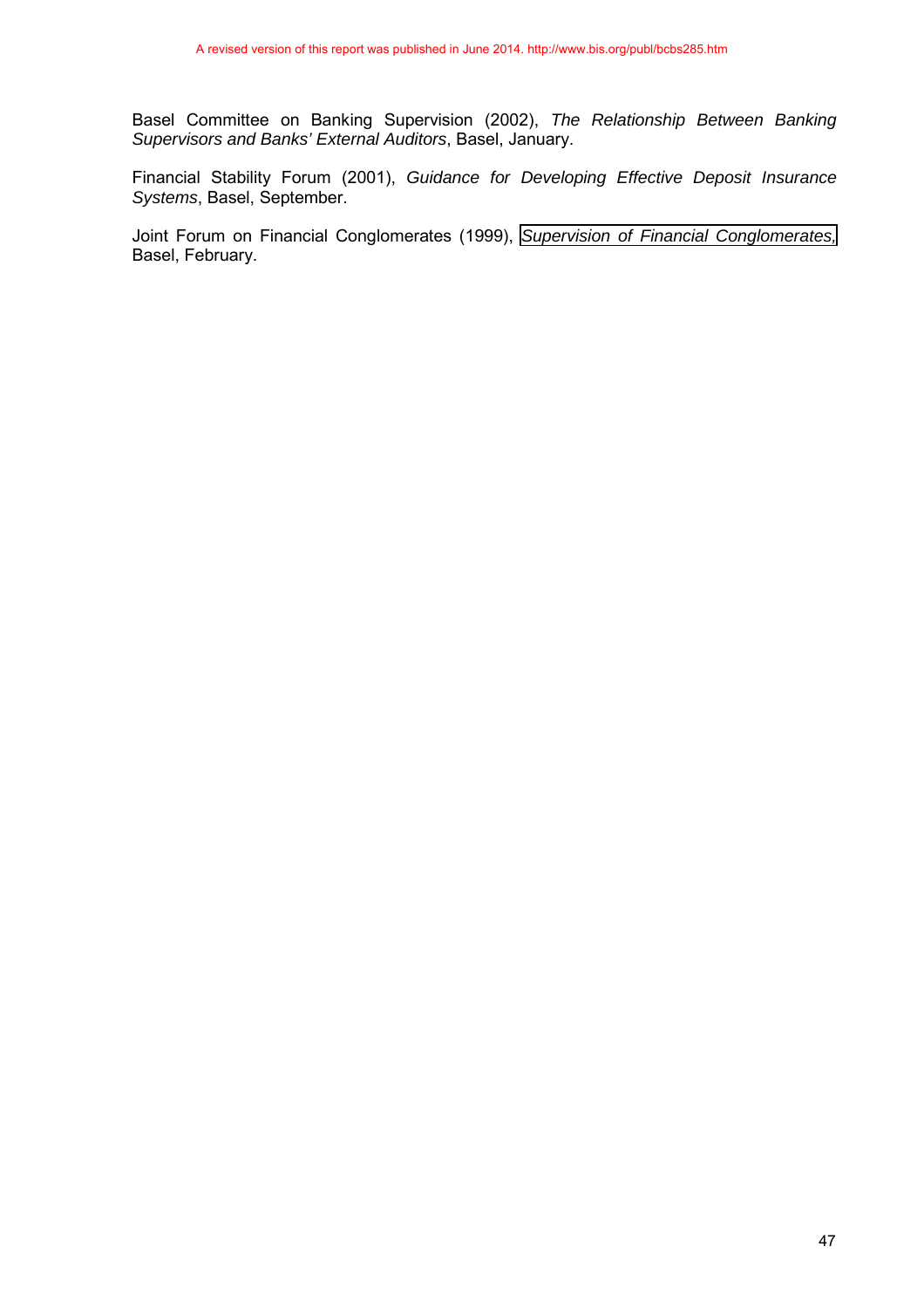Basel Committee on Banking Supervision (2002), *The Relationship Between Banking Supervisors and Banks' External Auditors*, Basel, January.

Financial Stability Forum (2001), *Guidance for Developing Effective Deposit Insurance Systems*, Basel, September.

Joint Forum on Financial Conglomerates (1999), *Supervision of Financial Conglomerates,* Basel, February.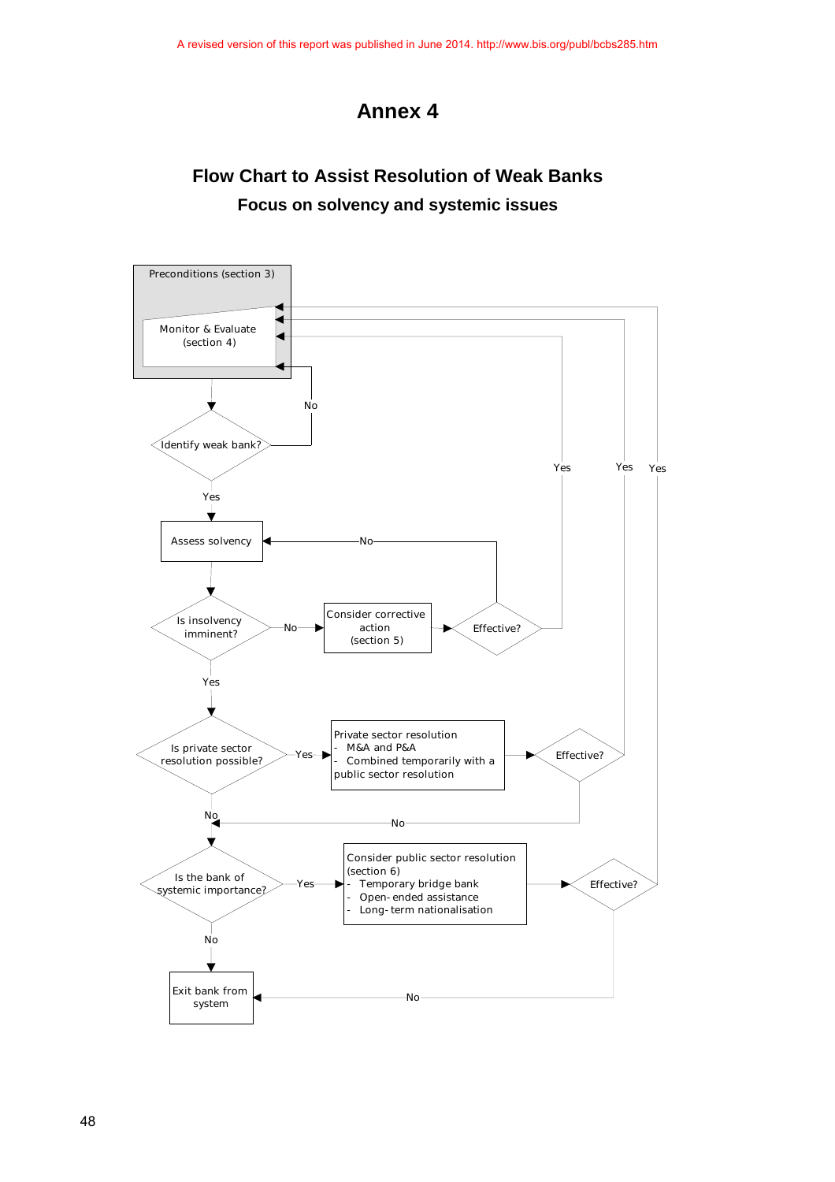# Annex 4

## Flow Chart to Assist Resolution of Weak Banks

### Focus on solvency and systemic issues

Preconditions (section 3)

Monitor & Evaluate (section 4)

Identify weak bank?
- No → Monitor & Evaluate (section 4)
- Yes → Assess solvency

Assess solvency

Is insolvency imminent?
- No → Consider corrective action (section 5)
- Yes → Is private sector resolution possible?

Consider corrective action (section 5)

Effective?
- Yes → Monitor & Evaluate (section 4)
- No → Assess solvency

Is private sector resolution possible?
- Yes → Private sector resolution
- No → Is the bank of systemic importance?

Private sector resolution
- M&A and P&A
- Combined temporarily with a public sector resolution

Effective?
- Yes → Monitor & Evaluate (section 4)
- No → Is the bank of systemic importance?

Is the bank of systemic importance?
- Yes → Consider public sector resolution (section 6)
- No → Exit bank from system

Consider public sector resolution (section 6)
- Temporary bridge bank
- Open- ended assistance
- Long- term nationalisation

Effective?
- Yes → Monitor & Evaluate (section 4)
- No → Exit bank from system

Exit bank from system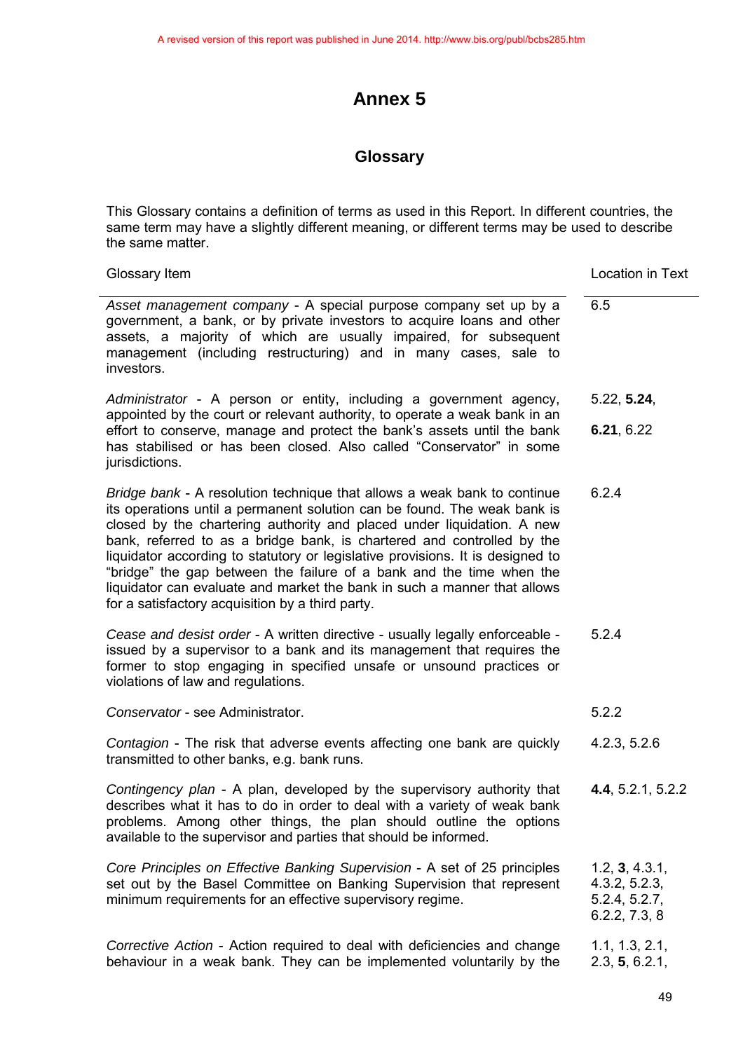A revised version of this report was published in June 2014. http://www.bis.org/publ/bcbs285.htm

# Annex 5

## Glossary

This Glossary contains a definition of terms as used in this Report. In different countries, the same term may have a slightly different meaning, or different terms may be used to describe the same matter.

| Glossary Item | Location in Text |
|---|---|
| *Asset management company* - A special purpose company set up by a government, a bank, or by private investors to acquire loans and other assets, a majority of which are usually impaired, for subsequent management (including restructuring) and in many cases, sale to investors. | 6.5 |
| *Administrator* - A person or entity, including a government agency, appointed by the court or relevant authority, to operate a weak bank in an effort to conserve, manage and protect the bank's assets until the bank has stabilised or has been closed. Also called "Conservator" in some jurisdictions. | 5.22, **5.24**, **6.21**, 6.22 |
| *Bridge bank* - A resolution technique that allows a weak bank to continue its operations until a permanent solution can be found. The weak bank is closed by the chartering authority and placed under liquidation. A new bank, referred to as a bridge bank, is chartered and controlled by the liquidator according to statutory or legislative provisions. It is designed to "bridge" the gap between the failure of a bank and the time when the liquidator can evaluate and market the bank in such a manner that allows for a satisfactory acquisition by a third party. | 6.2.4 |
| *Cease and desist order* - A written directive - usually legally enforceable - issued by a supervisor to a bank and its management that requires the former to stop engaging in specified unsafe or unsound practices or violations of law and regulations. | 5.2.4 |
| *Conservator* - see Administrator. | 5.2.2 |
| *Contagion* - The risk that adverse events affecting one bank are quickly transmitted to other banks, e.g. bank runs. | 4.2.3, 5.2.6 |
| *Contingency plan* - A plan, developed by the supervisory authority that describes what it has to do in order to deal with a variety of weak bank problems. Among other things, the plan should outline the options available to the supervisor and parties that should be informed. | **4.4**, 5.2.1, 5.2.2 |
| *Core Principles on Effective Banking Supervision* - A set of 25 principles set out by the Basel Committee on Banking Supervision that represent minimum requirements for an effective supervisory regime. | 1.2, **3**, 4.3.1, 4.3.2, 5.2.3, 5.2.4, 5.2.7, 6.2.2, 7.3, 8 |
| *Corrective Action* - Action required to deal with deficiencies and change behaviour in a weak bank. They can be implemented voluntarily by the | 1.1, 1.3, 2.1, 2.3, **5**, 6.2.1, |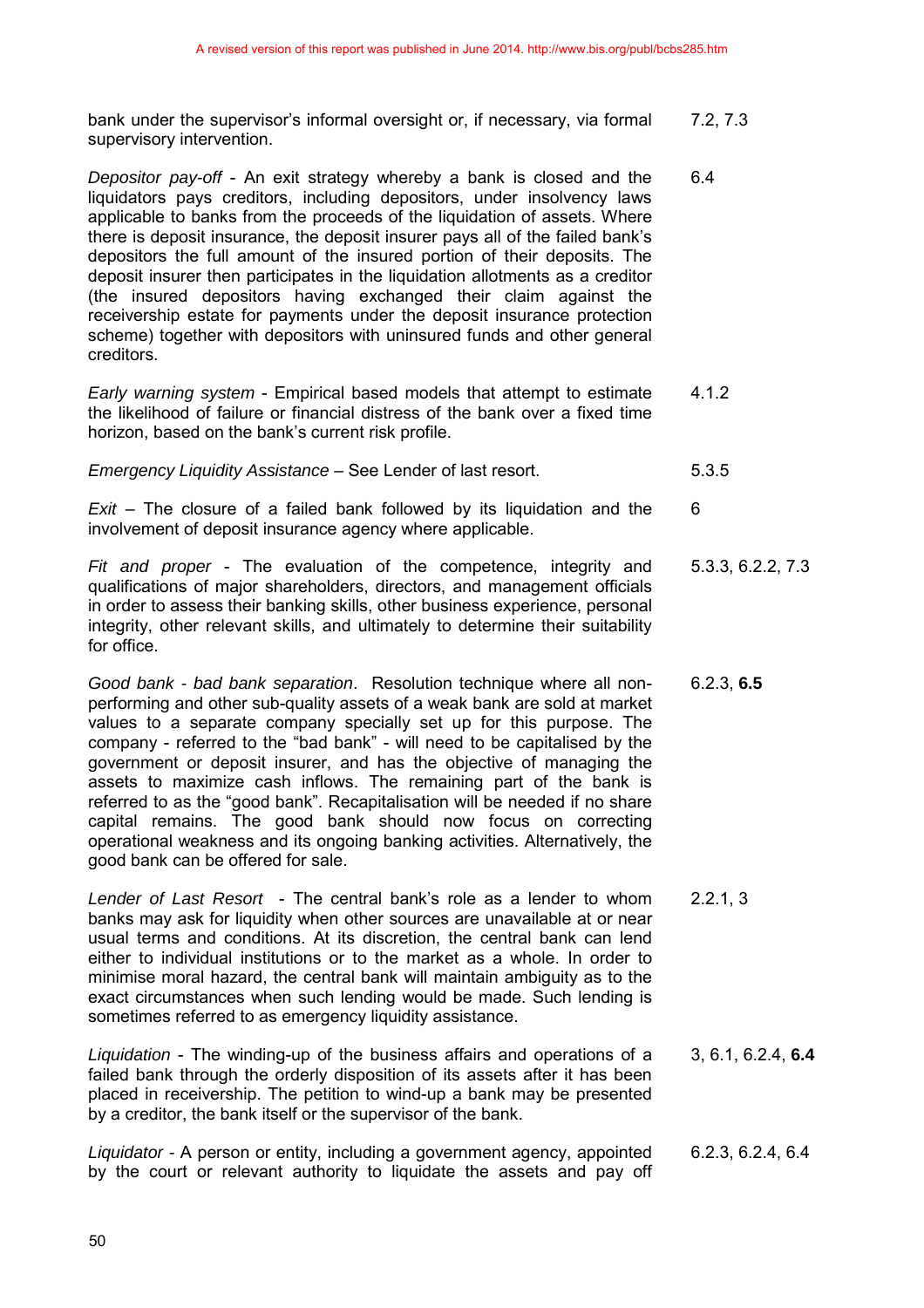A revised version of this report was published in June 2014. http://www.bis.org/publ/bcbs285.htm

| | |
|---|---|
| bank under the supervisor's informal oversight or, if necessary, via formal supervisory intervention. | 7.2, 7.3 |
| *Depositor pay-off* - An exit strategy whereby a bank is closed and the liquidators pays creditors, including depositors, under insolvency laws applicable to banks from the proceeds of the liquidation of assets. Where there is deposit insurance, the deposit insurer pays all of the failed bank's depositors the full amount of the insured portion of their deposits. The deposit insurer then participates in the liquidation allotments as a creditor (the insured depositors having exchanged their claim against the receivership estate for payments under the deposit insurance protection scheme) together with depositors with uninsured funds and other general creditors. | 6.4 |
| *Early warning system* - Empirical based models that attempt to estimate the likelihood of failure or financial distress of the bank over a fixed time horizon, based on the bank's current risk profile. | 4.1.2 |
| *Emergency Liquidity Assistance* – See Lender of last resort. | 5.3.5 |
| *Exit* – The closure of a failed bank followed by its liquidation and the involvement of deposit insurance agency where applicable. | 6 |
| *Fit and proper* - The evaluation of the competence, integrity and qualifications of major shareholders, directors, and management officials in order to assess their banking skills, other business experience, personal integrity, other relevant skills, and ultimately to determine their suitability for office. | 5.3.3, 6.2.2, 7.3 |
| *Good bank - bad bank separation*. Resolution technique where all non-performing and other sub-quality assets of a weak bank are sold at market values to a separate company specially set up for this purpose. The company - referred to the "bad bank" - will need to be capitalised by the government or deposit insurer, and has the objective of managing the assets to maximize cash inflows. The remaining part of the bank is referred to as the "good bank". Recapitalisation will be needed if no share capital remains. The good bank should now focus on correcting operational weakness and its ongoing banking activities. Alternatively, the good bank can be offered for sale. | 6.2.3, **6.5** |
| *Lender of Last Resort* - The central bank's role as a lender to whom banks may ask for liquidity when other sources are unavailable at or near usual terms and conditions. At its discretion, the central bank can lend either to individual institutions or to the market as a whole. In order to minimise moral hazard, the central bank will maintain ambiguity as to the exact circumstances when such lending would be made. Such lending is sometimes referred to as emergency liquidity assistance. | 2.2.1, 3 |
| *Liquidation* - The winding-up of the business affairs and operations of a failed bank through the orderly disposition of its assets after it has been placed in receivership. The petition to wind-up a bank may be presented by a creditor, the bank itself or the supervisor of the bank. | 3, 6.1, 6.2.4, **6.4** |
| *Liquidator* - A person or entity, including a government agency, appointed by the court or relevant authority to liquidate the assets and pay off | 6.2.3, 6.2.4, 6.4 |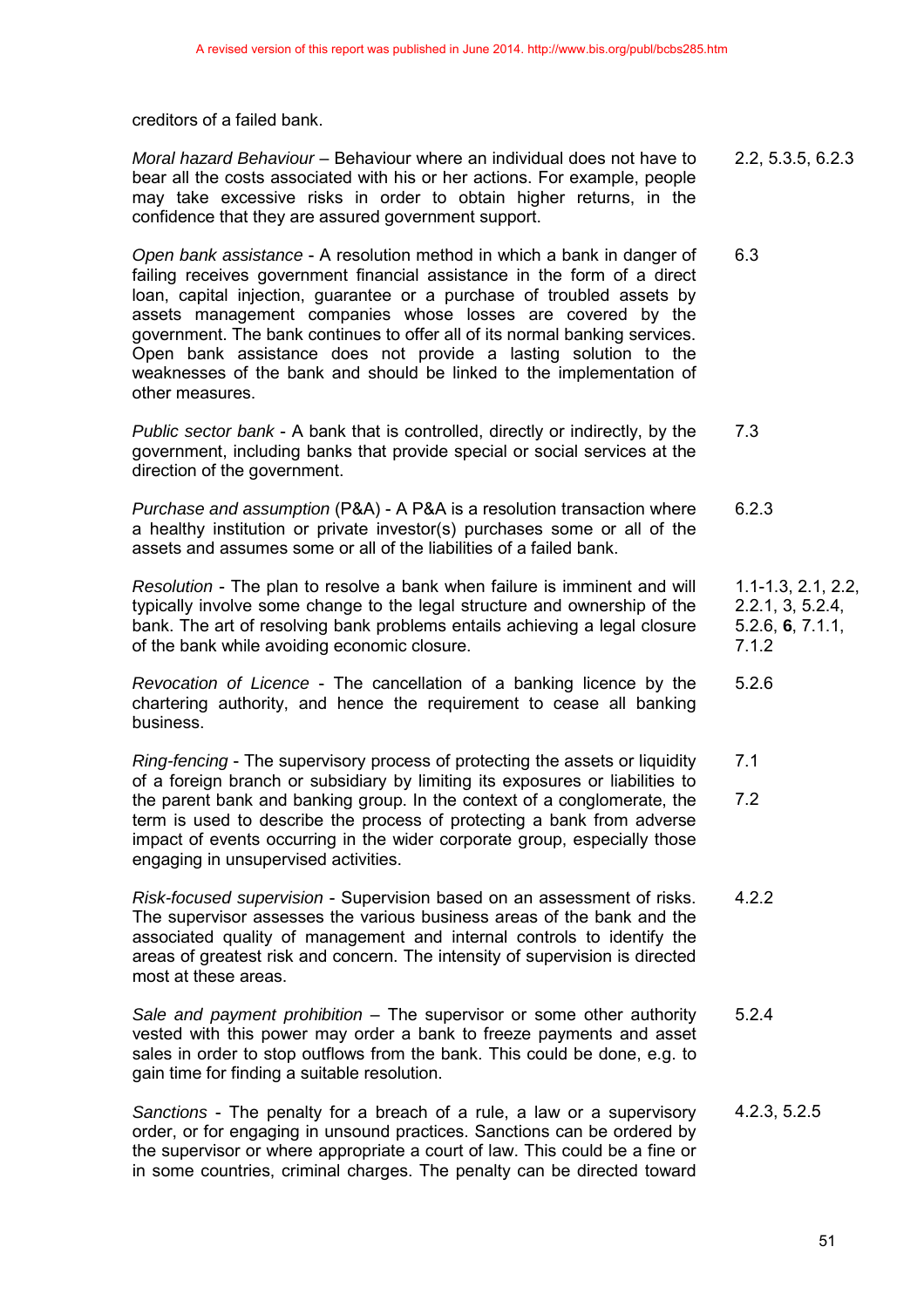A revised version of this report was published in June 2014. http://www.bis.org/publ/bcbs285.htm

creditors of a failed bank.

| | |
|---|---|
| *Moral hazard Behaviour* – Behaviour where an individual does not have to bear all the costs associated with his or her actions. For example, people may take excessive risks in order to obtain higher returns, in the confidence that they are assured government support. | 2.2, 5.3.5, 6.2.3 |
| *Open bank assistance* - A resolution method in which a bank in danger of failing receives government financial assistance in the form of a direct loan, capital injection, guarantee or a purchase of troubled assets by assets management companies whose losses are covered by the government. The bank continues to offer all of its normal banking services. Open bank assistance does not provide a lasting solution to the weaknesses of the bank and should be linked to the implementation of other measures. | 6.3 |
| *Public sector bank* - A bank that is controlled, directly or indirectly, by the government, including banks that provide special or social services at the direction of the government. | 7.3 |
| *Purchase and assumption* (P&A) - A P&A is a resolution transaction where a healthy institution or private investor(s) purchases some or all of the assets and assumes some or all of the liabilities of a failed bank. | 6.2.3 |
| *Resolution* - The plan to resolve a bank when failure is imminent and will typically involve some change to the legal structure and ownership of the bank. The art of resolving bank problems entails achieving a legal closure of the bank while avoiding economic closure. | 1.1-1.3, 2.1, 2.2, 2.2.1, 3, 5.2.4, 5.2.6, **6**, 7.1.1, 7.1.2 |
| *Revocation of Licence* - The cancellation of a banking licence by the chartering authority, and hence the requirement to cease all banking business. | 5.2.6 |
| *Ring-fencing* - The supervisory process of protecting the assets or liquidity of a foreign branch or subsidiary by limiting its exposures or liabilities to the parent bank and banking group. In the context of a conglomerate, the term is used to describe the process of protecting a bank from adverse impact of events occurring in the wider corporate group, especially those engaging in unsupervised activities. | 7.1<br>7.2 |
| *Risk-focused supervision* - Supervision based on an assessment of risks. The supervisor assesses the various business areas of the bank and the associated quality of management and internal controls to identify the areas of greatest risk and concern. The intensity of supervision is directed most at these areas. | 4.2.2 |
| *Sale and payment prohibition* – The supervisor or some other authority vested with this power may order a bank to freeze payments and asset sales in order to stop outflows from the bank. This could be done, e.g. to gain time for finding a suitable resolution. | 5.2.4 |
| *Sanctions* - The penalty for a breach of a rule, a law or a supervisory order, or for engaging in unsound practices. Sanctions can be ordered by the supervisor or where appropriate a court of law. This could be a fine or in some countries, criminal charges. The penalty can be directed toward | 4.2.3, 5.2.5 |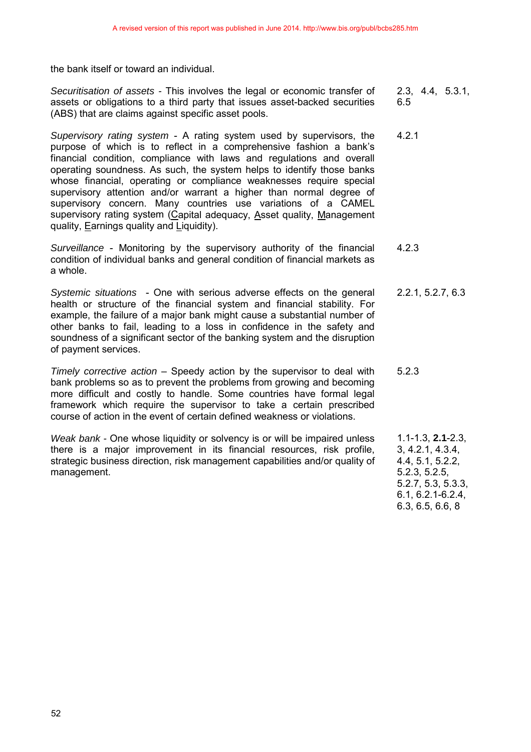the bank itself or toward an individual.

| | |
|---|---|
| *Securitisation of assets* - This involves the legal or economic transfer of assets or obligations to a third party that issues asset-backed securities (ABS) that are claims against specific asset pools. | 2.3, 4.4, 5.3.1, 6.5 |
| *Supervisory rating system* - A rating system used by supervisors, the purpose of which is to reflect in a comprehensive fashion a bank's financial condition, compliance with laws and regulations and overall operating soundness. As such, the system helps to identify those banks whose financial, operating or compliance weaknesses require special supervisory attention and/or warrant a higher than normal degree of supervisory concern. Many countries use variations of a CAMEL supervisory rating system (Capital adequacy, Asset quality, Management quality, Earnings quality and Liquidity). | 4.2.1 |
| *Surveillance* - Monitoring by the supervisory authority of the financial condition of individual banks and general condition of financial markets as a whole. | 4.2.3 |
| *Systemic situations* - One with serious adverse effects on the general health or structure of the financial system and financial stability. For example, the failure of a major bank might cause a substantial number of other banks to fail, leading to a loss in confidence in the safety and soundness of a significant sector of the banking system and the disruption of payment services. | 2.2.1, 5.2.7, 6.3 |
| *Timely corrective action* – Speedy action by the supervisor to deal with bank problems so as to prevent the problems from growing and becoming more difficult and costly to handle. Some countries have formal legal framework which require the supervisor to take a certain prescribed course of action in the event of certain defined weakness or violations. | 5.2.3 |
| *Weak bank* - One whose liquidity or solvency is or will be impaired unless there is a major improvement in its financial resources, risk profile, strategic business direction, risk management capabilities and/or quality of management. | 1.1-1.3, **2.1**-2.3, 3, 4.2.1, 4.3.4, 4.4, 5.1, 5.2.2, 5.2.3, 5.2.5, 5.2.7, 5.3, 5.3.3, 6.1, 6.2.1-6.2.4, 6.3, 6.5, 6.6, 8 |